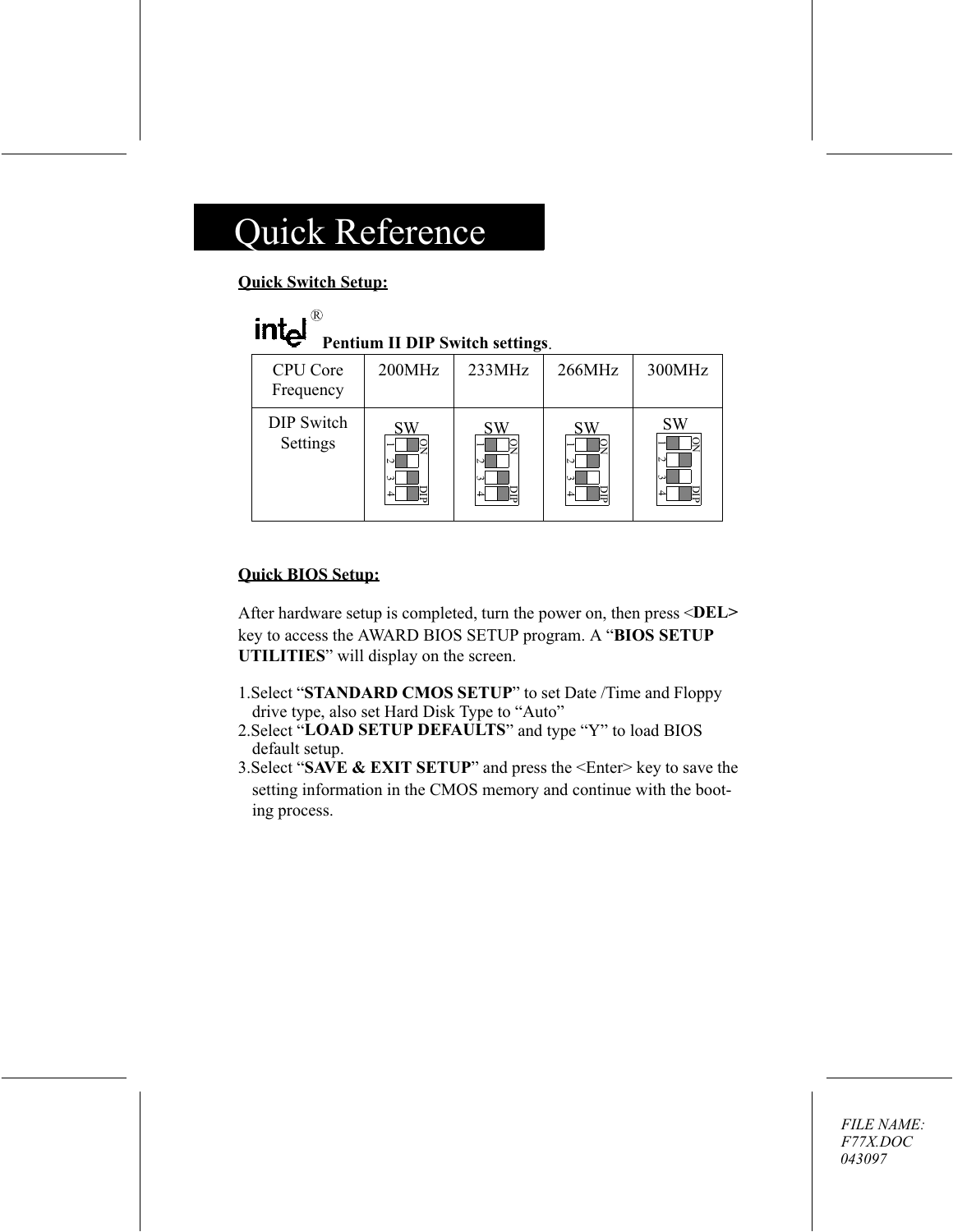# Quick Reference

**Quick Switch Setup:**

intel® **Pentium II DIP Switch settings**.

| CPU Core Frequency | 200MHz | 233MHz | 266MHz | 300MHz |
|---|---|---|---|---|
| DIP Switch Settings | SW | SW | SW | SW |

**Quick BIOS Setup:**

After hardware setup is completed, turn the power on, then press <**DEL>** key to access the AWARD BIOS SETUP program. A "**BIOS SETUP UTILITIES**" will display on the screen.

1. Select "**STANDARD CMOS SETUP**" to set Date /Time and Floppy drive type, also set Hard Disk Type to "Auto"
2. Select "**LOAD SETUP DEFAULTS**" and type "Y" to load BIOS default setup.
3. Select "**SAVE & EXIT SETUP**" and press the <Enter> key to save the setting information in the CMOS memory and continue with the booting process.

*FILE NAME:*
*F77X.DOC*
*043097*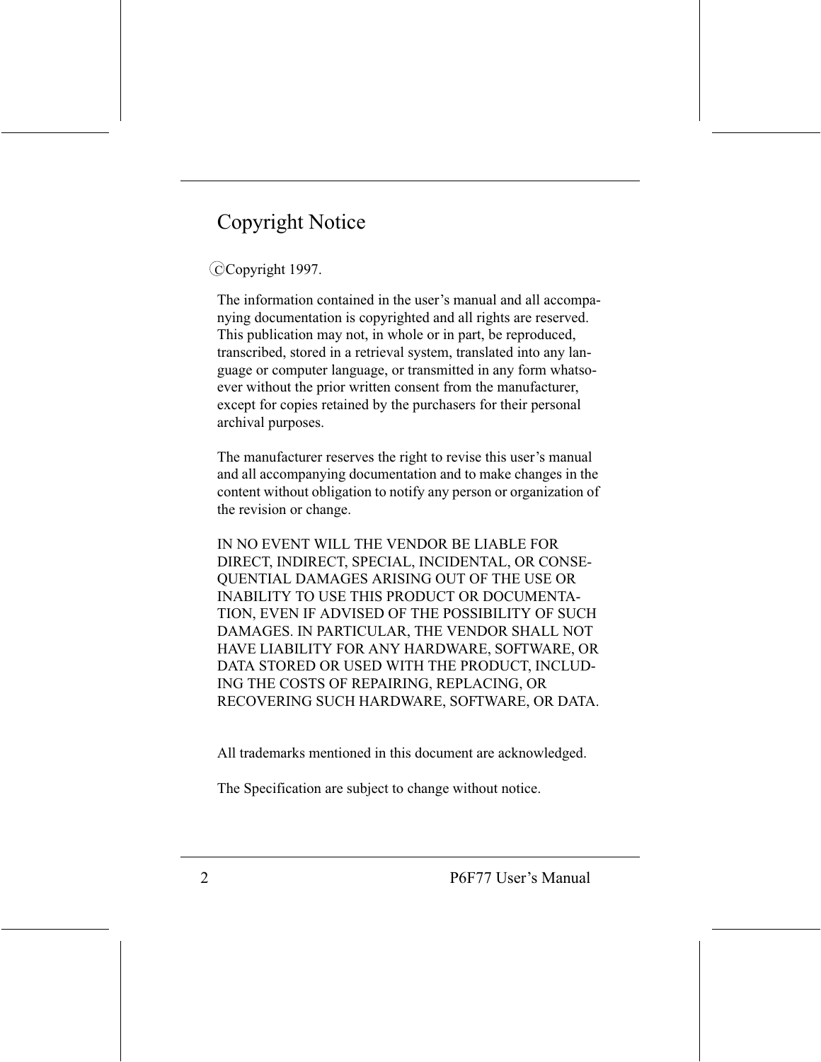# Copyright Notice

ⓒCopyright 1997.

The information contained in the user's manual and all accompanying documentation is copyrighted and all rights are reserved. This publication may not, in whole or in part, be reproduced, transcribed, stored in a retrieval system, translated into any language or computer language, or transmitted in any form whatsoever without the prior written consent from the manufacturer, except for copies retained by the purchasers for their personal archival purposes.

The manufacturer reserves the right to revise this user's manual and all accompanying documentation and to make changes in the content without obligation to notify any person or organization of the revision or change.

IN NO EVENT WILL THE VENDOR BE LIABLE FOR DIRECT, INDIRECT, SPECIAL, INCIDENTAL, OR CONSEQUENTIAL DAMAGES ARISING OUT OF THE USE OR INABILITY TO USE THIS PRODUCT OR DOCUMENTATION, EVEN IF ADVISED OF THE POSSIBILITY OF SUCH DAMAGES. IN PARTICULAR, THE VENDOR SHALL NOT HAVE LIABILITY FOR ANY HARDWARE, SOFTWARE, OR DATA STORED OR USED WITH THE PRODUCT, INCLUDING THE COSTS OF REPAIRING, REPLACING, OR RECOVERING SUCH HARDWARE, SOFTWARE, OR DATA.

All trademarks mentioned in this document are acknowledged.

The Specification are subject to change without notice.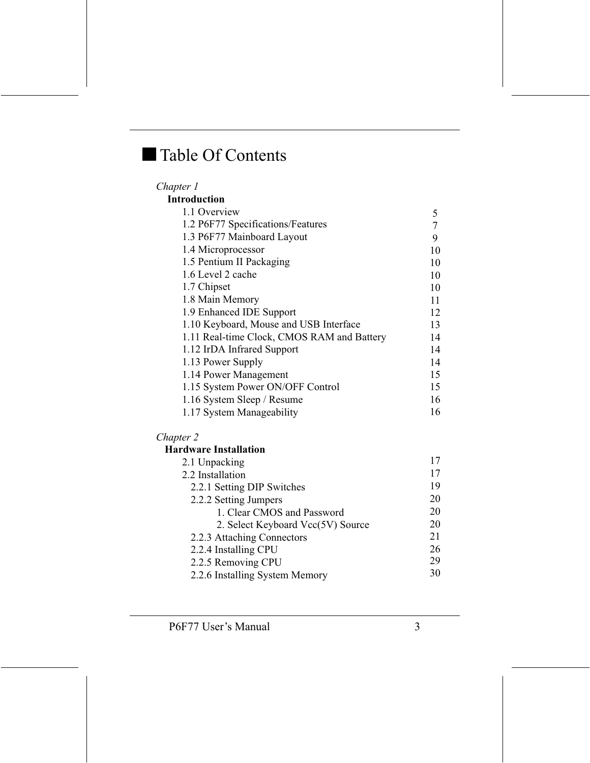# Table Of Contents

*Chapter 1*

**Introduction**

| | |
|---|---|
| 1.1 Overview | 5 |
| 1.2 P6F77 Specifications/Features | 7 |
| 1.3 P6F77 Mainboard Layout | 9 |
| 1.4 Microprocessor | 10 |
| 1.5 Pentium II Packaging | 10 |
| 1.6 Level 2 cache | 10 |
| 1.7 Chipset | 10 |
| 1.8 Main Memory | 11 |
| 1.9 Enhanced IDE Support | 12 |
| 1.10 Keyboard, Mouse and USB Interface | 13 |
| 1.11 Real-time Clock, CMOS RAM and Battery | 14 |
| 1.12 IrDA Infrared Support | 14 |
| 1.13 Power Supply | 14 |
| 1.14 Power Management | 15 |
| 1.15 System Power ON/OFF Control | 15 |
| 1.16 System Sleep / Resume | 16 |
| 1.17 System Manageability | 16 |

*Chapter 2*

**Hardware Installation**

| | |
|---|---|
| 2.1 Unpacking | 17 |
| 2.2 Installation | 17 |
| 2.2.1 Setting DIP Switches | 19 |
| 2.2.2 Setting Jumpers | 20 |
| 1. Clear CMOS and Password | 20 |
| 2. Select Keyboard Vcc(5V) Source | 20 |
| 2.2.3 Attaching Connectors | 21 |
| 2.2.4 Installing CPU | 26 |
| 2.2.5 Removing CPU | 29 |
| 2.2.6 Installing System Memory | 30 |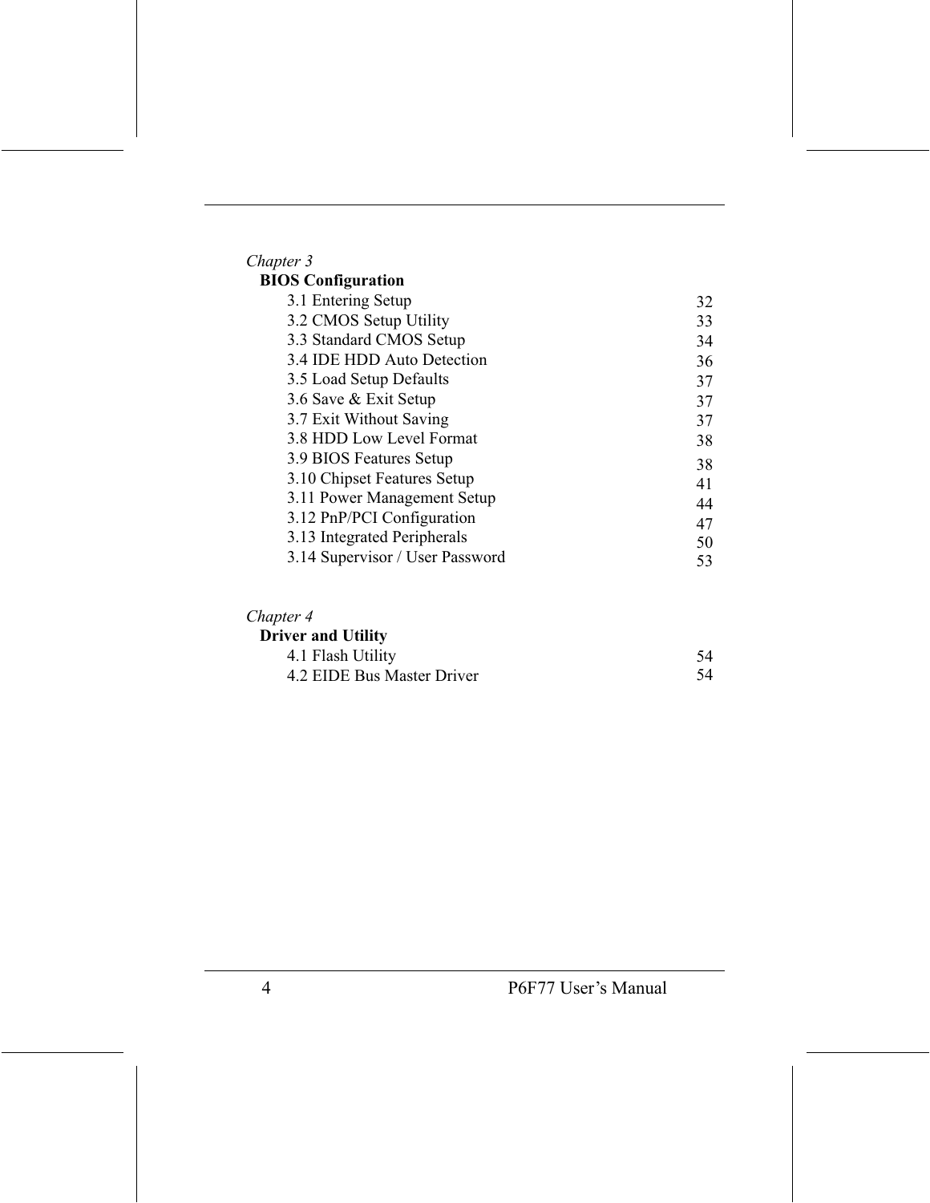*Chapter 3*

**BIOS Configuration**

| | |
|---|---|
| 3.1 Entering Setup | 32 |
| 3.2 CMOS Setup Utility | 33 |
| 3.3 Standard CMOS Setup | 34 |
| 3.4 IDE HDD Auto Detection | 36 |
| 3.5 Load Setup Defaults | 37 |
| 3.6 Save & Exit Setup | 37 |
| 3.7 Exit Without Saving | 37 |
| 3.8 HDD Low Level Format | 38 |
| 3.9 BIOS Features Setup | 38 |
| 3.10 Chipset Features Setup | 41 |
| 3.11 Power Management Setup | 44 |
| 3.12 PnP/PCI Configuration | 47 |
| 3.13 Integrated Peripherals | 50 |
| 3.14 Supervisor / User Password | 53 |

*Chapter 4*

**Driver and Utility**

| | |
|---|---|
| 4.1 Flash Utility | 54 |
| 4.2 EIDE Bus Master Driver | 54 |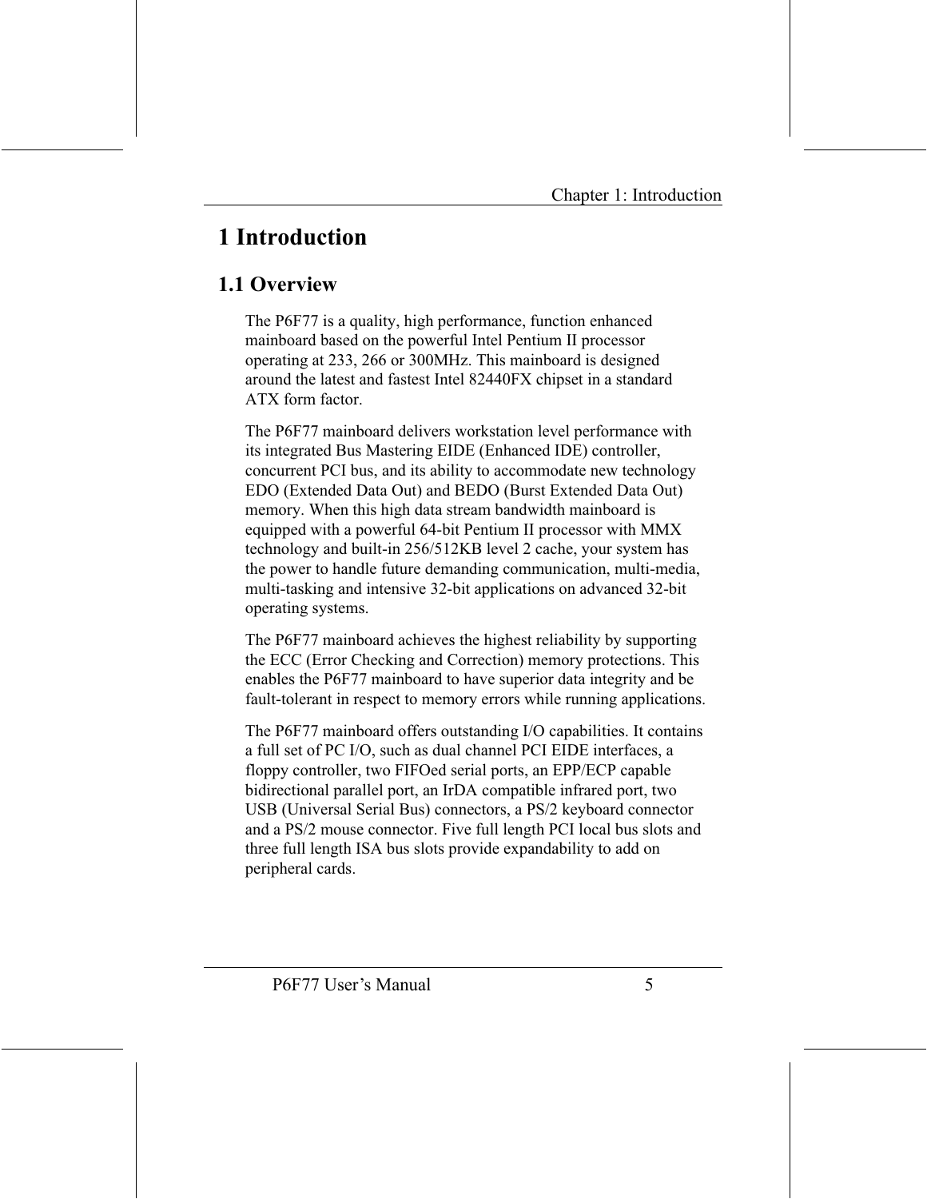# 1 Introduction

## 1.1 Overview

The P6F77 is a quality, high performance, function enhanced mainboard based on the powerful Intel Pentium II processor operating at 233, 266 or 300MHz. This mainboard is designed around the latest and fastest Intel 82440FX chipset in a standard ATX form factor.

The P6F77 mainboard delivers workstation level performance with its integrated Bus Mastering EIDE (Enhanced IDE) controller, concurrent PCI bus, and its ability to accommodate new technology EDO (Extended Data Out) and BEDO (Burst Extended Data Out) memory. When this high data stream bandwidth mainboard is equipped with a powerful 64-bit Pentium II processor with MMX technology and built-in 256/512KB level 2 cache, your system has the power to handle future demanding communication, multi-media, multi-tasking and intensive 32-bit applications on advanced 32-bit operating systems.

The P6F77 mainboard achieves the highest reliability by supporting the ECC (Error Checking and Correction) memory protections. This enables the P6F77 mainboard to have superior data integrity and be fault-tolerant in respect to memory errors while running applications.

The P6F77 mainboard offers outstanding I/O capabilities. It contains a full set of PC I/O, such as dual channel PCI EIDE interfaces, a floppy controller, two FIFOed serial ports, an EPP/ECP capable bidirectional parallel port, an IrDA compatible infrared port, two USB (Universal Serial Bus) connectors, a PS/2 keyboard connector and a PS/2 mouse connector. Five full length PCI local bus slots and three full length ISA bus slots provide expandability to add on peripheral cards.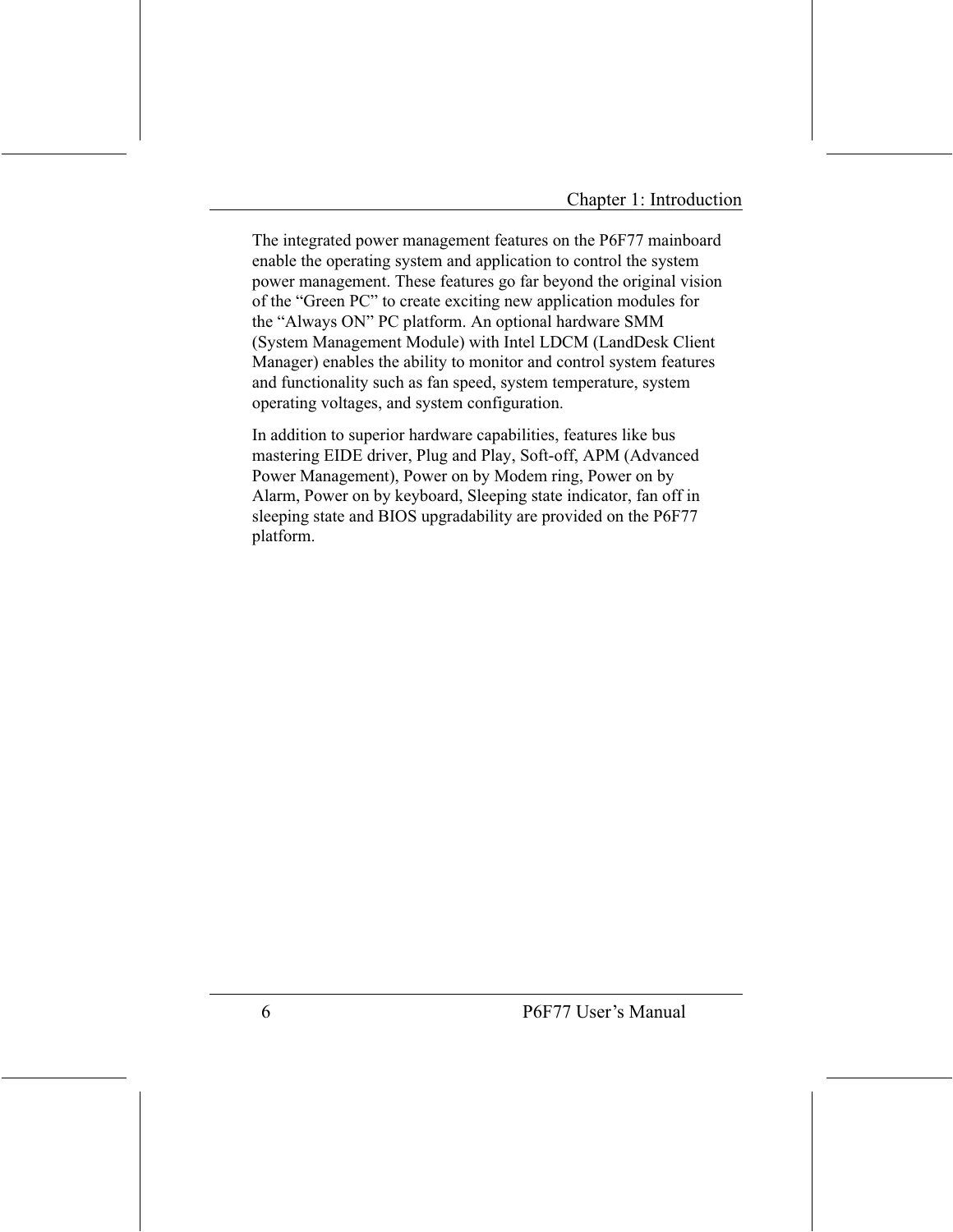The integrated power management features on the P6F77 mainboard enable the operating system and application to control the system power management. These features go far beyond the original vision of the “Green PC” to create exciting new application modules for the “Always ON” PC platform. An optional hardware SMM (System Management Module) with Intel LDCM (LandDesk Client Manager) enables the ability to monitor and control system features and functionality such as fan speed, system temperature, system operating voltages, and system configuration.

In addition to superior hardware capabilities, features like bus mastering EIDE driver, Plug and Play, Soft-off, APM (Advanced Power Management), Power on by Modem ring, Power on by Alarm, Power on by keyboard, Sleeping state indicator, fan off in sleeping state and BIOS upgradability are provided on the P6F77 platform.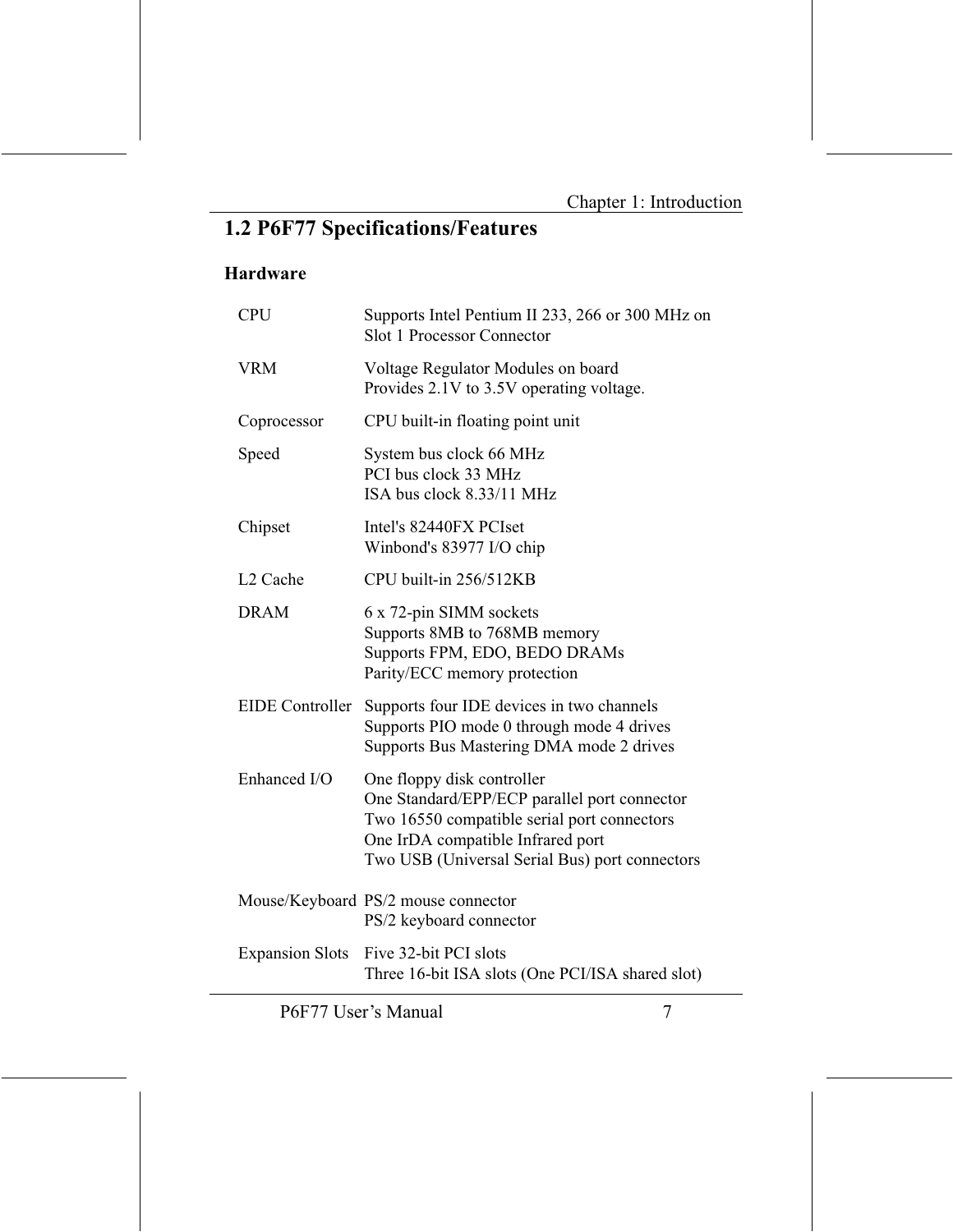## 1.2 P6F77 Specifications/Features

### Hardware

| | |
|---|---|
| CPU | Supports Intel Pentium II 233, 266 or 300 MHz on Slot 1 Processor Connector |
| VRM | Voltage Regulator Modules on board<br>Provides 2.1V to 3.5V operating voltage. |
| Coprocessor | CPU built-in floating point unit |
| Speed | System bus clock 66 MHz<br>PCI bus clock 33 MHz<br>ISA bus clock 8.33/11 MHz |
| Chipset | Intel's 82440FX PCIset<br>Winbond's 83977 I/O chip |
| L2 Cache | CPU built-in 256/512KB |
| DRAM | 6 x 72-pin SIMM sockets<br>Supports 8MB to 768MB memory<br>Supports FPM, EDO, BEDO DRAMs<br>Parity/ECC memory protection |
| EIDE Controller | Supports four IDE devices in two channels<br>Supports PIO mode 0 through mode 4 drives<br>Supports Bus Mastering DMA mode 2 drives |
| Enhanced I/O | One floppy disk controller<br>One Standard/EPP/ECP parallel port connector<br>Two 16550 compatible serial port connectors<br>One IrDA compatible Infrared port<br>Two USB (Universal Serial Bus) port connectors |
| Mouse/Keyboard | PS/2 mouse connector<br>PS/2 keyboard connector |
| Expansion Slots | Five 32-bit PCI slots<br>Three 16-bit ISA slots (One PCI/ISA shared slot) |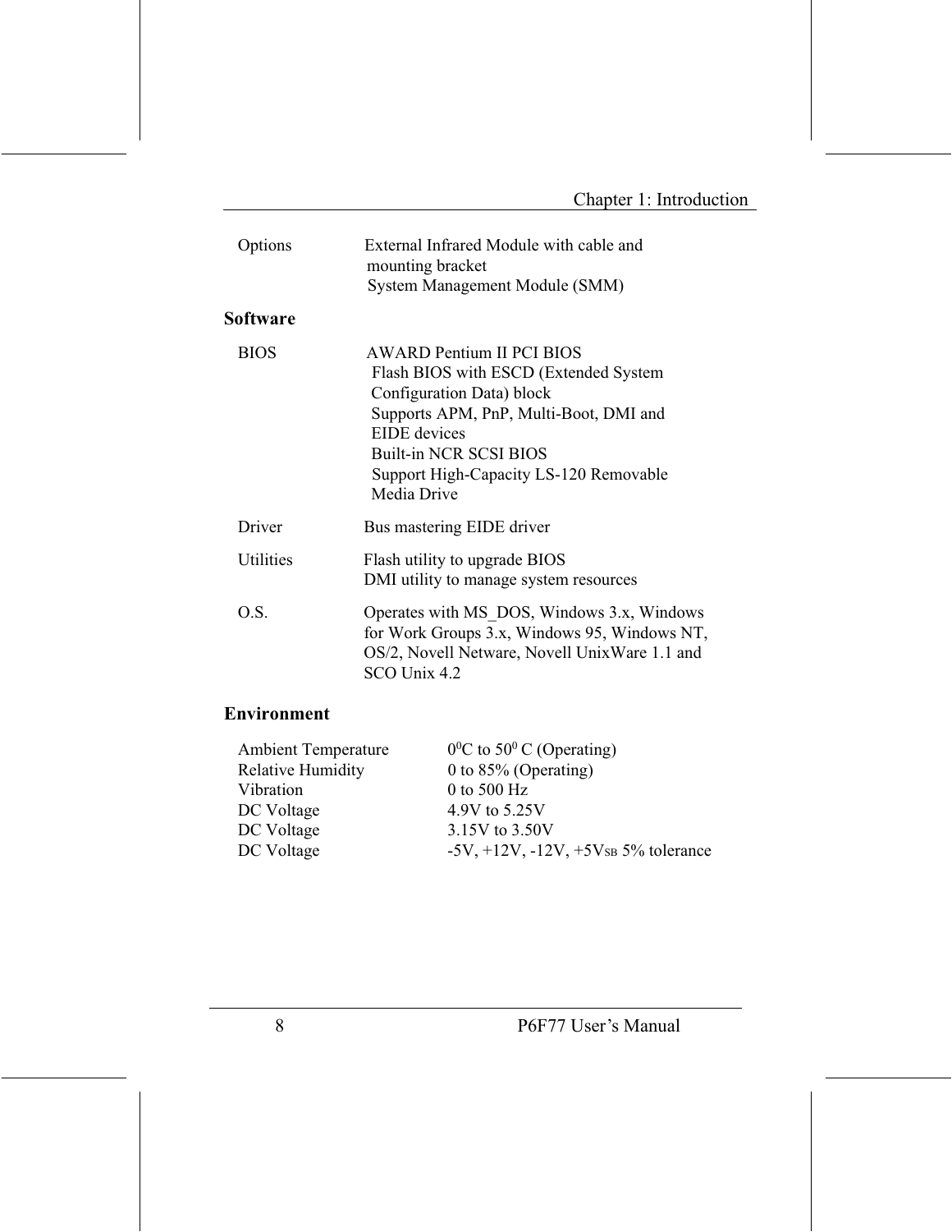| | |
|---|---|
| Options | External Infrared Module with cable and mounting bracket<br>System Management Module (SMM) |

## Software

| | |
|---|---|
| BIOS | AWARD Pentium II PCI BIOS<br>Flash BIOS with ESCD (Extended System Configuration Data) block<br>Supports APM, PnP, Multi-Boot, DMI and EIDE devices<br>Built-in NCR SCSI BIOS<br>Support High-Capacity LS-120 Removable Media Drive |
| Driver | Bus mastering EIDE driver |
| Utilities | Flash utility to upgrade BIOS<br>DMI utility to manage system resources |
| O.S. | Operates with MS_DOS, Windows 3.x, Windows for Work Groups 3.x, Windows 95, Windows NT, OS/2, Novell Netware, Novell UnixWare 1.1 and SCO Unix 4.2 |

## Environment

| | |
|---|---|
| Ambient Temperature | $0^0$C to $50^0$ C (Operating) |
| Relative Humidity | 0 to 85% (Operating) |
| Vibration | 0 to 500 Hz |
| DC Voltage | 4.9V to 5.25V |
| DC Voltage | 3.15V to 3.50V |
| DC Voltage | -5V, +12V, -12V, $+5V_{SB}$ 5% tolerance |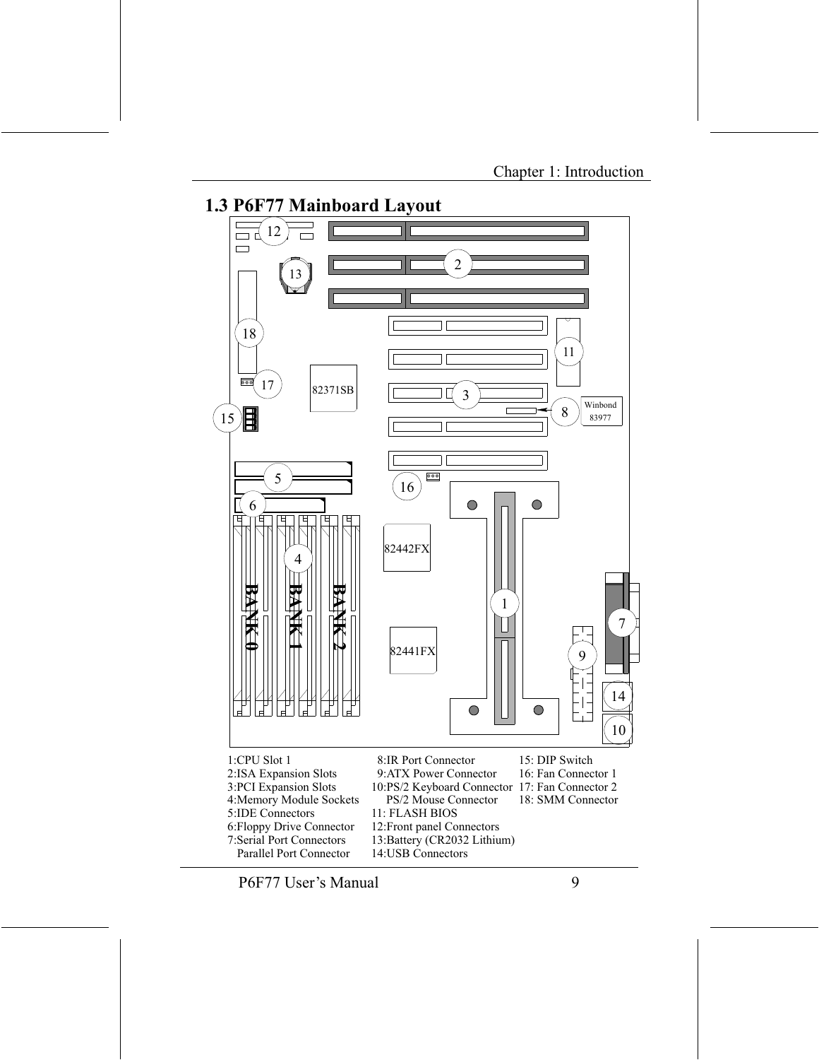## 1.3 P6F77 Mainboard Layout

1:CPU Slot 1
2:ISA Expansion Slots
3:PCI Expansion Slots
4:Memory Module Sockets
5:IDE Connectors
6:Floppy Drive Connector
7:Serial Port Connectors
  Parallel Port Connector
8:IR Port Connector
9:ATX Power Connector
10:PS/2 Keyboard Connector
  PS/2 Mouse Connector
11: FLASH BIOS
12:Front panel Connectors
13:Battery (CR2032 Lithium)
14:USB Connectors
15: DIP Switch
16: Fan Connector 1
17: Fan Connector 2
18: SMM Connector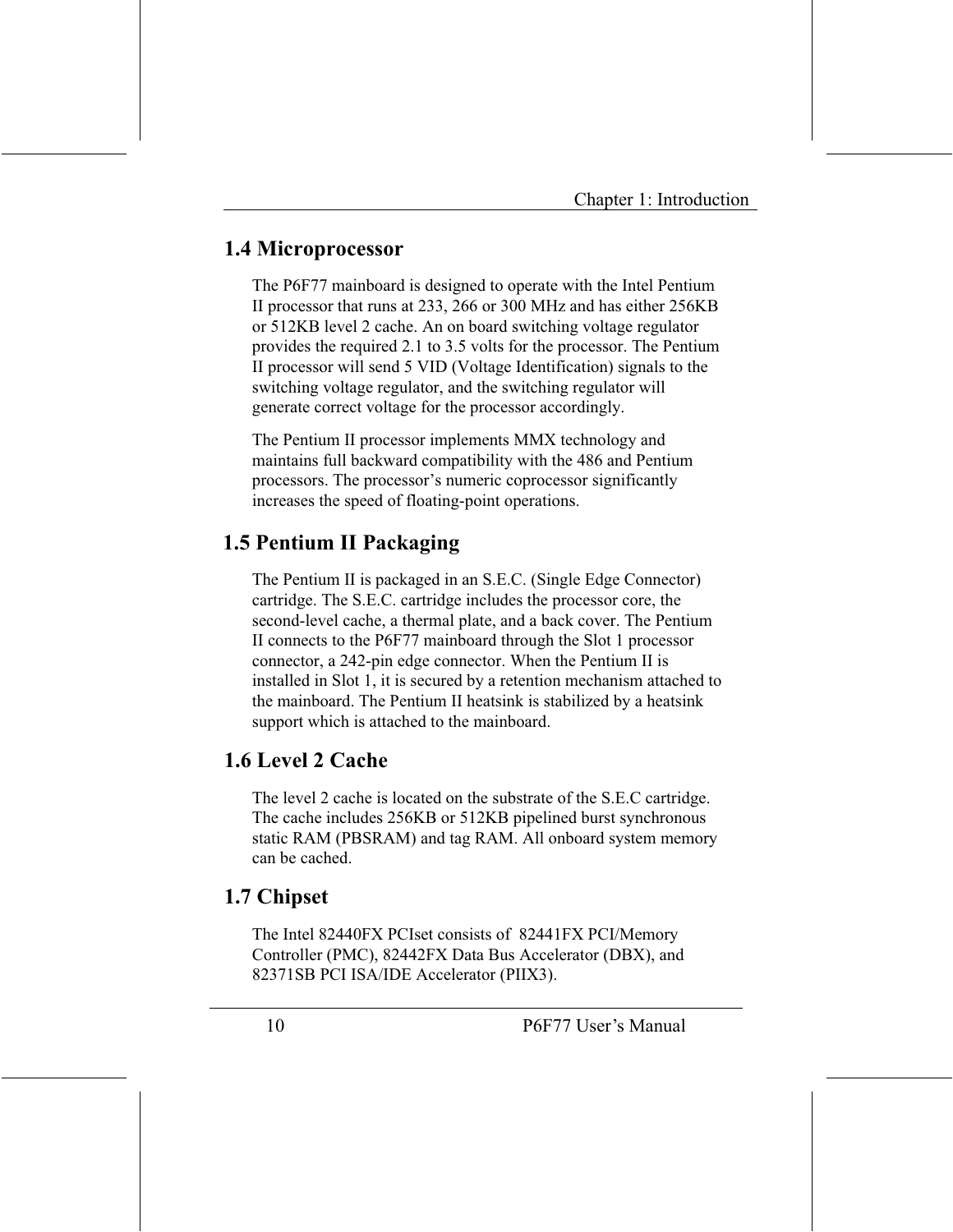## 1.4 Microprocessor

The P6F77 mainboard is designed to operate with the Intel Pentium II processor that runs at 233, 266 or 300 MHz and has either 256KB or 512KB level 2 cache. An on board switching voltage regulator provides the required 2.1 to 3.5 volts for the processor. The Pentium II processor will send 5 VID (Voltage Identification) signals to the switching voltage regulator, and the switching regulator will generate correct voltage for the processor accordingly.

The Pentium II processor implements MMX technology and maintains full backward compatibility with the 486 and Pentium processors. The processor's numeric coprocessor significantly increases the speed of floating-point operations.

## 1.5 Pentium II Packaging

The Pentium II is packaged in an S.E.C. (Single Edge Connector) cartridge. The S.E.C. cartridge includes the processor core, the second-level cache, a thermal plate, and a back cover. The Pentium II connects to the P6F77 mainboard through the Slot 1 processor connector, a 242-pin edge connector. When the Pentium II is installed in Slot 1, it is secured by a retention mechanism attached to the mainboard. The Pentium II heatsink is stabilized by a heatsink support which is attached to the mainboard.

## 1.6 Level 2 Cache

The level 2 cache is located on the substrate of the S.E.C cartridge. The cache includes 256KB or 512KB pipelined burst synchronous static RAM (PBSRAM) and tag RAM. All onboard system memory can be cached.

## 1.7 Chipset

The Intel 82440FX PCIset consists of 82441FX PCI/Memory Controller (PMC), 82442FX Data Bus Accelerator (DBX), and 82371SB PCI ISA/IDE Accelerator (PIIX3).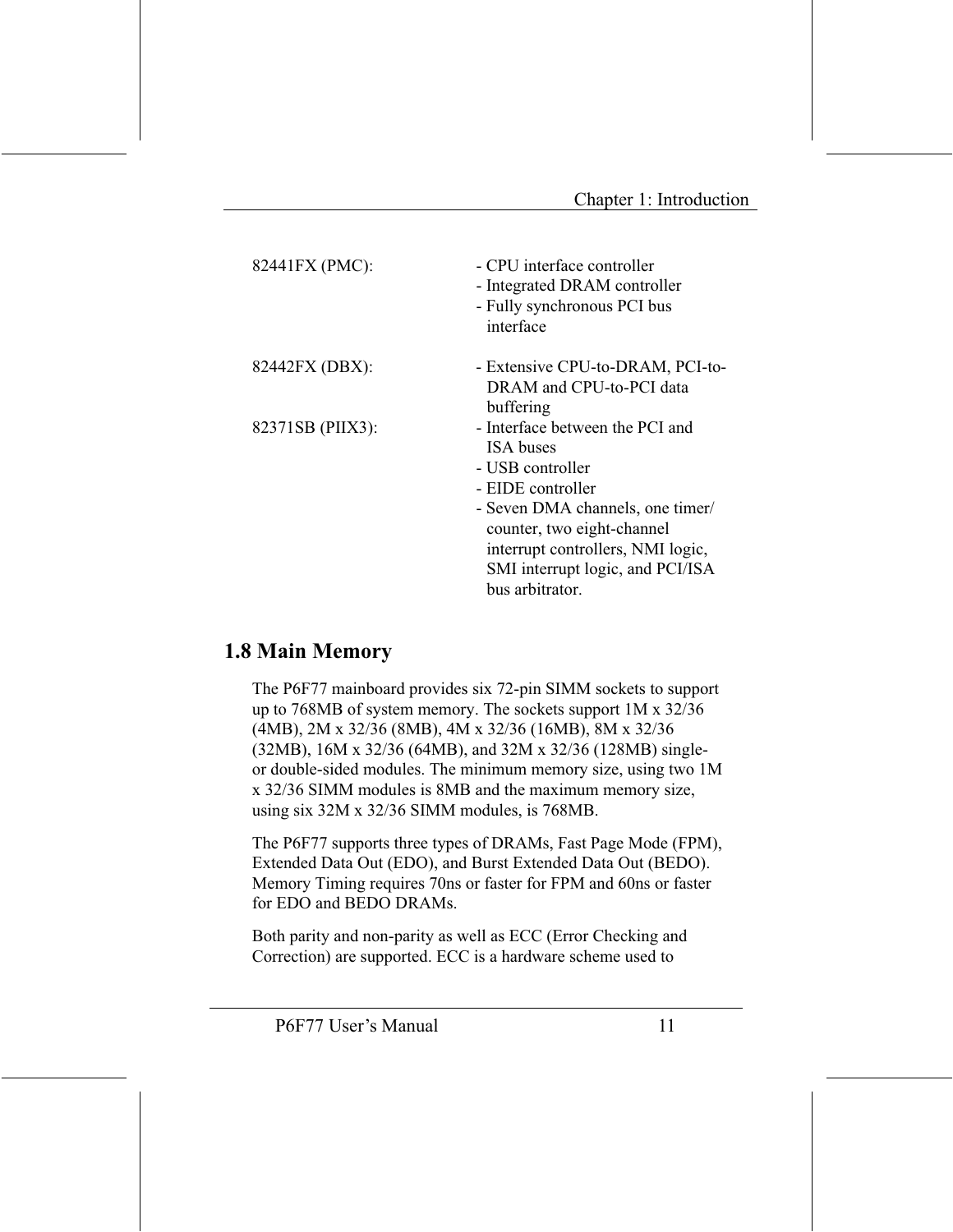| | |
|---|---|
| 82441FX (PMC): | - CPU interface controller<br>- Integrated DRAM controller<br>- Fully synchronous PCI bus interface |
| 82442FX (DBX): | - Extensive CPU-to-DRAM, PCI-to-DRAM and CPU-to-PCI data buffering |
| 82371SB (PIIX3): | - Interface between the PCI and ISA buses<br>- USB controller<br>- EIDE controller<br>- Seven DMA channels, one timer/counter, two eight-channel interrupt controllers, NMI logic, SMI interrupt logic, and PCI/ISA bus arbitrator. |

## 1.8 Main Memory

The P6F77 mainboard provides six 72-pin SIMM sockets to support up to 768MB of system memory. The sockets support 1M x 32/36 (4MB), 2M x 32/36 (8MB), 4M x 32/36 (16MB), 8M x 32/36 (32MB), 16M x 32/36 (64MB), and 32M x 32/36 (128MB) single- or double-sided modules. The minimum memory size, using two 1M x 32/36 SIMM modules is 8MB and the maximum memory size, using six 32M x 32/36 SIMM modules, is 768MB.

The P6F77 supports three types of DRAMs, Fast Page Mode (FPM), Extended Data Out (EDO), and Burst Extended Data Out (BEDO). Memory Timing requires 70ns or faster for FPM and 60ns or faster for EDO and BEDO DRAMs.

Both parity and non-parity as well as ECC (Error Checking and Correction) are supported. ECC is a hardware scheme used to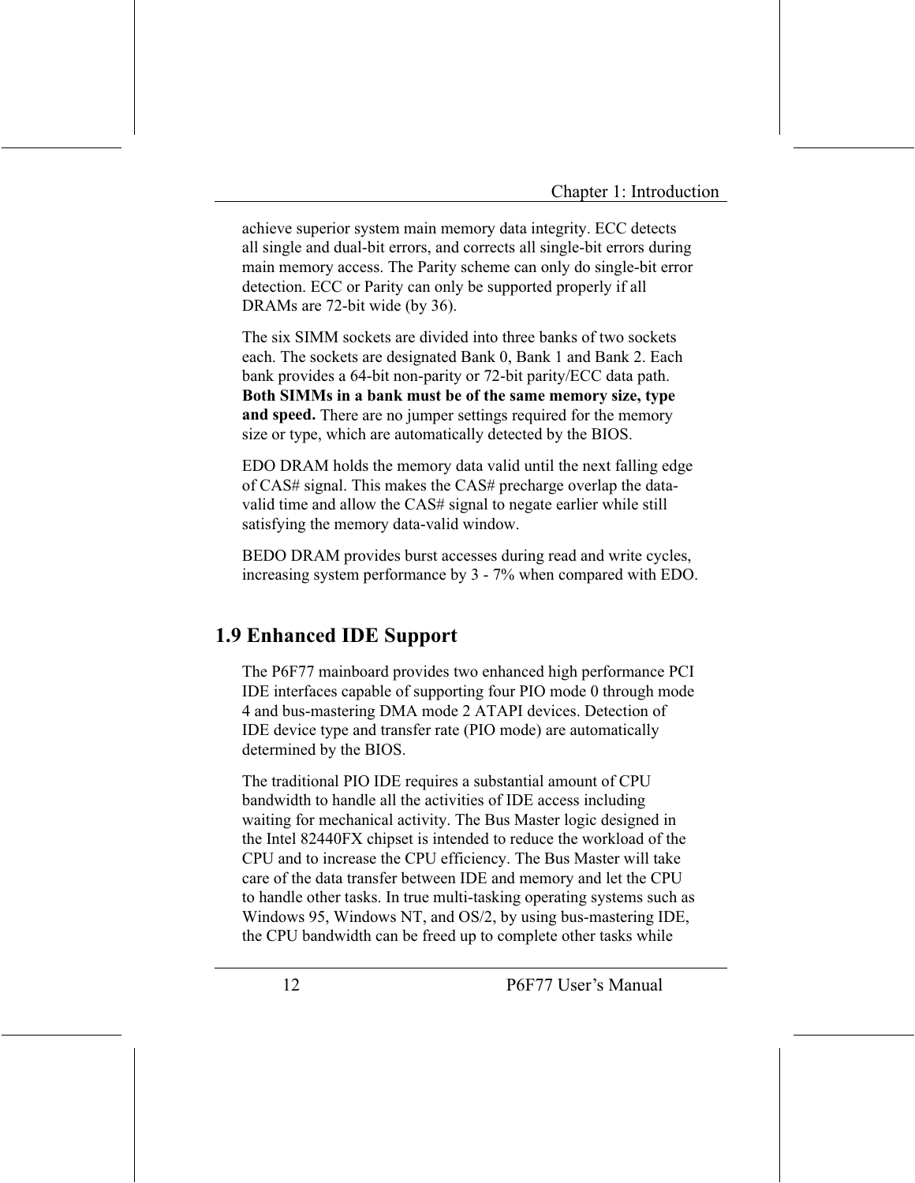achieve superior system main memory data integrity. ECC detects all single and dual-bit errors, and corrects all single-bit errors during main memory access. The Parity scheme can only do single-bit error detection. ECC or Parity can only be supported properly if all DRAMs are 72-bit wide (by 36).

The six SIMM sockets are divided into three banks of two sockets each. The sockets are designated Bank 0, Bank 1 and Bank 2. Each bank provides a 64-bit non-parity or 72-bit parity/ECC data path. **Both SIMMs in a bank must be of the same memory size, type and speed.** There are no jumper settings required for the memory size or type, which are automatically detected by the BIOS.

EDO DRAM holds the memory data valid until the next falling edge of CAS# signal. This makes the CAS# precharge overlap the data-valid time and allow the CAS# signal to negate earlier while still satisfying the memory data-valid window.

BEDO DRAM provides burst accesses during read and write cycles, increasing system performance by 3 - 7% when compared with EDO.

## 1.9 Enhanced IDE Support

The P6F77 mainboard provides two enhanced high performance PCI IDE interfaces capable of supporting four PIO mode 0 through mode 4 and bus-mastering DMA mode 2 ATAPI devices. Detection of IDE device type and transfer rate (PIO mode) are automatically determined by the BIOS.

The traditional PIO IDE requires a substantial amount of CPU bandwidth to handle all the activities of IDE access including waiting for mechanical activity. The Bus Master logic designed in the Intel 82440FX chipset is intended to reduce the workload of the CPU and to increase the CPU efficiency. The Bus Master will take care of the data transfer between IDE and memory and let the CPU to handle other tasks. In true multi-tasking operating systems such as Windows 95, Windows NT, and OS/2, by using bus-mastering IDE, the CPU bandwidth can be freed up to complete other tasks while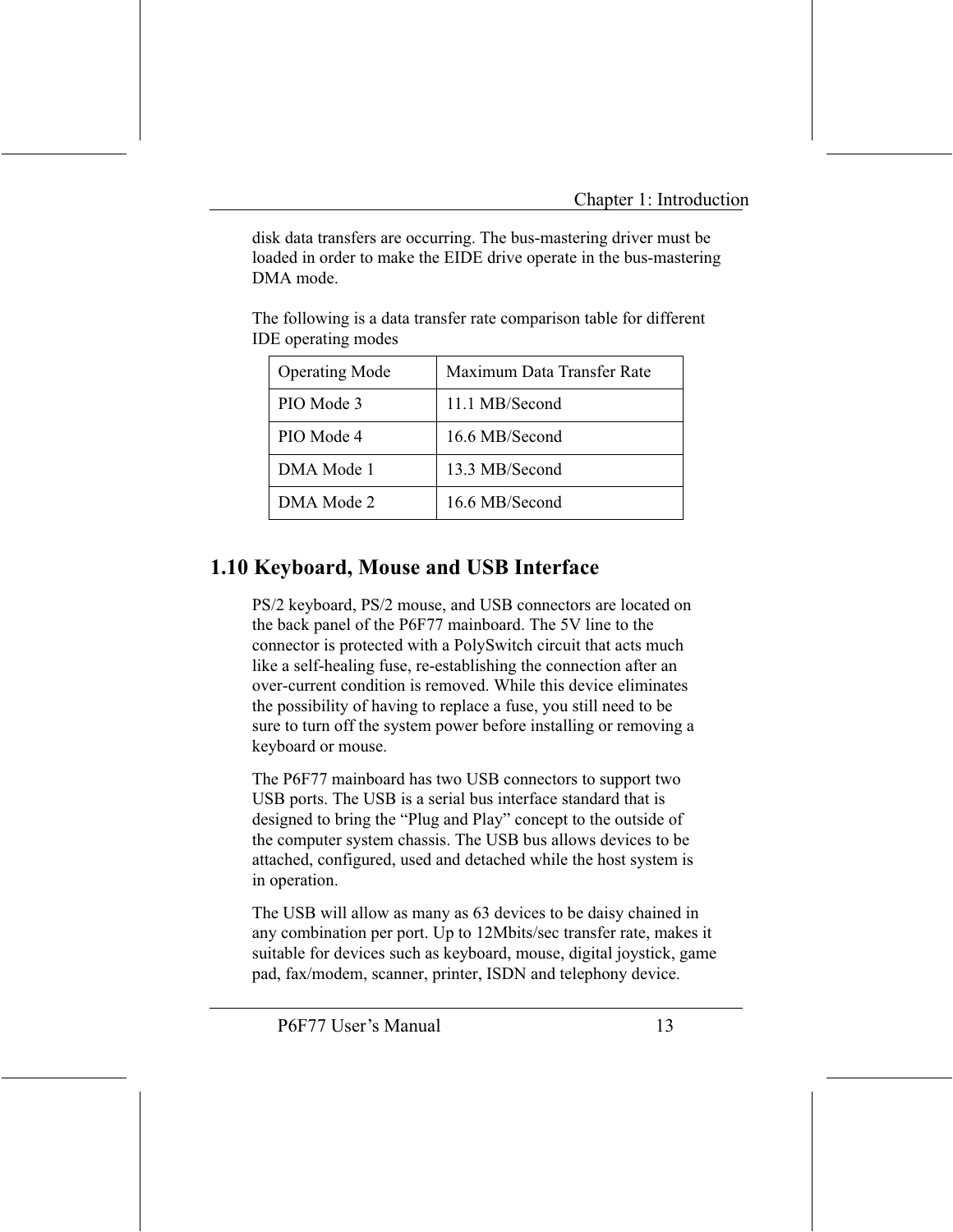disk data transfers are occurring. The bus-mastering driver must be loaded in order to make the EIDE drive operate in the bus-mastering DMA mode.

The following is a data transfer rate comparison table for different IDE operating modes

| Operating Mode | Maximum Data Transfer Rate |
|---|---|
| PIO Mode 3 | 11.1 MB/Second |
| PIO Mode 4 | 16.6 MB/Second |
| DMA Mode 1 | 13.3 MB/Second |
| DMA Mode 2 | 16.6 MB/Second |

## 1.10 Keyboard, Mouse and USB Interface

PS/2 keyboard, PS/2 mouse, and USB connectors are located on the back panel of the P6F77 mainboard. The 5V line to the connector is protected with a PolySwitch circuit that acts much like a self-healing fuse, re-establishing the connection after an over-current condition is removed. While this device eliminates the possibility of having to replace a fuse, you still need to be sure to turn off the system power before installing or removing a keyboard or mouse.

The P6F77 mainboard has two USB connectors to support two USB ports. The USB is a serial bus interface standard that is designed to bring the "Plug and Play" concept to the outside of the computer system chassis. The USB bus allows devices to be attached, configured, used and detached while the host system is in operation.

The USB will allow as many as 63 devices to be daisy chained in any combination per port. Up to 12Mbits/sec transfer rate, makes it suitable for devices such as keyboard, mouse, digital joystick, game pad, fax/modem, scanner, printer, ISDN and telephony device.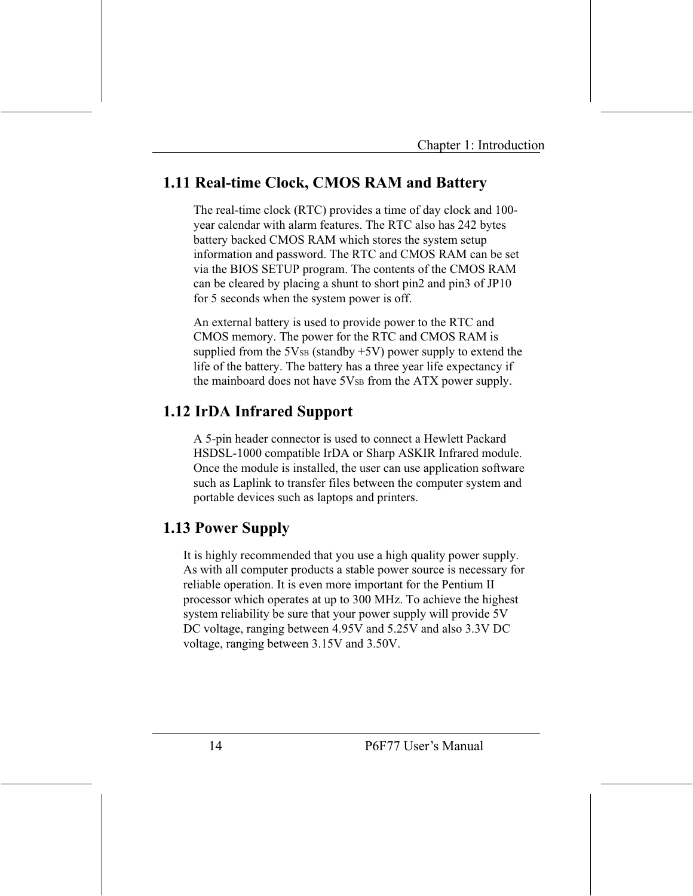## 1.11 Real-time Clock, CMOS RAM and Battery

The real-time clock (RTC) provides a time of day clock and 100-year calendar with alarm features. The RTC also has 242 bytes battery backed CMOS RAM which stores the system setup information and password. The RTC and CMOS RAM can be set via the BIOS SETUP program. The contents of the CMOS RAM can be cleared by placing a shunt to short pin2 and pin3 of JP10 for 5 seconds when the system power is off.

An external battery is used to provide power to the RTC and CMOS memory. The power for the RTC and CMOS RAM is supplied from the $5V_{SB}$ (standby +5V) power supply to extend the life of the battery. The battery has a three year life expectancy if the mainboard does not have $5V_{SB}$ from the ATX power supply.

## 1.12 IrDA Infrared Support

A 5-pin header connector is used to connect a Hewlett Packard HSDSL-1000 compatible IrDA or Sharp ASKIR Infrared module. Once the module is installed, the user can use application software such as Laplink to transfer files between the computer system and portable devices such as laptops and printers.

## 1.13 Power Supply

It is highly recommended that you use a high quality power supply. As with all computer products a stable power source is necessary for reliable operation. It is even more important for the Pentium II processor which operates at up to 300 MHz. To achieve the highest system reliability be sure that your power supply will provide 5V DC voltage, ranging between 4.95V and 5.25V and also 3.3V DC voltage, ranging between 3.15V and 3.50V.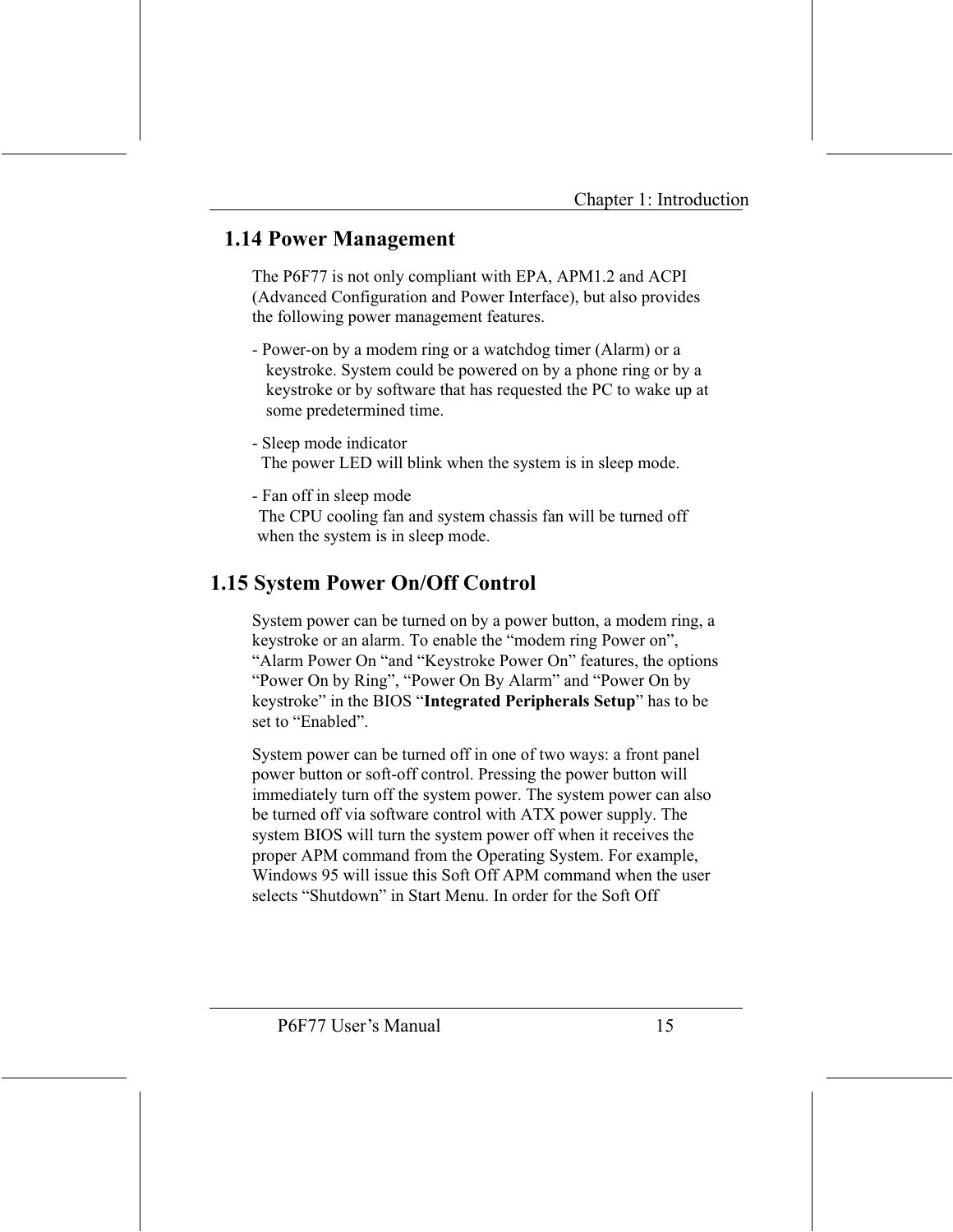## 1.14 Power Management

The P6F77 is not only compliant with EPA, APM1.2 and ACPI (Advanced Configuration and Power Interface), but also provides the following power management features.

- Power-on by a modem ring or a watchdog timer (Alarm) or a keystroke. System could be powered on by a phone ring or by a keystroke or by software that has requested the PC to wake up at some predetermined time.

- Sleep mode indicator
  The power LED will blink when the system is in sleep mode.

- Fan off in sleep mode
  The CPU cooling fan and system chassis fan will be turned off when the system is in sleep mode.

## 1.15 System Power On/Off Control

System power can be turned on by a power button, a modem ring, a keystroke or an alarm. To enable the "modem ring Power on", "Alarm Power On "and "Keystroke Power On" features, the options "Power On by Ring", "Power On By Alarm" and "Power On by keystroke" in the BIOS "**Integrated Peripherals Setup**" has to be set to "Enabled".

System power can be turned off in one of two ways: a front panel power button or soft-off control. Pressing the power button will immediately turn off the system power. The system power can also be turned off via software control with ATX power supply. The system BIOS will turn the system power off when it receives the proper APM command from the Operating System. For example, Windows 95 will issue this Soft Off APM command when the user selects "Shutdown" in Start Menu. In order for the Soft Off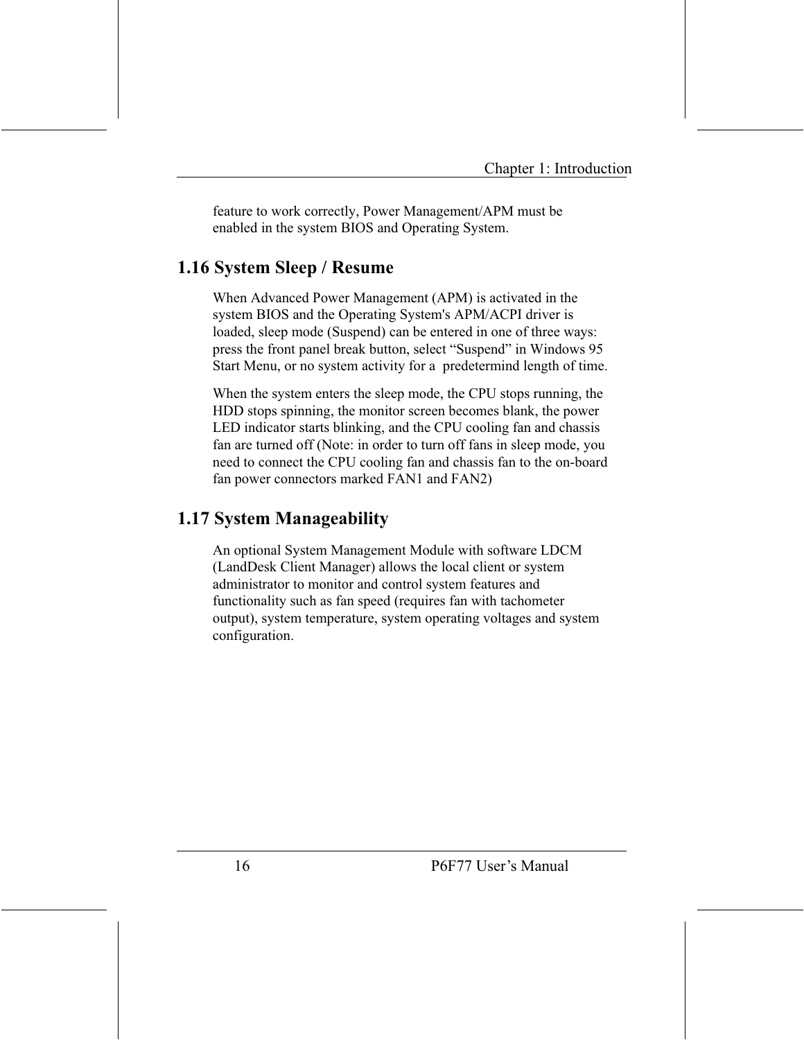feature to work correctly, Power Management/APM must be enabled in the system BIOS and Operating System.

## 1.16 System Sleep / Resume

When Advanced Power Management (APM) is activated in the system BIOS and the Operating System's APM/ACPI driver is loaded, sleep mode (Suspend) can be entered in one of three ways: press the front panel break button, select “Suspend” in Windows 95 Start Menu, or no system activity for a  predetermind length of time.

When the system enters the sleep mode, the CPU stops running, the HDD stops spinning, the monitor screen becomes blank, the power LED indicator starts blinking, and the CPU cooling fan and chassis fan are turned off (Note: in order to turn off fans in sleep mode, you need to connect the CPU cooling fan and chassis fan to the on-board fan power connectors marked FAN1 and FAN2)

## 1.17 System Manageability

An optional System Management Module with software LDCM (LandDesk Client Manager) allows the local client or system administrator to monitor and control system features and functionality such as fan speed (requires fan with tachometer output), system temperature, system operating voltages and system configuration.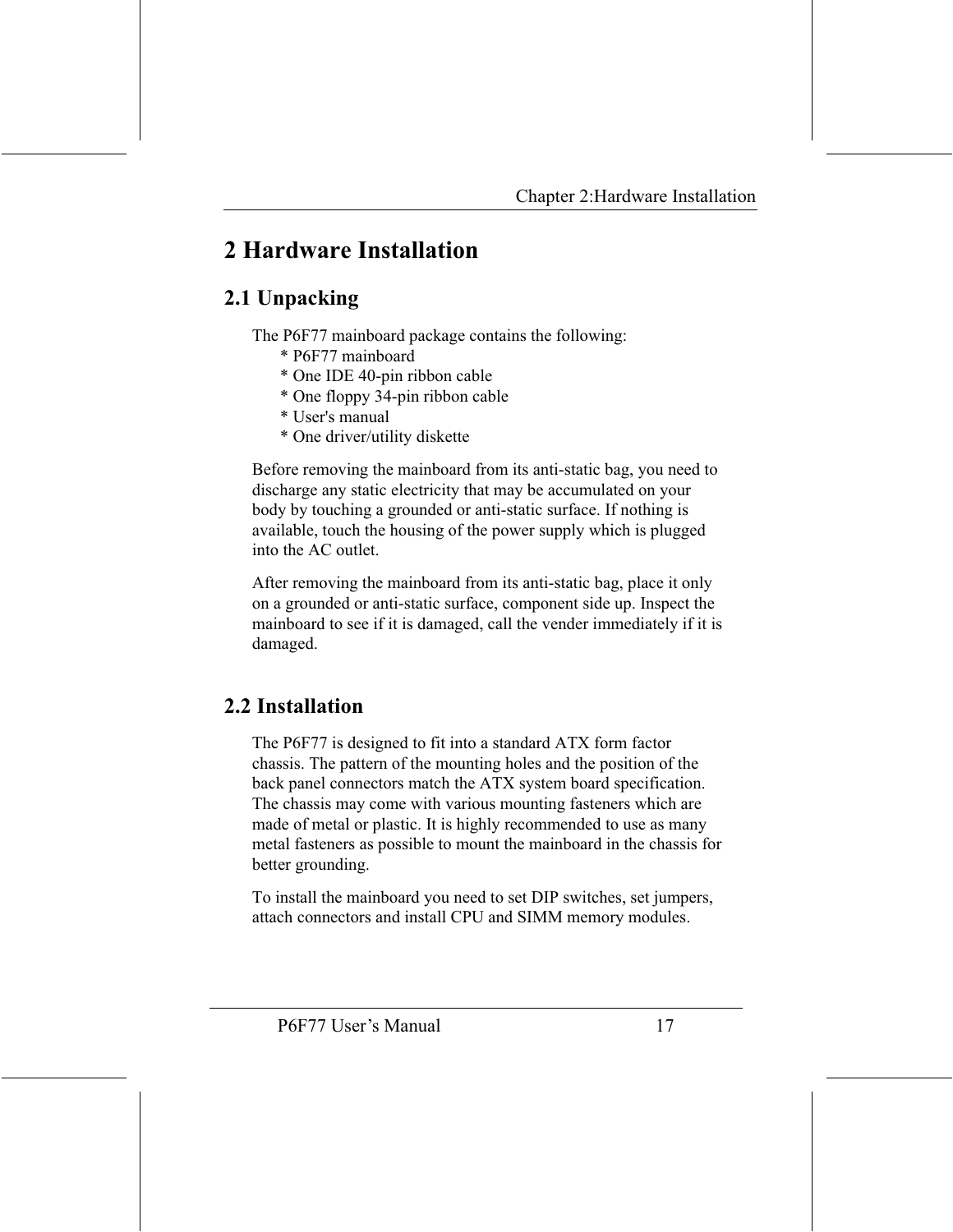# 2 Hardware Installation

## 2.1 Unpacking

The P6F77 mainboard package contains the following:

* P6F77 mainboard
* One IDE 40-pin ribbon cable
* One floppy 34-pin ribbon cable
* User's manual
* One driver/utility diskette

Before removing the mainboard from its anti-static bag, you need to discharge any static electricity that may be accumulated on your body by touching a grounded or anti-static surface. If nothing is available, touch the housing of the power supply which is plugged into the AC outlet.

After removing the mainboard from its anti-static bag, place it only on a grounded or anti-static surface, component side up. Inspect the mainboard to see if it is damaged, call the vender immediately if it is damaged.

## 2.2 Installation

The P6F77 is designed to fit into a standard ATX form factor chassis. The pattern of the mounting holes and the position of the back panel connectors match the ATX system board specification. The chassis may come with various mounting fasteners which are made of metal or plastic. It is highly recommended to use as many metal fasteners as possible to mount the mainboard in the chassis for better grounding.

To install the mainboard you need to set DIP switches, set jumpers, attach connectors and install CPU and SIMM memory modules.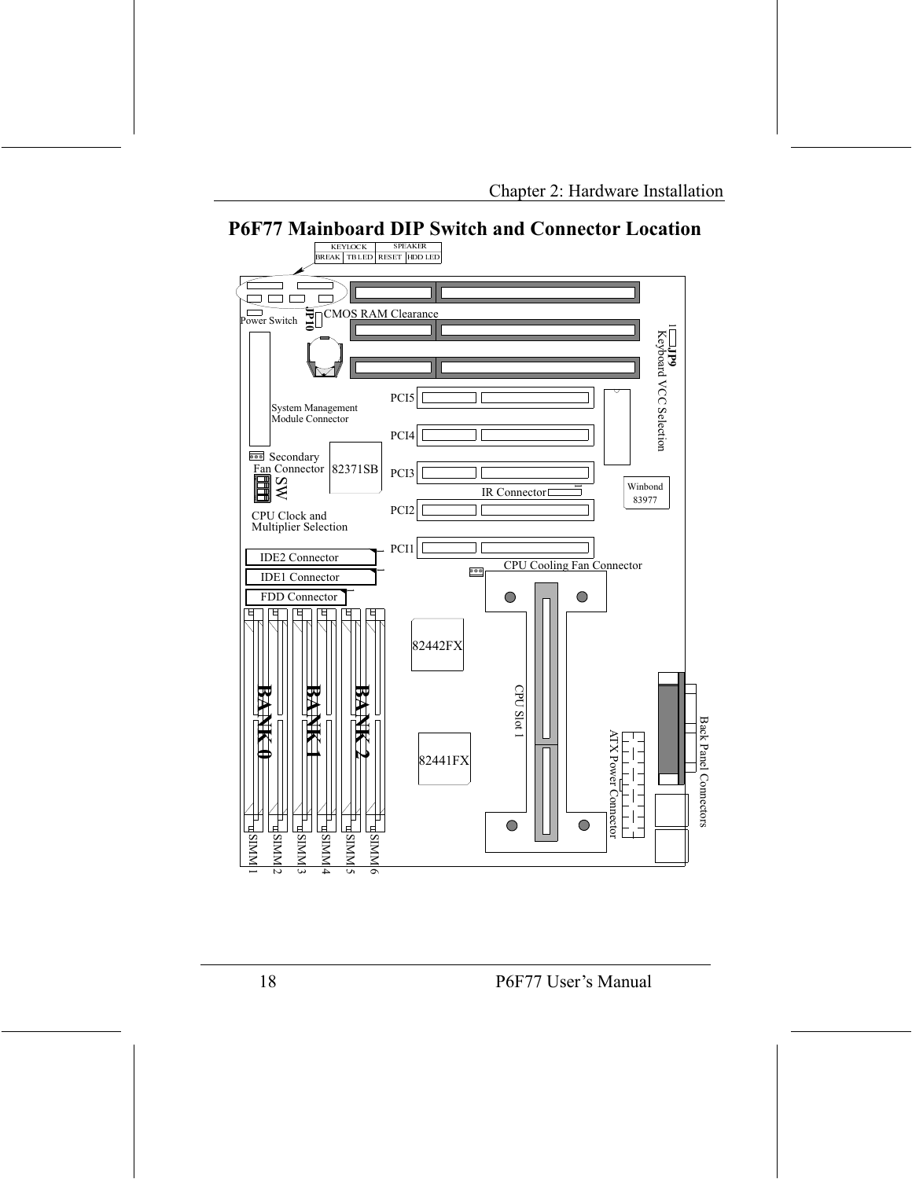# P6F77 Mainboard DIP Switch and Connector Location

KEYLOCK | SPEAKER
BREAK | TB LED | RESET | HDD LED

Power Switch

JP10 CMOS RAM Clearance

JP9 Keyboard VCC Selection

System Management Module Connector

PCI5

PCI4

PCI3

PCI2

PCI1

Secondary Fan Connector

SW

82371SB

CPU Clock and Multiplier Selection

IR Connector

Winbond 83977

IDE2 Connector

IDE1 Connector

FDD Connector

CPU Cooling Fan Connector

82442FX

82441FX

CPU Slot 1

ATX Power Connector

Back Panel Connectors

BANK 0

BANK 1

BANK 2

SIMM1 SIMM2 SIMM3 SIMM4 SIMM5 SIMM6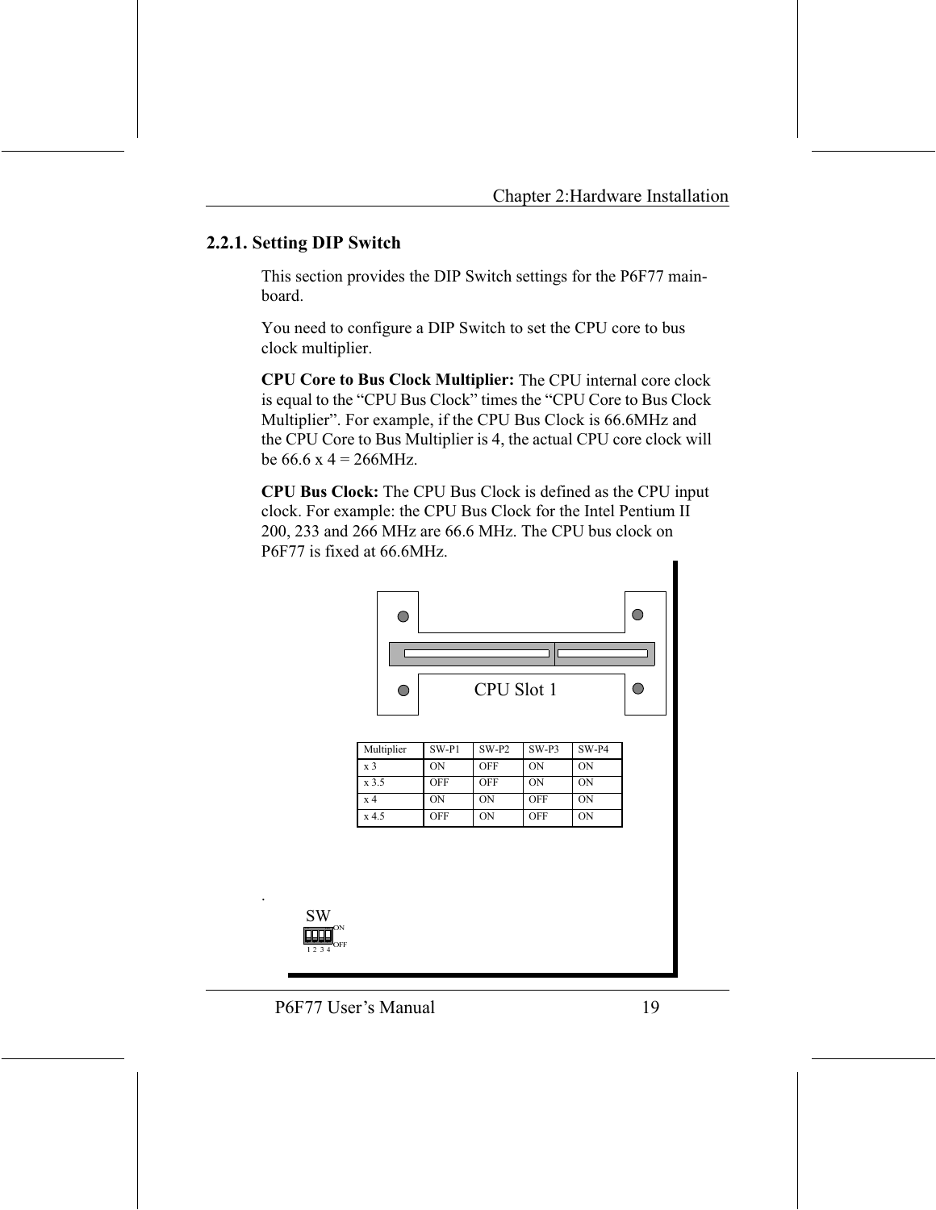## 2.2.1. Setting DIP Switch

This section provides the DIP Switch settings for the P6F77 main-board.

You need to configure a DIP Switch to set the CPU core to bus clock multiplier.

**CPU Core to Bus Clock Multiplier:** The CPU internal core clock is equal to the "CPU Bus Clock" times the "CPU Core to Bus Clock Multiplier". For example, if the CPU Bus Clock is 66.6MHz and the CPU Core to Bus Multiplier is 4, the actual CPU core clock will be 66.6 x 4 = 266MHz.

**CPU Bus Clock:** The CPU Bus Clock is defined as the CPU input clock. For example: the CPU Bus Clock for the Intel Pentium II 200, 233 and 266 MHz are 66.6 MHz. The CPU bus clock on P6F77 is fixed at 66.6MHz.

CPU Slot 1

| Multiplier | SW-P1 | SW-P2 | SW-P3 | SW-P4 |
|---|---|---|---|---|
| x 3 | ON | OFF | ON | ON |
| x 3.5 | OFF | OFF | ON | ON |
| x 4 | ON | ON | OFF | ON |
| x 4.5 | OFF | ON | OFF | ON |

SW

ON

OFF

1 2 3 4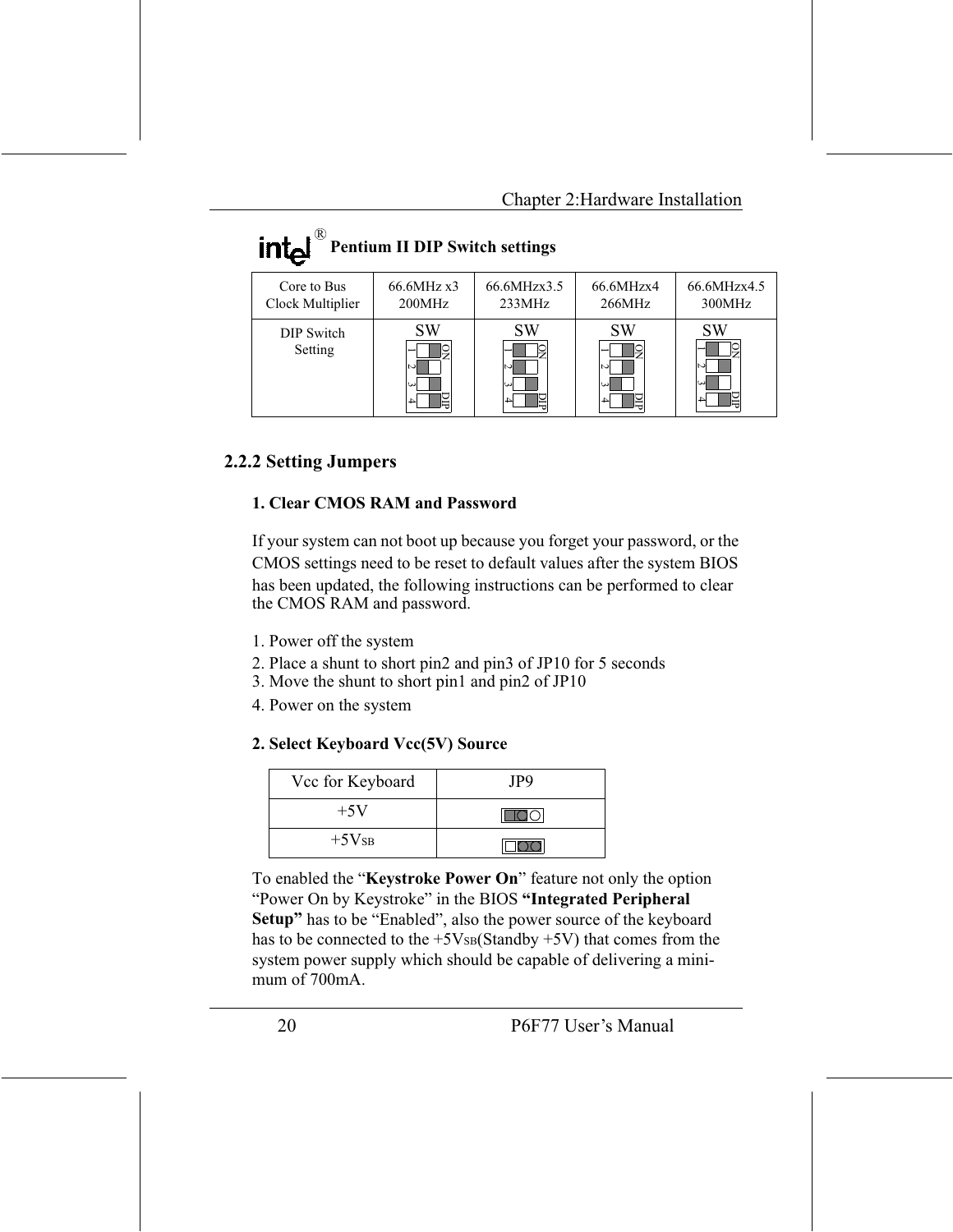**Pentium II DIP Switch settings**

| Core to Bus Clock Multiplier | 66.6MHz x3 200MHz | 66.6MHzx3.5 233MHz | 66.6MHzx4 266MHz | 66.6MHzx4.5 300MHz |
|---|---|---|---|---|
| DIP Switch Setting | SW | SW | SW | SW |

## 2.2.2 Setting Jumpers

### 1. Clear CMOS RAM and Password

If your system can not boot up because you forget your password, or the CMOS settings need to be reset to default values after the system BIOS has been updated, the following instructions can be performed to clear the CMOS RAM and password.

1. Power off the system
2. Place a shunt to short pin2 and pin3 of JP10 for 5 seconds
3. Move the shunt to short pin1 and pin2 of JP10
4. Power on the system

### 2. Select Keyboard Vcc(5V) Source

| Vcc for Keyboard | JP9 |
|---|---|
| +5V | |
| +5VSB | |

To enabled the "**Keystroke Power On**" feature not only the option "Power On by Keystroke" in the BIOS **"Integrated Peripheral Setup"** has to be "Enabled", also the power source of the keyboard has to be connected to the +5VSB(Standby +5V) that comes from the system power supply which should be capable of delivering a minimum of 700mA.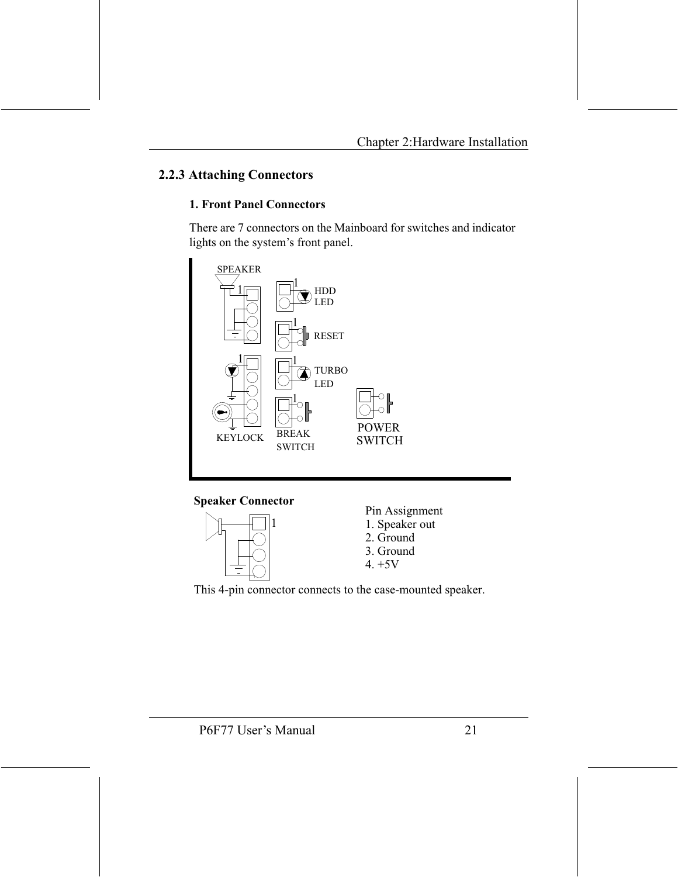## 2.2.3 Attaching Connectors

### 1. Front Panel Connectors

There are 7 connectors on the Mainboard for switches and indicator lights on the system's front panel.

SPEAKER

HDD LED

RESET

TURBO LED

KEYLOCK

BREAK SWITCH

POWER SWITCH

**Speaker Connector**

Pin Assignment
1. Speaker out
2. Ground
3. Ground
4. +5V

This 4-pin connector connects to the case-mounted speaker.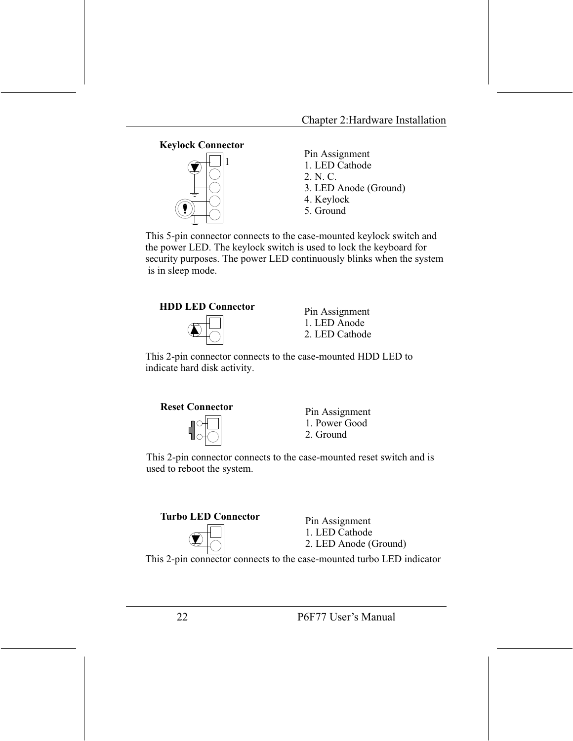### Keylock Connector

Pin Assignment
1. LED Cathode
2. N. C.
3. LED Anode (Ground)
4. Keylock
5. Ground

This 5-pin connector connects to the case-mounted keylock switch and the power LED. The keylock switch is used to lock the keyboard for security purposes. The power LED continuously blinks when the system is in sleep mode.

### HDD LED Connector

Pin Assignment
1. LED Anode
2. LED Cathode

This 2-pin connector connects to the case-mounted HDD LED to indicate hard disk activity.

### Reset Connector

Pin Assignment
1. Power Good
2. Ground

This 2-pin connector connects to the case-mounted reset switch and is used to reboot the system.

### Turbo LED Connector

Pin Assignment
1. LED Cathode
2. LED Anode (Ground)

This 2-pin connector connects to the case-mounted turbo LED indicator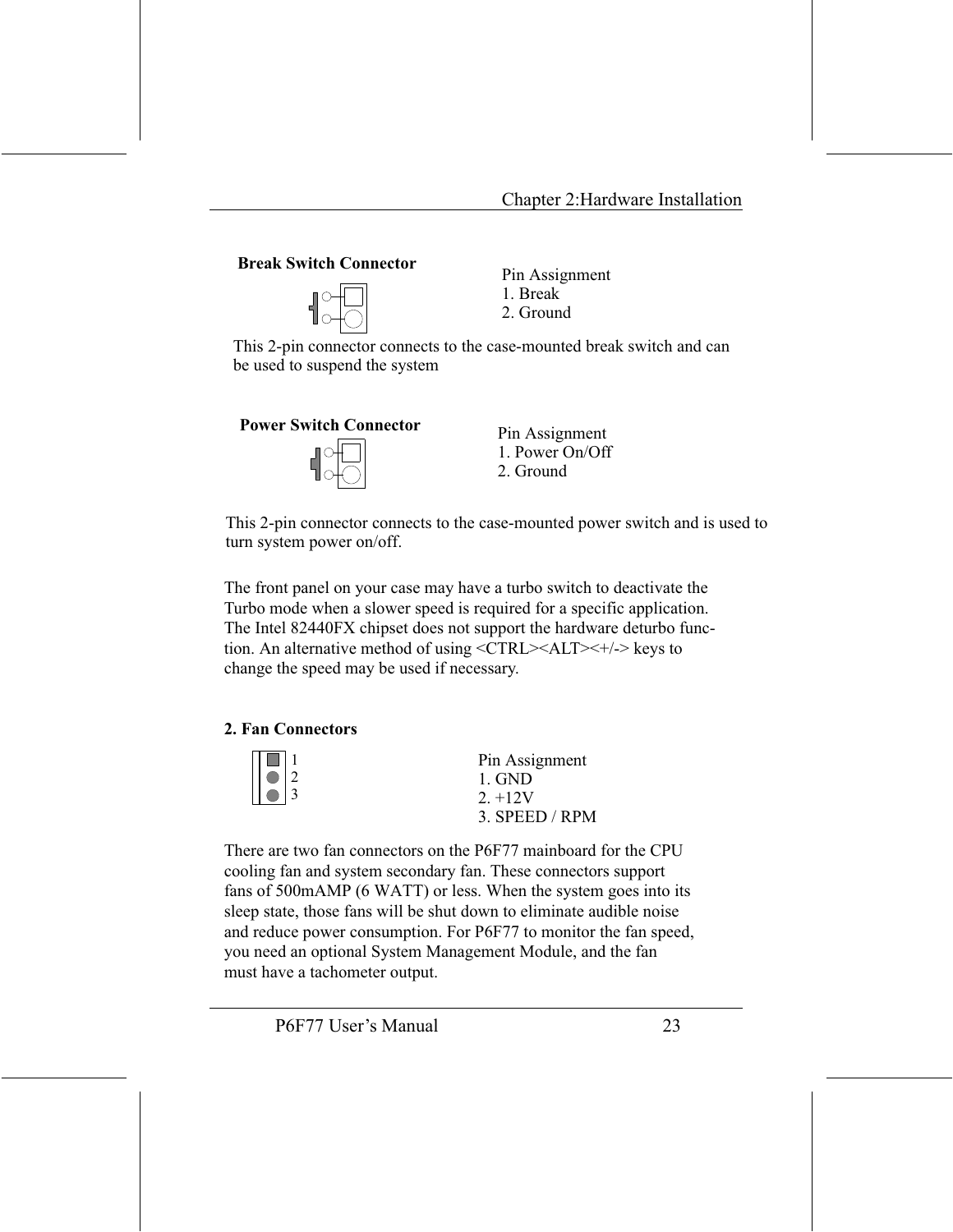**Break Switch Connector**

Pin Assignment
1. Break
2. Ground

This 2-pin connector connects to the case-mounted break switch and can be used to suspend the system

**Power Switch Connector**

Pin Assignment
1. Power On/Off
2. Ground

This 2-pin connector connects to the case-mounted power switch and is used to turn system power on/off.

The front panel on your case may have a turbo switch to deactivate the Turbo mode when a slower speed is required for a specific application. The Intel 82440FX chipset does not support the hardware deturbo function. An alternative method of using <CTRL><ALT><+/-> keys to change the speed may be used if necessary.

**2. Fan Connectors**

1
2
3

Pin Assignment
1. GND
2. +12V
3. SPEED / RPM

There are two fan connectors on the P6F77 mainboard for the CPU cooling fan and system secondary fan. These connectors support fans of 500mAMP (6 WATT) or less. When the system goes into its sleep state, those fans will be shut down to eliminate audible noise and reduce power consumption. For P6F77 to monitor the fan speed, you need an optional System Management Module, and the fan must have a tachometer output.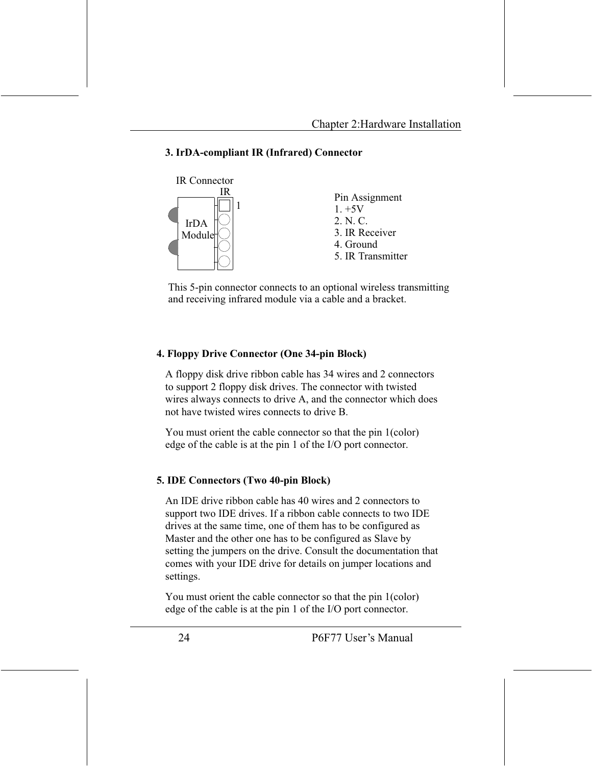### 3. IrDA-compliant IR (Infrared) Connector

IR Connector

IR

1

IrDA Module

Pin Assignment
1. +5V
2. N. C.
3. IR Receiver
4. Ground
5. IR Transmitter

This 5-pin connector connects to an optional wireless transmitting and receiving infrared module via a cable and a bracket.

### 4. Floppy Drive Connector (One 34-pin Block)

A floppy disk drive ribbon cable has 34 wires and 2 connectors to support 2 floppy disk drives. The connector with twisted wires always connects to drive A, and the connector which does not have twisted wires connects to drive B.

You must orient the cable connector so that the pin 1(color) edge of the cable is at the pin 1 of the I/O port connector.

### 5. IDE Connectors (Two 40-pin Block)

An IDE drive ribbon cable has 40 wires and 2 connectors to support two IDE drives. If a ribbon cable connects to two IDE drives at the same time, one of them has to be configured as Master and the other one has to be configured as Slave by setting the jumpers on the drive. Consult the documentation that comes with your IDE drive for details on jumper locations and settings.

You must orient the cable connector so that the pin 1(color) edge of the cable is at the pin 1 of the I/O port connector.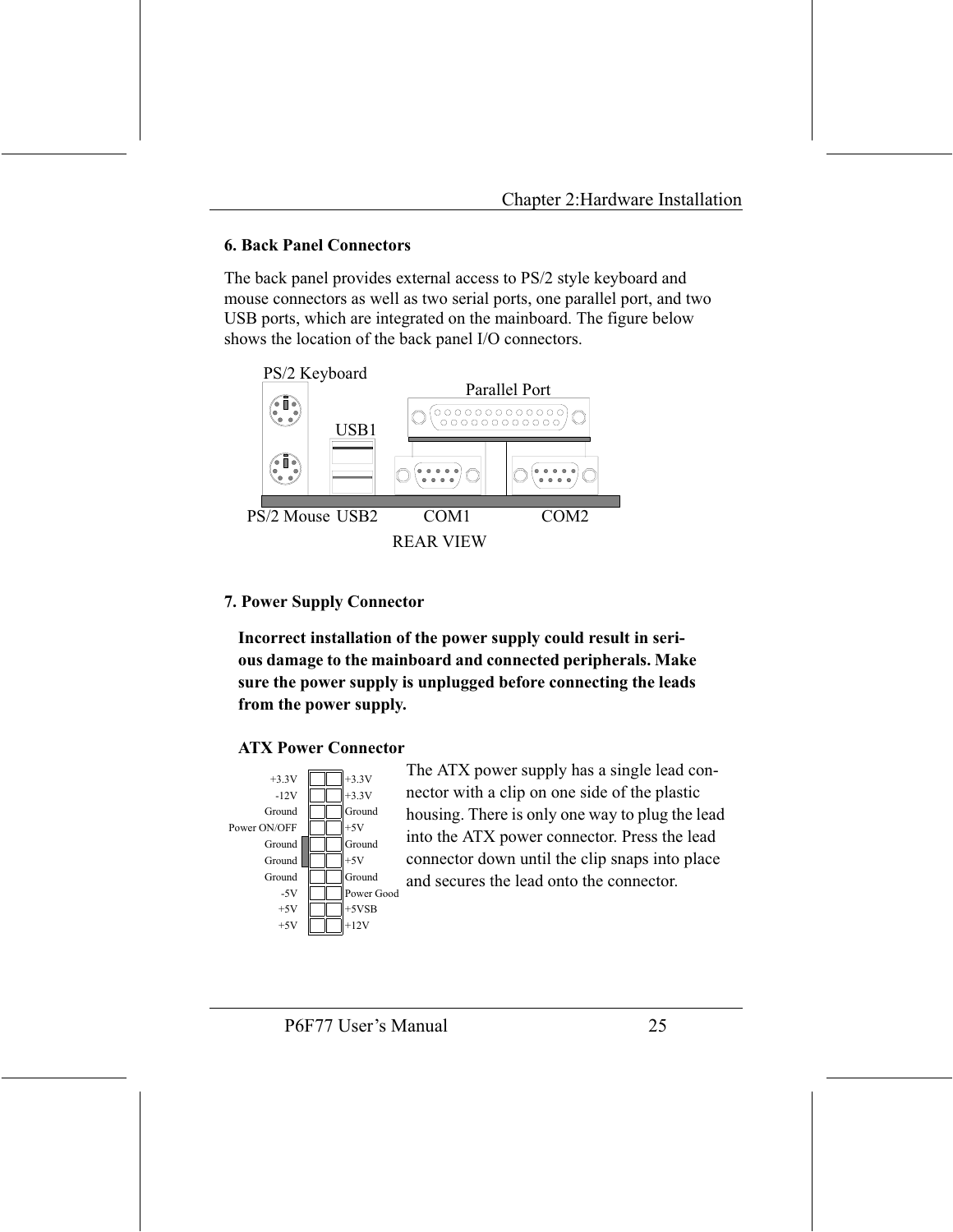## 6. Back Panel Connectors

The back panel provides external access to PS/2 style keyboard and mouse connectors as well as two serial ports, one parallel port, and two USB ports, which are integrated on the mainboard. The figure below shows the location of the back panel I/O connectors.

PS/2 Keyboard

Parallel Port

USB1

PS/2 Mouse USB2 COM1 COM2

REAR VIEW

## 7. Power Supply Connector

**Incorrect installation of the power supply could result in serious damage to the mainboard and connected peripherals. Make sure the power supply is unplugged before connecting the leads from the power supply.**

**ATX Power Connector**

| | |
|---|---|
| +3.3V | +3.3V |
| -12V | +3.3V |
| Ground | Ground |
| Power ON/OFF | +5V |
| Ground | Ground |
| Ground | +5V |
| Ground | Ground |
| -5V | Power Good |
| +5V | +5VSB |
| +5V | +12V |

The ATX power supply has a single lead connector with a clip on one side of the plastic housing. There is only one way to plug the lead into the ATX power connector. Press the lead connector down until the clip snaps into place and secures the lead onto the connector.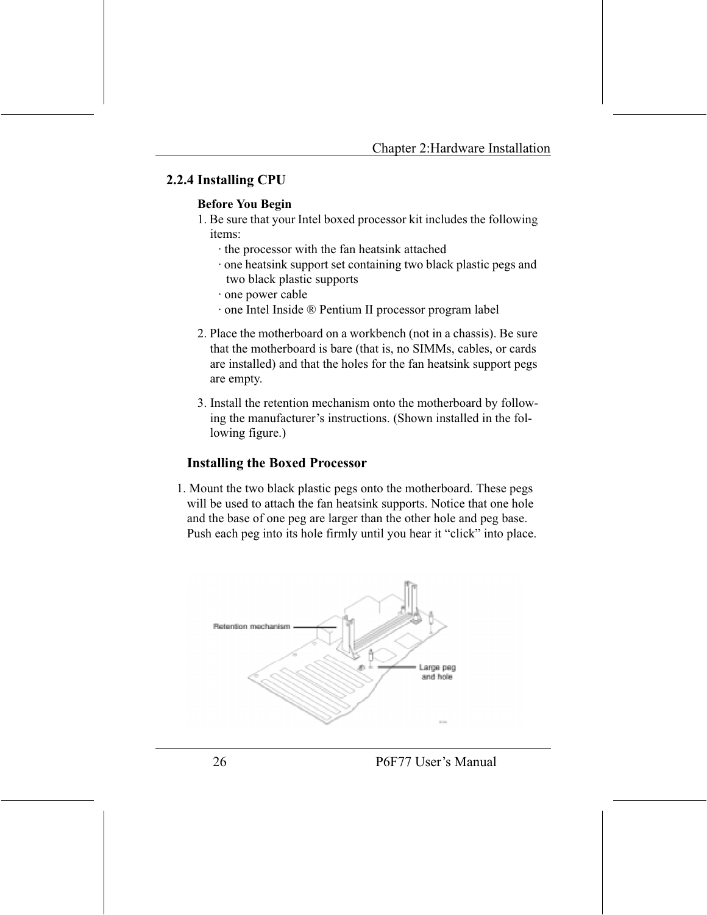## 2.2.4 Installing CPU

**Before You Begin**

1. Be sure that your Intel boxed processor kit includes the following items:
   - · the processor with the fan heatsink attached
   - · one heatsink support set containing two black plastic pegs and two black plastic supports
   - · one power cable
   - · one Intel Inside ® Pentium II processor program label
2. Place the motherboard on a workbench (not in a chassis). Be sure that the motherboard is bare (that is, no SIMMs, cables, or cards are installed) and that the holes for the fan heatsink support pegs are empty.
3. Install the retention mechanism onto the motherboard by following the manufacturer's instructions. (Shown installed in the following figure.)

### Installing the Boxed Processor

1. Mount the two black plastic pegs onto the motherboard. These pegs will be used to attach the fan heatsink supports. Notice that one hole and the base of one peg are larger than the other hole and peg base. Push each peg into its hole firmly until you hear it "click" into place.

Retention mechanism

Large peg and hole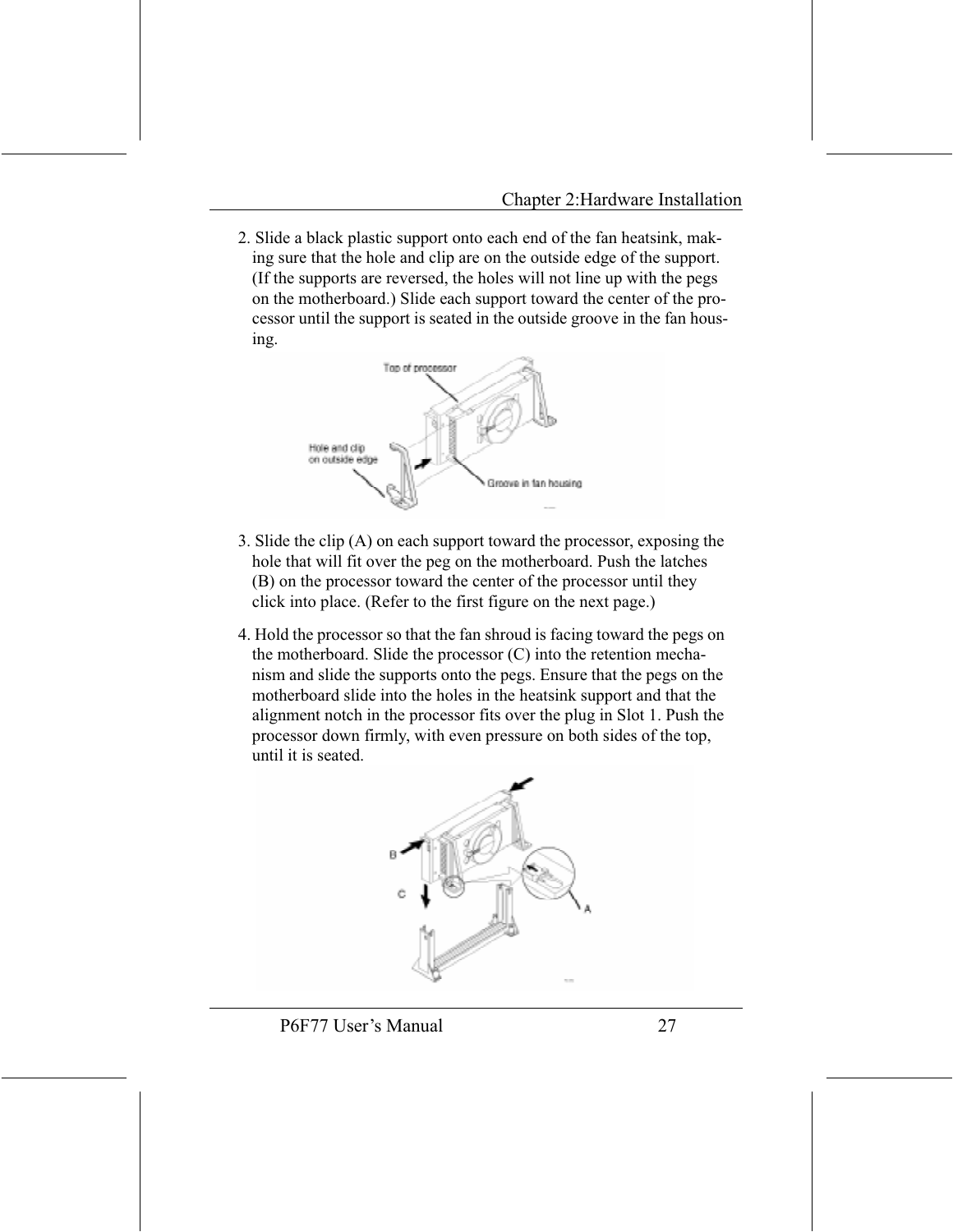2. Slide a black plastic support onto each end of the fan heatsink, making sure that the hole and clip are on the outside edge of the support. (If the supports are reversed, the holes will not line up with the pegs on the motherboard.) Slide each support toward the center of the processor until the support is seated in the outside groove in the fan housing.

3. Slide the clip (A) on each support toward the processor, exposing the hole that will fit over the peg on the motherboard. Push the latches (B) on the processor toward the center of the processor until they click into place. (Refer to the first figure on the next page.)

4. Hold the processor so that the fan shroud is facing toward the pegs on the motherboard. Slide the processor (C) into the retention mechanism and slide the supports onto the pegs. Ensure that the pegs on the motherboard slide into the holes in the heatsink support and that the alignment notch in the processor fits over the plug in Slot 1. Push the processor down firmly, with even pressure on both sides of the top, until it is seated.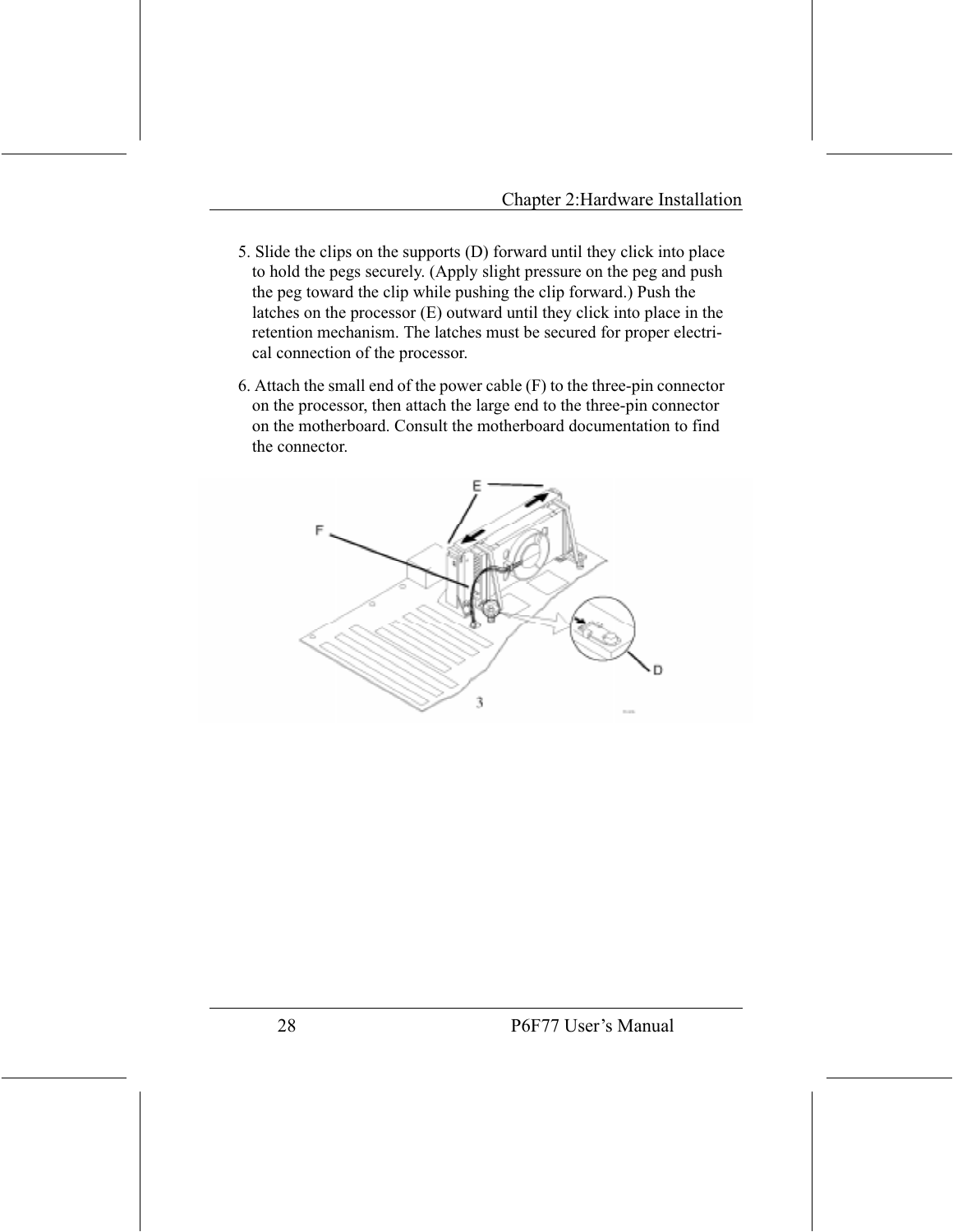5. Slide the clips on the supports (D) forward until they click into place to hold the pegs securely. (Apply slight pressure on the peg and push the peg toward the clip while pushing the clip forward.) Push the latches on the processor (E) outward until they click into place in the retention mechanism. The latches must be secured for proper electrical connection of the processor.

6. Attach the small end of the power cable (F) to the three-pin connector on the processor, then attach the large end to the three-pin connector on the motherboard. Consult the motherboard documentation to find the connector.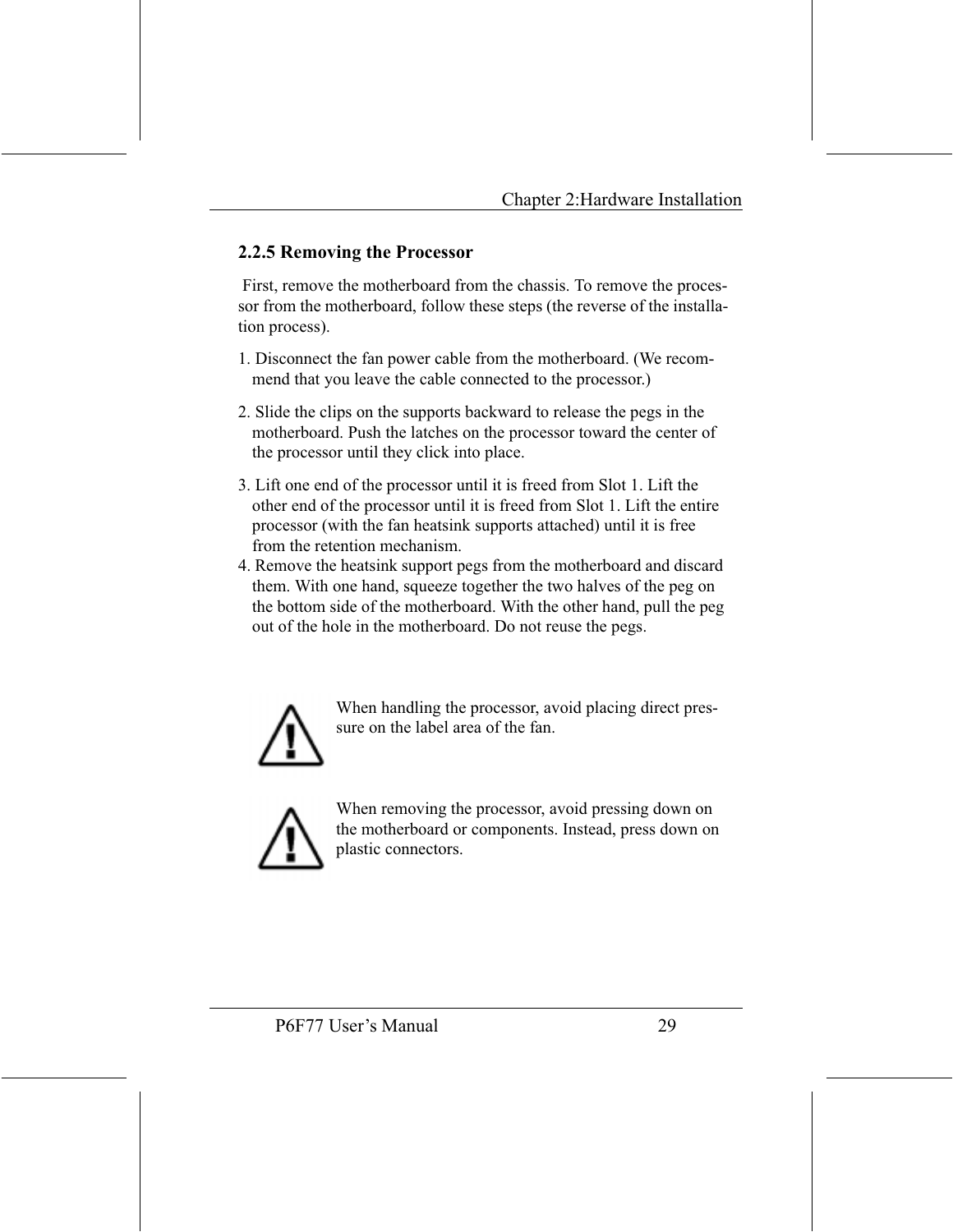### 2.2.5 Removing the Processor

First, remove the motherboard from the chassis. To remove the processor from the motherboard, follow these steps (the reverse of the installation process).

1. Disconnect the fan power cable from the motherboard. (We recommend that you leave the cable connected to the processor.)

2. Slide the clips on the supports backward to release the pegs in the motherboard. Push the latches on the processor toward the center of the processor until they click into place.

3. Lift one end of the processor until it is freed from Slot 1. Lift the other end of the processor until it is freed from Slot 1. Lift the entire processor (with the fan heatsink supports attached) until it is free from the retention mechanism.

4. Remove the heatsink support pegs from the motherboard and discard them. With one hand, squeeze together the two halves of the peg on the bottom side of the motherboard. With the other hand, pull the peg out of the hole in the motherboard. Do not reuse the pegs.

When handling the processor, avoid placing direct pressure on the label area of the fan.

When removing the processor, avoid pressing down on the motherboard or components. Instead, press down on plastic connectors.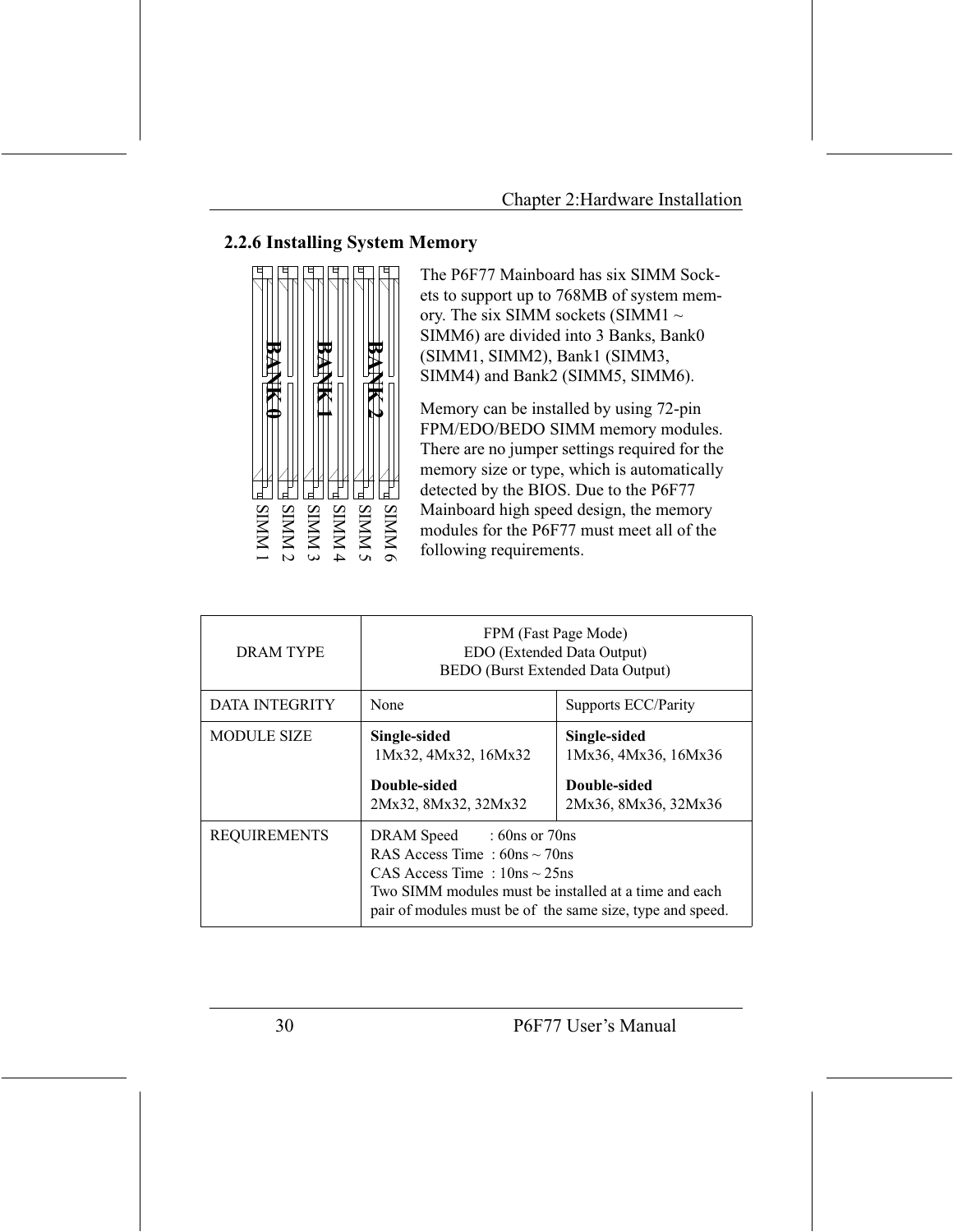## 2.2.6 Installing System Memory

BANK 0 BANK 1 BANK 2

SIMM 1 SIMM 2 SIMM 3 SIMM 4 SIMM 5 SIMM 6

The P6F77 Mainboard has six SIMM Sockets to support up to 768MB of system memory. The six SIMM sockets (SIMM1 ~ SIMM6) are divided into 3 Banks, Bank0 (SIMM1, SIMM2), Bank1 (SIMM3, SIMM4) and Bank2 (SIMM5, SIMM6).

Memory can be installed by using 72-pin FPM/EDO/BEDO SIMM memory modules. There are no jumper settings required for the memory size or type, which is automatically detected by the BIOS. Due to the P6F77 Mainboard high speed design, the memory modules for the P6F77 must meet all of the following requirements.

| DRAM TYPE | FPM (Fast Page Mode)<br>EDO (Extended Data Output)<br>BEDO (Burst Extended Data Output) | |
|---|---|---|
| DATA INTEGRITY | None | Supports ECC/Parity |
| MODULE SIZE | **Single-sided**<br>1Mx32, 4Mx32, 16Mx32<br>**Double-sided**<br>2Mx32, 8Mx32, 32Mx32 | **Single-sided**<br>1Mx36, 4Mx36, 16Mx36<br>**Double-sided**<br>2Mx36, 8Mx36, 32Mx36 |
| REQUIREMENTS | DRAM Speed : 60ns or 70ns<br>RAS Access Time : 60ns ~ 70ns<br>CAS Access Time : 10ns ~ 25ns<br>Two SIMM modules must be installed at a time and each pair of modules must be of the same size, type and speed. | |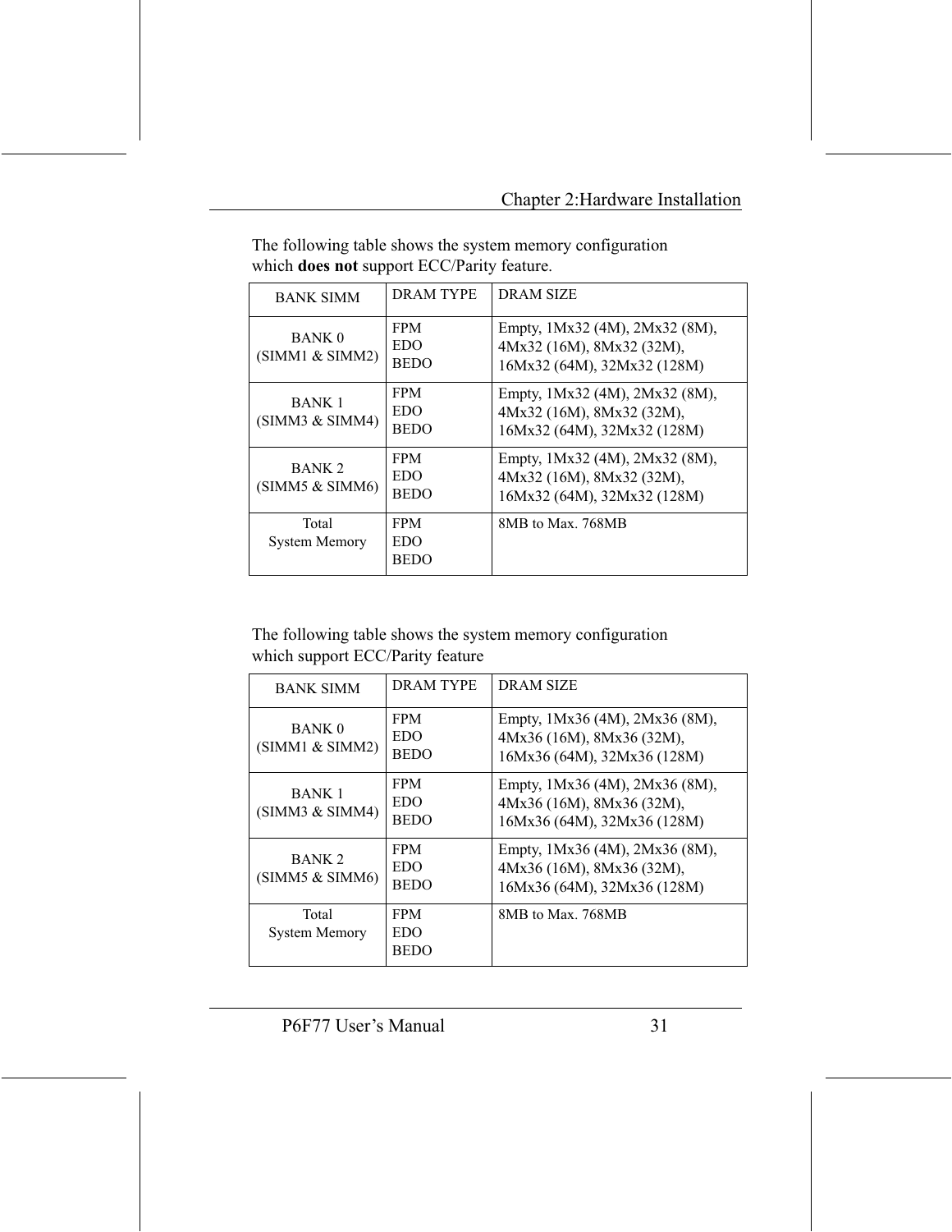The following table shows the system memory configuration which **does not** support ECC/Parity feature.

| BANK SIMM | DRAM TYPE | DRAM SIZE |
|---|---|---|
| BANK 0<br>(SIMM1 & SIMM2) | FPM<br>EDO<br>BEDO | Empty, 1Mx32 (4M), 2Mx32 (8M), 4Mx32 (16M), 8Mx32 (32M), 16Mx32 (64M), 32Mx32 (128M) |
| BANK 1<br>(SIMM3 & SIMM4) | FPM<br>EDO<br>BEDO | Empty, 1Mx32 (4M), 2Mx32 (8M), 4Mx32 (16M), 8Mx32 (32M), 16Mx32 (64M), 32Mx32 (128M) |
| BANK 2<br>(SIMM5 & SIMM6) | FPM<br>EDO<br>BEDO | Empty, 1Mx32 (4M), 2Mx32 (8M), 4Mx32 (16M), 8Mx32 (32M), 16Mx32 (64M), 32Mx32 (128M) |
| Total<br>System Memory | FPM<br>EDO<br>BEDO | 8MB to Max. 768MB |

The following table shows the system memory configuration which support ECC/Parity feature

| BANK SIMM | DRAM TYPE | DRAM SIZE |
|---|---|---|
| BANK 0<br>(SIMM1 & SIMM2) | FPM<br>EDO<br>BEDO | Empty, 1Mx36 (4M), 2Mx36 (8M), 4Mx36 (16M), 8Mx36 (32M), 16Mx36 (64M), 32Mx36 (128M) |
| BANK 1<br>(SIMM3 & SIMM4) | FPM<br>EDO<br>BEDO | Empty, 1Mx36 (4M), 2Mx36 (8M), 4Mx36 (16M), 8Mx36 (32M), 16Mx36 (64M), 32Mx36 (128M) |
| BANK 2<br>(SIMM5 & SIMM6) | FPM<br>EDO<br>BEDO | Empty, 1Mx36 (4M), 2Mx36 (8M), 4Mx36 (16M), 8Mx36 (32M), 16Mx36 (64M), 32Mx36 (128M) |
| Total<br>System Memory | FPM<br>EDO<br>BEDO | 8MB to Max. 768MB |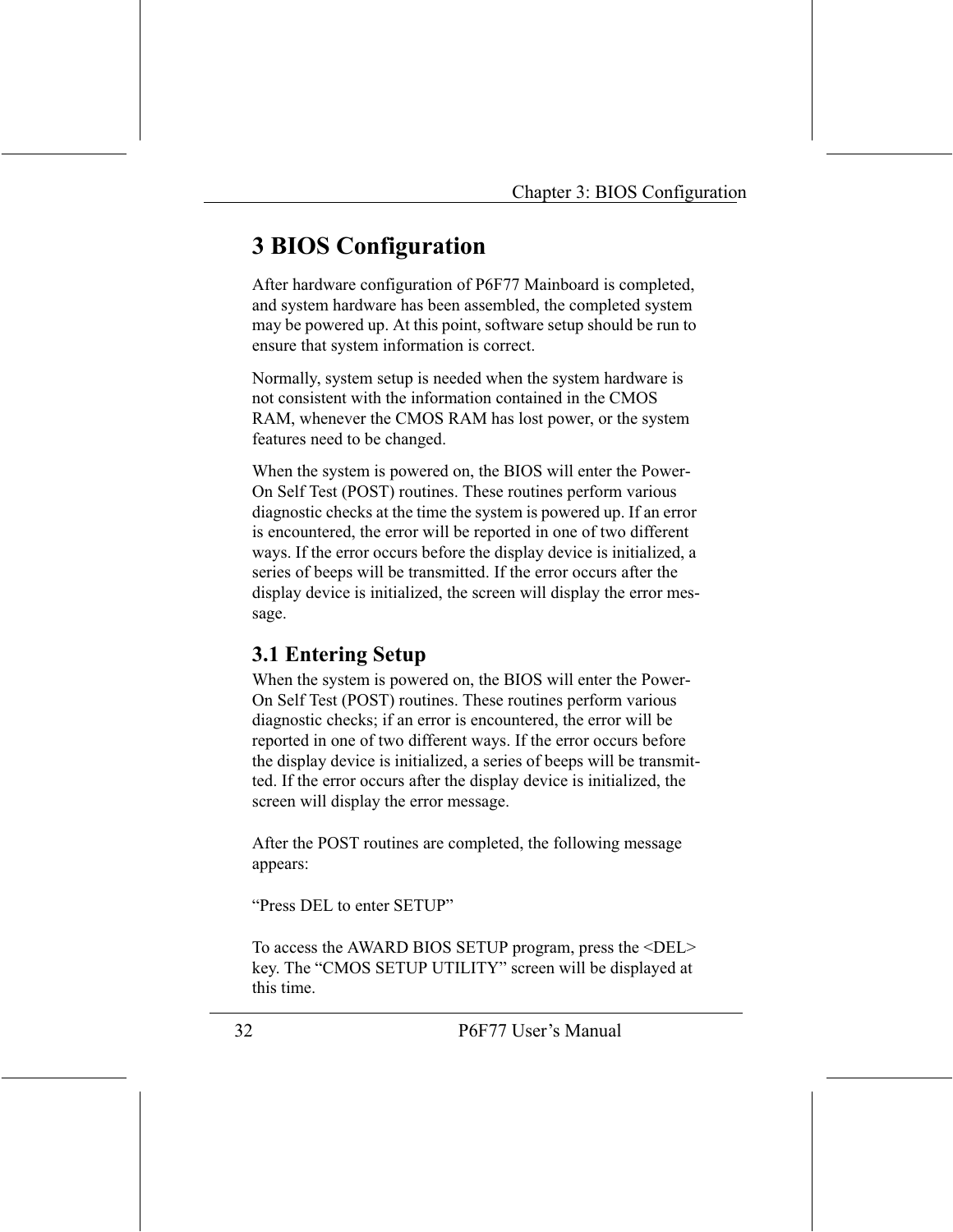# 3 BIOS Configuration

After hardware configuration of P6F77 Mainboard is completed, and system hardware has been assembled, the completed system may be powered up. At this point, software setup should be run to ensure that system information is correct.

Normally, system setup is needed when the system hardware is not consistent with the information contained in the CMOS RAM, whenever the CMOS RAM has lost power, or the system features need to be changed.

When the system is powered on, the BIOS will enter the Power-On Self Test (POST) routines. These routines perform various diagnostic checks at the time the system is powered up. If an error is encountered, the error will be reported in one of two different ways. If the error occurs before the display device is initialized, a series of beeps will be transmitted. If the error occurs after the display device is initialized, the screen will display the error message.

## 3.1 Entering Setup

When the system is powered on, the BIOS will enter the Power-On Self Test (POST) routines. These routines perform various diagnostic checks; if an error is encountered, the error will be reported in one of two different ways. If the error occurs before the display device is initialized, a series of beeps will be transmitted. If the error occurs after the display device is initialized, the screen will display the error message.

After the POST routines are completed, the following message appears:

“Press DEL to enter SETUP”

To access the AWARD BIOS SETUP program, press the <DEL> key. The “CMOS SETUP UTILITY” screen will be displayed at this time.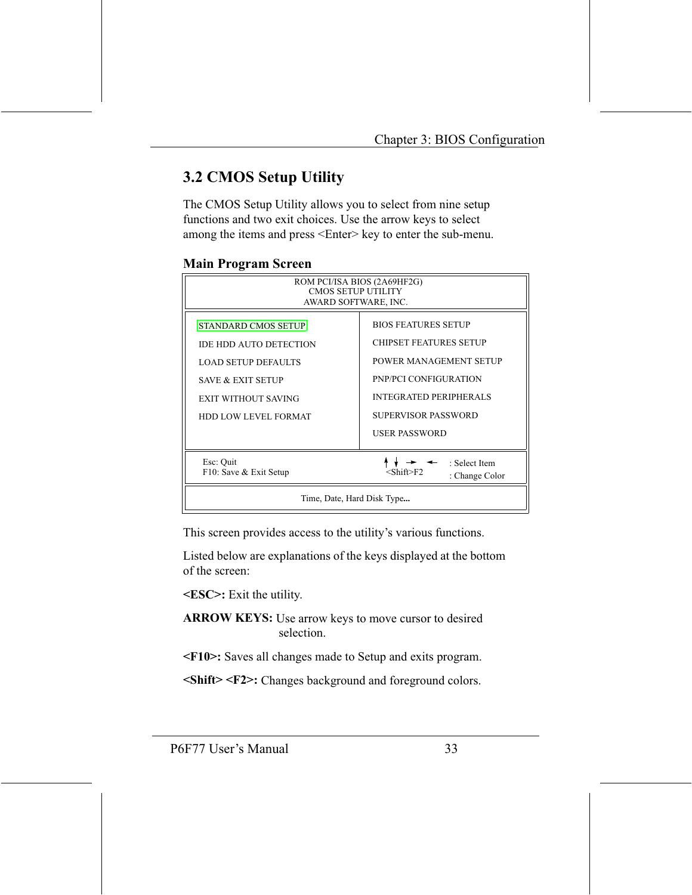## 3.2 CMOS Setup Utility

The CMOS Setup Utility allows you to select from nine setup functions and two exit choices. Use the arrow keys to select among the items and press <Enter> key to enter the sub-menu.

### Main Program Screen

```
                    ROM PCI/ISA BIOS (2A69HF2G)
                        CMOS SETUP UTILITY
                       AWARD SOFTWARE, INC.

STANDARD CMOS SETUP              BIOS FEATURES SETUP
IDE HDD AUTO DETECTION           CHIPSET FEATURES SETUP
LOAD SETUP DEFAULTS              POWER MANAGEMENT SETUP
SAVE & EXIT SETUP                PNP/PCI CONFIGURATION
EXIT WITHOUT SAVING              INTEGRATED PERIPHERALS
HDD LOW LEVEL FORMAT             SUPERVISOR PASSWORD
                                 USER PASSWORD

Esc: Quit                                ↑ ↓ → ←     : Select Item
F10: Save & Exit Setup                   <Shift>F2   : Change Color

                     Time, Date, Hard Disk Type...
```

This screen provides access to the utility's various functions.

Listed below are explanations of the keys displayed at the bottom of the screen:

**<ESC>:** Exit the utility.

**ARROW KEYS:** Use arrow keys to move cursor to desired selection.

**<F10>:** Saves all changes made to Setup and exits program.

**<Shift> <F2>:** Changes background and foreground colors.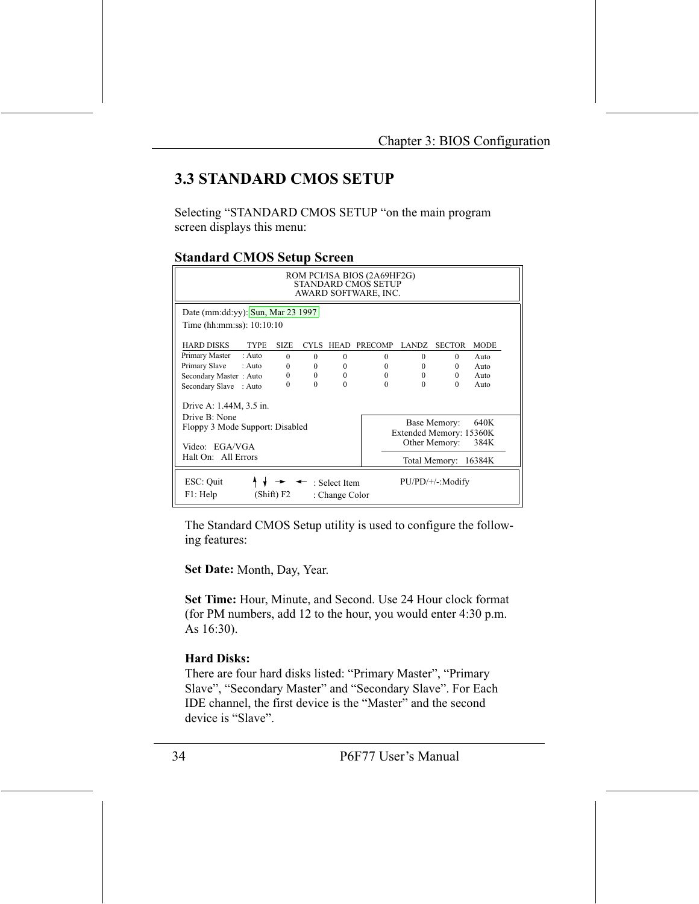## 3.3 STANDARD CMOS SETUP

Selecting “STANDARD CMOS SETUP “on the main program screen displays this menu:

**Standard CMOS Setup Screen**

```
                        ROM PCI/ISA BIOS (2A69HF2G)
                           STANDARD CMOS SETUP
                          AWARD SOFTWARE, INC.

Date (mm:dd:yy): Sun, Mar 23 1997
Time (hh:mm:ss): 10:10:10

HARD DISKS        TYPE   SIZE  CYLS  HEAD  PRECOMP  LANDZ  SECTOR  MODE
Primary Master   : Auto   0     0     0       0       0      0     Auto
Primary Slave    : Auto   0     0     0       0       0      0     Auto
Secondary Master : Auto   0     0     0       0       0      0     Auto
Secondary Slave  : Auto   0     0     0       0       0      0     Auto

Drive A: 1.44M, 3.5 in.
Drive B: None                                 Base Memory:      640K
Floppy 3 Mode Support: Disabled           Extended Memory: 15360K
                                             Other Memory:      384K
Video:   EGA/VGA
Halt On:   All Errors                         Total Memory:   16384K

ESC: Quit      ↑ ↓ → ←   : Select Item        PU/PD/+/-:Modify
F1: Help       (Shift) F2 : Change Color
```

The Standard CMOS Setup utility is used to configure the following features:

**Set Date:** Month, Day, Year.

**Set Time:** Hour, Minute, and Second. Use 24 Hour clock format (for PM numbers, add 12 to the hour, you would enter 4:30 p.m. As 16:30).

**Hard Disks:**
There are four hard disks listed: “Primary Master”, “Primary Slave”, “Secondary Master” and “Secondary Slave”. For Each IDE channel, the first device is the “Master” and the second device is “Slave”.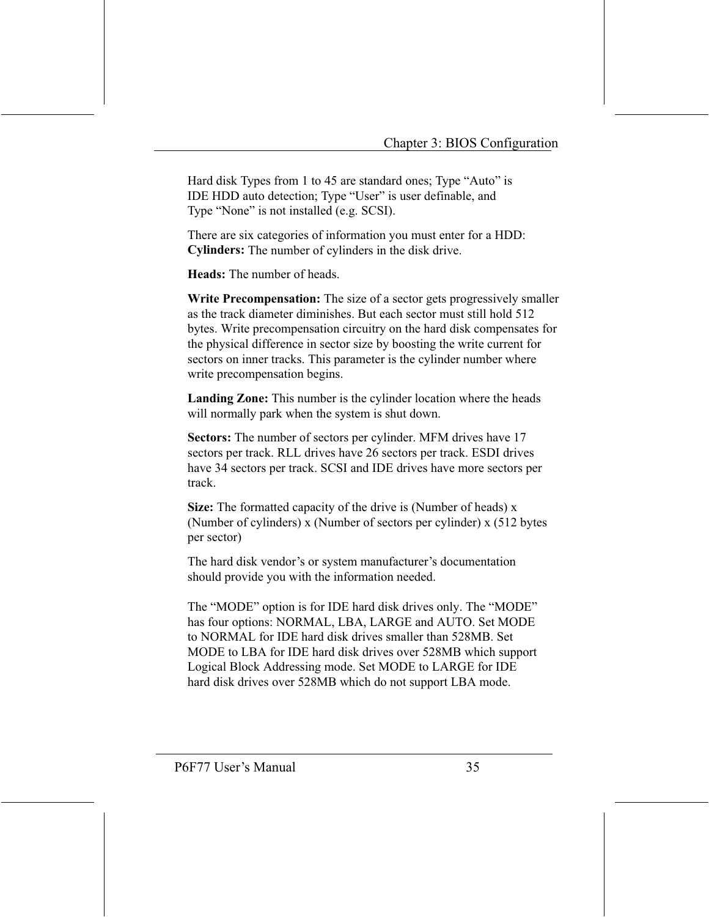Hard disk Types from 1 to 45 are standard ones; Type “Auto” is IDE HDD auto detection; Type “User” is user definable, and Type “None” is not installed (e.g. SCSI).

There are six categories of information you must enter for a HDD:
**Cylinders:** The number of cylinders in the disk drive.

**Heads:** The number of heads.

**Write Precompensation:** The size of a sector gets progressively smaller as the track diameter diminishes. But each sector must still hold 512 bytes. Write precompensation circuitry on the hard disk compensates for the physical difference in sector size by boosting the write current for sectors on inner tracks. This parameter is the cylinder number where write precompensation begins.

**Landing Zone:** This number is the cylinder location where the heads will normally park when the system is shut down.

**Sectors:** The number of sectors per cylinder. MFM drives have 17 sectors per track. RLL drives have 26 sectors per track. ESDI drives have 34 sectors per track. SCSI and IDE drives have more sectors per track.

**Size:** The formatted capacity of the drive is (Number of heads) x (Number of cylinders) x (Number of sectors per cylinder) x (512 bytes per sector)

The hard disk vendor’s or system manufacturer’s documentation should provide you with the information needed.

The “MODE” option is for IDE hard disk drives only. The “MODE” has four options: NORMAL, LBA, LARGE and AUTO. Set MODE to NORMAL for IDE hard disk drives smaller than 528MB. Set MODE to LBA for IDE hard disk drives over 528MB which support Logical Block Addressing mode. Set MODE to LARGE for IDE hard disk drives over 528MB which do not support LBA mode.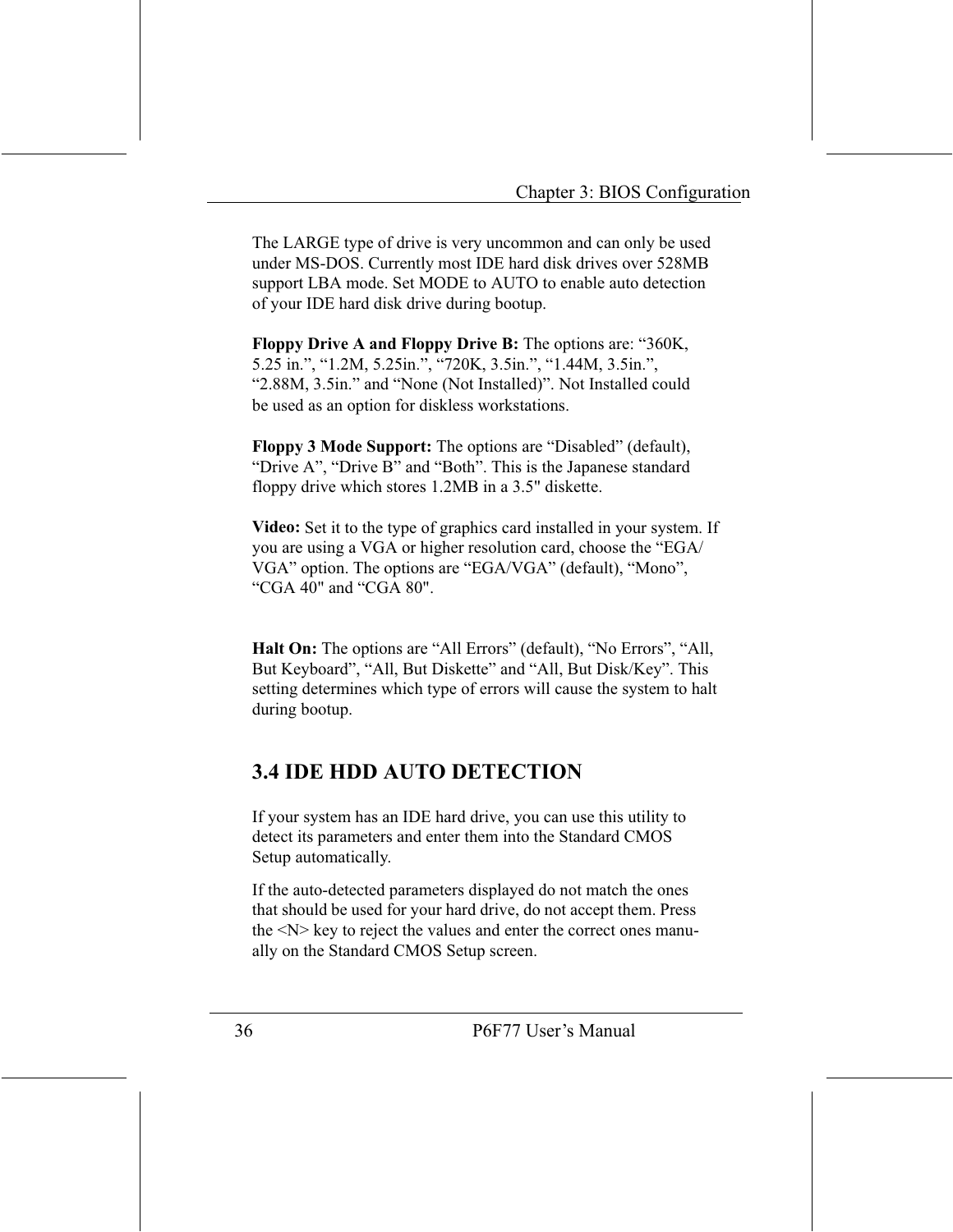The LARGE type of drive is very uncommon and can only be used under MS-DOS. Currently most IDE hard disk drives over 528MB support LBA mode. Set MODE to AUTO to enable auto detection of your IDE hard disk drive during bootup.

**Floppy Drive A and Floppy Drive B:** The options are: “360K, 5.25 in.”, “1.2M, 5.25in.”, “720K, 3.5in.”, “1.44M, 3.5in.”, “2.88M, 3.5in.” and “None (Not Installed)”. Not Installed could be used as an option for diskless workstations.

**Floppy 3 Mode Support:** The options are “Disabled” (default), “Drive A”, “Drive B” and “Both”. This is the Japanese standard floppy drive which stores 1.2MB in a 3.5" diskette.

**Video:** Set it to the type of graphics card installed in your system. If you are using a VGA or higher resolution card, choose the “EGA/VGA” option. The options are “EGA/VGA” (default), “Mono”, “CGA 40" and “CGA 80".

**Halt On:** The options are “All Errors” (default), “No Errors”, “All, But Keyboard”, “All, But Diskette” and “All, But Disk/Key”. This setting determines which type of errors will cause the system to halt during bootup.

## 3.4 IDE HDD AUTO DETECTION

If your system has an IDE hard drive, you can use this utility to detect its parameters and enter them into the Standard CMOS Setup automatically.

If the auto-detected parameters displayed do not match the ones that should be used for your hard drive, do not accept them. Press the <N> key to reject the values and enter the correct ones manually on the Standard CMOS Setup screen.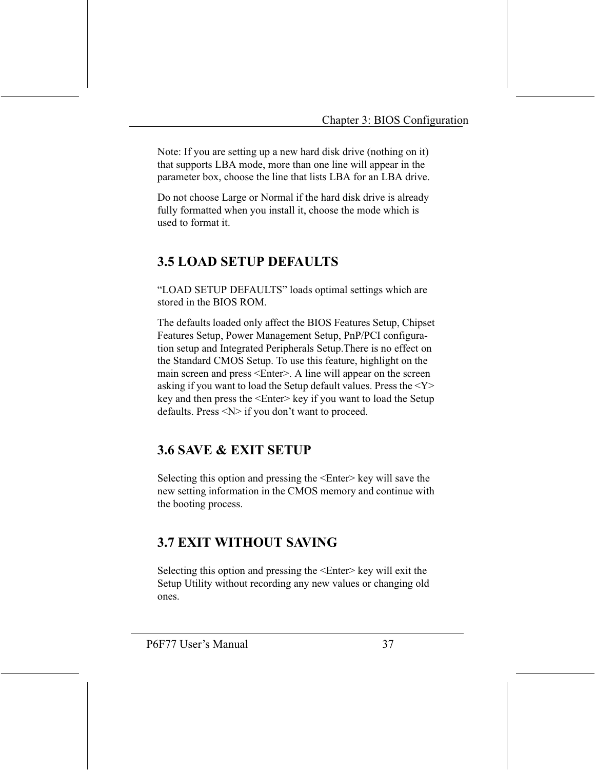Note: If you are setting up a new hard disk drive (nothing on it) that supports LBA mode, more than one line will appear in the parameter box, choose the line that lists LBA for an LBA drive.

Do not choose Large or Normal if the hard disk drive is already fully formatted when you install it, choose the mode which is used to format it.

## 3.5 LOAD SETUP DEFAULTS

"LOAD SETUP DEFAULTS" loads optimal settings which are stored in the BIOS ROM.

The defaults loaded only affect the BIOS Features Setup, Chipset Features Setup, Power Management Setup, PnP/PCI configuration setup and Integrated Peripherals Setup.There is no effect on the Standard CMOS Setup. To use this feature, highlight on the main screen and press <Enter>. A line will appear on the screen asking if you want to load the Setup default values. Press the <Y> key and then press the <Enter> key if you want to load the Setup defaults. Press <N> if you don't want to proceed.

## 3.6 SAVE & EXIT SETUP

Selecting this option and pressing the <Enter> key will save the new setting information in the CMOS memory and continue with the booting process.

## 3.7 EXIT WITHOUT SAVING

Selecting this option and pressing the <Enter> key will exit the Setup Utility without recording any new values or changing old ones.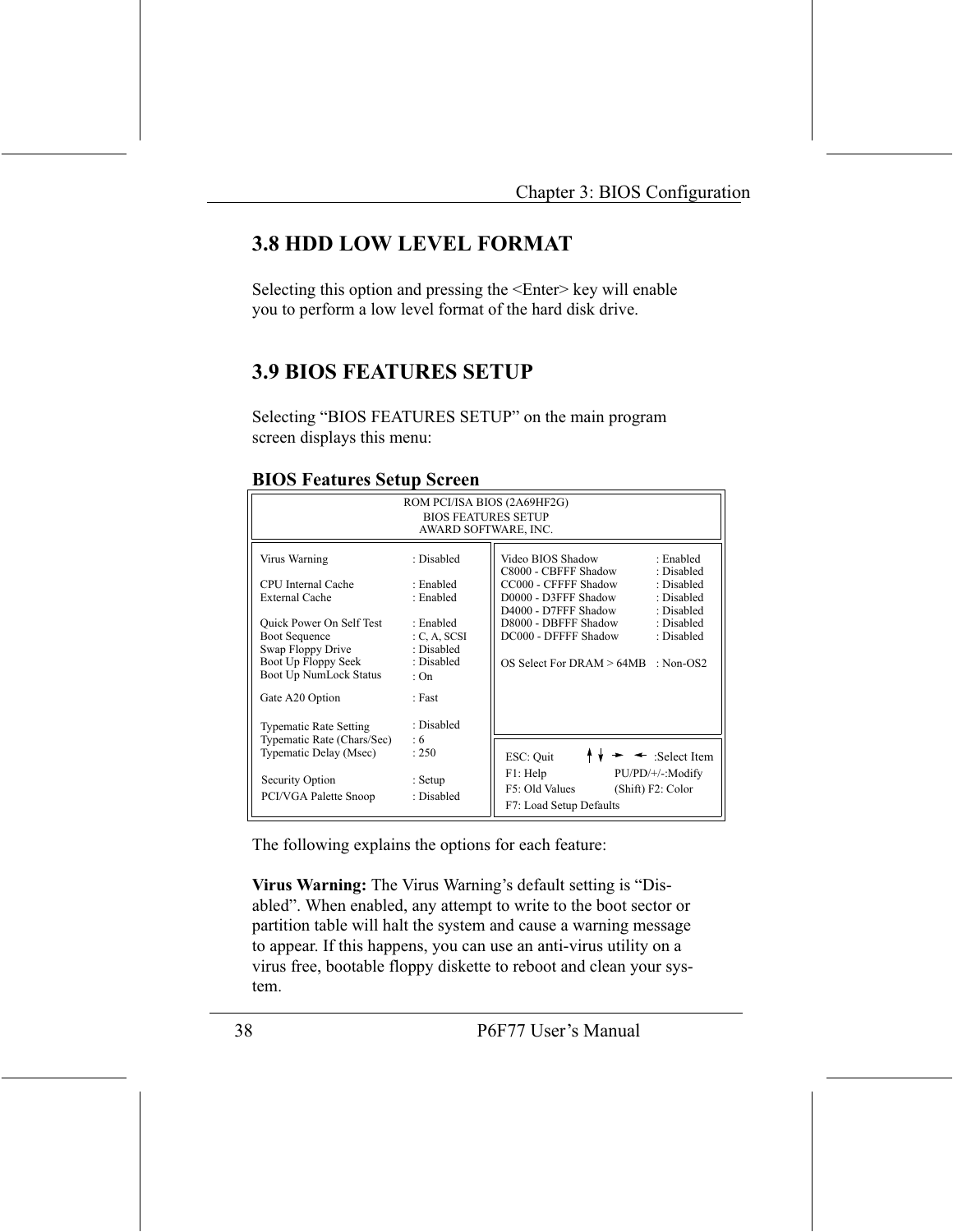## 3.8 HDD LOW LEVEL FORMAT

Selecting this option and pressing the <Enter> key will enable you to perform a low level format of the hard disk drive.

## 3.9 BIOS FEATURES SETUP

Selecting “BIOS FEATURES SETUP” on the main program screen displays this menu:

**BIOS Features Setup Screen**

```
ROM PCI/ISA BIOS (2A69HF2G)
BIOS FEATURES SETUP
AWARD SOFTWARE, INC.

Virus Warning                 : Disabled     Video BIOS Shadow          : Enabled
                                             C8000 - CBFFF Shadow       : Disabled
CPU Internal Cache            : Enabled      CC000 - CFFFF Shadow       : Disabled
External Cache                : Enabled      D0000 - D3FFF Shadow       : Disabled
                                             D4000 - D7FFF Shadow       : Disabled
Quick Power On Self Test      : Enabled      D8000 - DBFFF Shadow       : Disabled
Boot Sequence                 : C, A, SCSI   DC000 - DFFFF Shadow       : Disabled
Swap Floppy Drive             : Disabled
Boot Up Floppy Seek           : Disabled     OS Select For DRAM > 64MB  : Non-OS2
Boot Up NumLock Status        : On

Gate A20 Option               : Fast

Typematic Rate Setting        : Disabled
Typematic Rate (Chars/Sec)    : 6
Typematic Delay (Msec)        : 250          ESC: Quit      ↑↓ → ←  :Select Item
                                             F1: Help          PU/PD/+/-:Modify
Security Option               : Setup        F5: Old Values    (Shift) F2: Color
PCI/VGA Palette Snoop         : Disabled     F7: Load Setup Defaults
```

The following explains the options for each feature:

**Virus Warning:** The Virus Warning’s default setting is “Disabled”. When enabled, any attempt to write to the boot sector or partition table will halt the system and cause a warning message to appear. If this happens, you can use an anti-virus utility on a virus free, bootable floppy diskette to reboot and clean your system.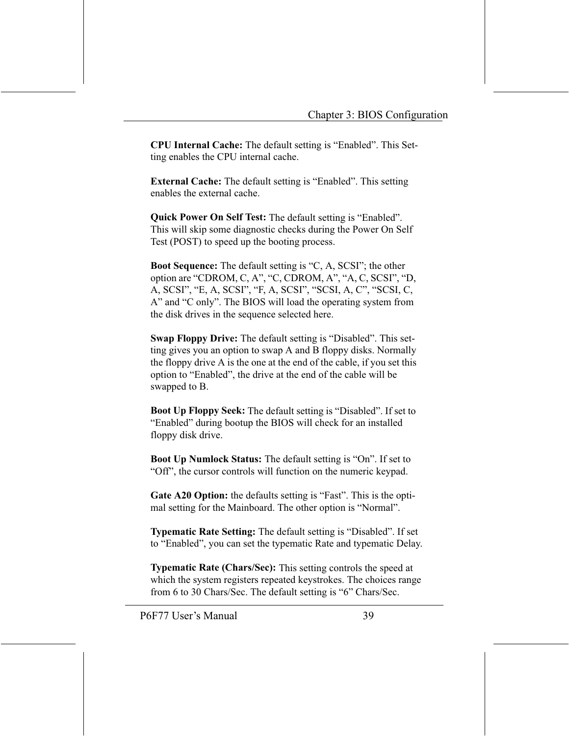**CPU Internal Cache:** The default setting is “Enabled”. This Setting enables the CPU internal cache.

**External Cache:** The default setting is “Enabled”. This setting enables the external cache.

**Quick Power On Self Test:** The default setting is “Enabled”. This will skip some diagnostic checks during the Power On Self Test (POST) to speed up the booting process.

**Boot Sequence:** The default setting is “C, A, SCSI”; the other option are “CDROM, C, A”, “C, CDROM, A”, “A, C, SCSI”, “D, A, SCSI”, “E, A, SCSI”, “F, A, SCSI”, “SCSI, A, C”, “SCSI, C, A” and “C only”. The BIOS will load the operating system from the disk drives in the sequence selected here.

**Swap Floppy Drive:** The default setting is “Disabled”. This setting gives you an option to swap A and B floppy disks. Normally the floppy drive A is the one at the end of the cable, if you set this option to “Enabled”, the drive at the end of the cable will be swapped to B.

**Boot Up Floppy Seek:** The default setting is “Disabled”. If set to “Enabled” during bootup the BIOS will check for an installed floppy disk drive.

**Boot Up Numlock Status:** The default setting is “On”. If set to “Off”, the cursor controls will function on the numeric keypad.

**Gate A20 Option:** the defaults setting is “Fast”. This is the optimal setting for the Mainboard. The other option is “Normal”.

**Typematic Rate Setting:** The default setting is “Disabled”. If set to “Enabled”, you can set the typematic Rate and typematic Delay.

**Typematic Rate (Chars/Sec):** This setting controls the speed at which the system registers repeated keystrokes. The choices range from 6 to 30 Chars/Sec. The default setting is “6” Chars/Sec.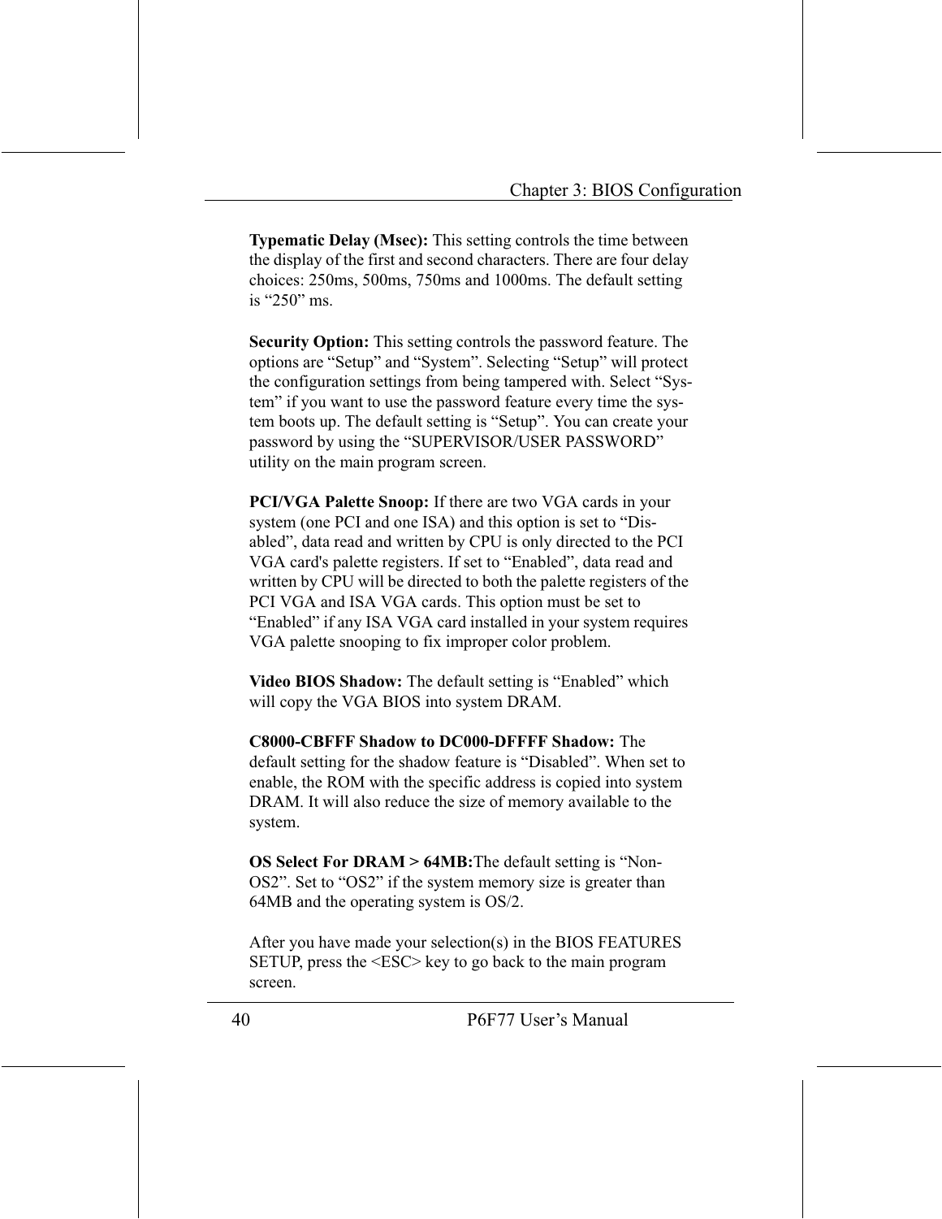**Typematic Delay (Msec):** This setting controls the time between the display of the first and second characters. There are four delay choices: 250ms, 500ms, 750ms and 1000ms. The default setting is “250” ms.

**Security Option:** This setting controls the password feature. The options are “Setup” and “System”. Selecting “Setup” will protect the configuration settings from being tampered with. Select “System” if you want to use the password feature every time the system boots up. The default setting is “Setup”. You can create your password by using the “SUPERVISOR/USER PASSWORD” utility on the main program screen.

**PCI/VGA Palette Snoop:** If there are two VGA cards in your system (one PCI and one ISA) and this option is set to “Disabled”, data read and written by CPU is only directed to the PCI VGA card's palette registers. If set to “Enabled”, data read and written by CPU will be directed to both the palette registers of the PCI VGA and ISA VGA cards. This option must be set to “Enabled” if any ISA VGA card installed in your system requires VGA palette snooping to fix improper color problem.

**Video BIOS Shadow:** The default setting is “Enabled” which will copy the VGA BIOS into system DRAM.

**C8000-CBFFF Shadow to DC000-DFFFF Shadow:** The default setting for the shadow feature is “Disabled”. When set to enable, the ROM with the specific address is copied into system DRAM. It will also reduce the size of memory available to the system.

**OS Select For DRAM > 64MB:**The default setting is “Non-OS2”. Set to “OS2” if the system memory size is greater than 64MB and the operating system is OS/2.

After you have made your selection(s) in the BIOS FEATURES SETUP, press the <ESC> key to go back to the main program screen.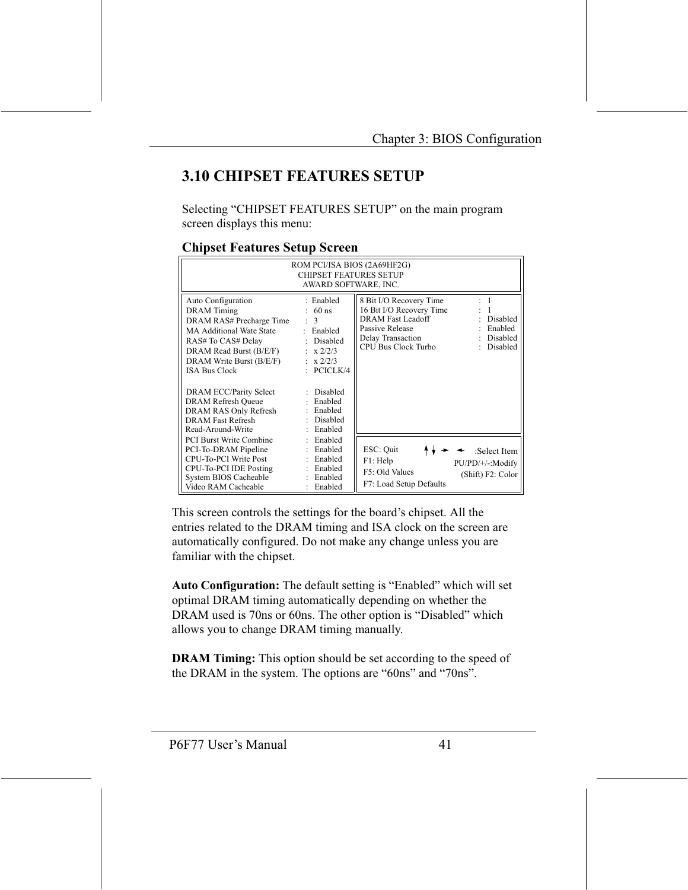## 3.10 CHIPSET FEATURES SETUP

Selecting "CHIPSET FEATURES SETUP" on the main program screen displays this menu:

**Chipset Features Setup Screen**

```
                    ROM PCI/ISA BIOS (2A69HF2G)
                      CHIPSET FEATURES SETUP
                       AWARD SOFTWARE, INC.

Auto Configuration        : Enabled     8 Bit I/O Recovery Time    : 1
DRAM Timing               : 60 ns       16 Bit I/O Recovery Time   : 1
DRAM RAS# Precharge Time  : 3           DRAM Fast Leadoff          : Disabled
MA Additional Wate State  : Enabled     Passive Release            : Enabled
RAS# To CAS# Delay        : Disabled    Delay Transaction          : Disabled
DRAM Read Burst (B/E/F)   : x 2/2/3     CPU Bus Clock Turbo        : Disabled
DRAM Write Burst (B/E/F)  : x 2/2/3
ISA Bus Clock             : PCICLK/4

DRAM ECC/Parity Select    : Disabled
DRAM Refresh Queue        : Enabled
DRAM RAS Only Refresh     : Enabled
DRAM Fast Refresh         : Disabled
Read-Around-Write         : Enabled
PCI Burst Write Combine   : Enabled     ESC: Quit      ↑↓→←  :Select Item
PCI-To-DRAM Pipeline      : Enabled     F1: Help        PU/PD/+/-:Modify
CPU-To-PCI Write Post     : Enabled     F5: Old Values   (Shift) F2: Color
CPU-To-PCI IDE Posting    : Enabled     F7: Load Setup Defaults
System BIOS Cacheable     : Enabled
Video RAM Cacheable       : Enabled
```

This screen controls the settings for the board's chipset. All the entries related to the DRAM timing and ISA clock on the screen are automatically configured. Do not make any change unless you are familiar with the chipset.

**Auto Configuration:** The default setting is "Enabled" which will set optimal DRAM timing automatically depending on whether the DRAM used is 70ns or 60ns. The other option is "Disabled" which allows you to change DRAM timing manually.

**DRAM Timing:** This option should be set according to the speed of the DRAM in the system. The options are "60ns" and "70ns".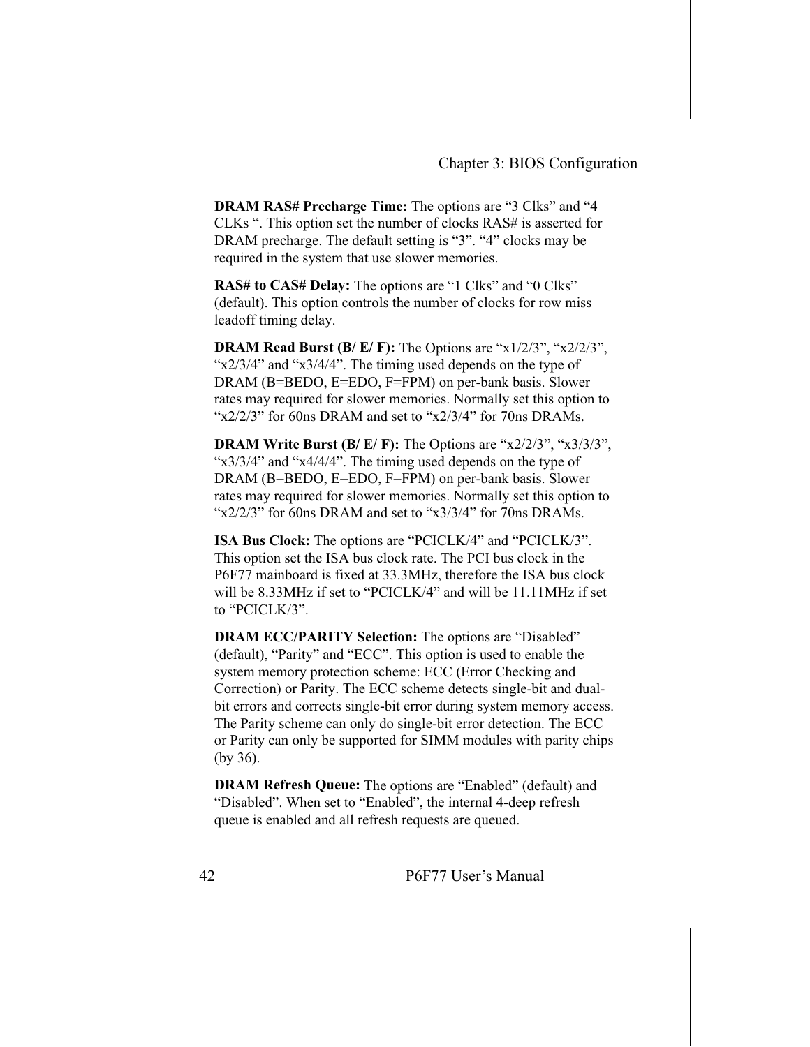**DRAM RAS# Precharge Time:** The options are “3 Clks” and “4 CLKs “. This option set the number of clocks RAS# is asserted for DRAM precharge. The default setting is “3”. “4” clocks may be required in the system that use slower memories.

**RAS# to CAS# Delay:** The options are “1 Clks” and “0 Clks” (default). This option controls the number of clocks for row miss leadoff timing delay.

**DRAM Read Burst (B/ E/ F):** The Options are “x1/2/3”, “x2/2/3”, “x2/3/4” and “x3/4/4”. The timing used depends on the type of DRAM (B=BEDO, E=EDO, F=FPM) on per-bank basis. Slower rates may required for slower memories. Normally set this option to “x2/2/3” for 60ns DRAM and set to “x2/3/4” for 70ns DRAMs.

**DRAM Write Burst (B/ E/ F):** The Options are “x2/2/3”, “x3/3/3”, “x3/3/4” and “x4/4/4”. The timing used depends on the type of DRAM (B=BEDO, E=EDO, F=FPM) on per-bank basis. Slower rates may required for slower memories. Normally set this option to “x2/2/3” for 60ns DRAM and set to “x3/3/4” for 70ns DRAMs.

**ISA Bus Clock:** The options are “PCICLK/4” and “PCICLK/3”. This option set the ISA bus clock rate. The PCI bus clock in the P6F77 mainboard is fixed at 33.3MHz, therefore the ISA bus clock will be 8.33MHz if set to “PCICLK/4” and will be 11.11MHz if set to “PCICLK/3”.

**DRAM ECC/PARITY Selection:** The options are “Disabled” (default), “Parity” and “ECC”. This option is used to enable the system memory protection scheme: ECC (Error Checking and Correction) or Parity. The ECC scheme detects single-bit and dual-bit errors and corrects single-bit error during system memory access. The Parity scheme can only do single-bit error detection. The ECC or Parity can only be supported for SIMM modules with parity chips (by 36).

**DRAM Refresh Queue:** The options are “Enabled” (default) and “Disabled”. When set to “Enabled”, the internal 4-deep refresh queue is enabled and all refresh requests are queued.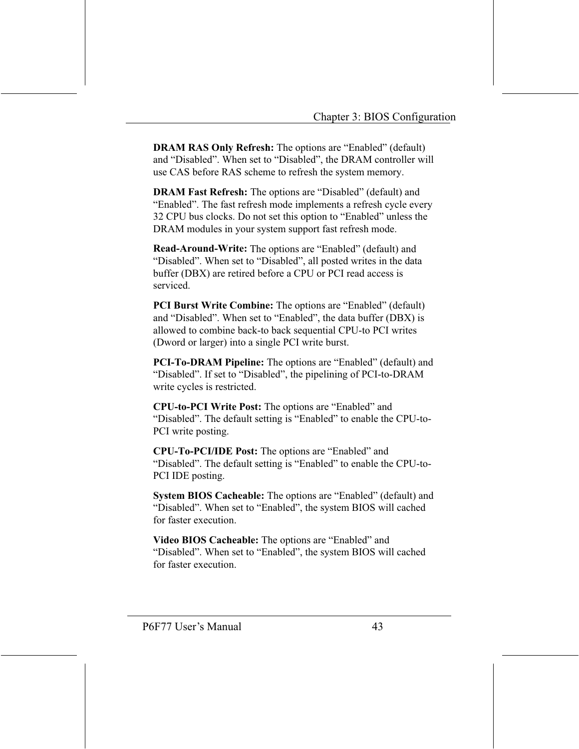**DRAM RAS Only Refresh:** The options are “Enabled” (default) and “Disabled”. When set to “Disabled”, the DRAM controller will use CAS before RAS scheme to refresh the system memory.

**DRAM Fast Refresh:** The options are “Disabled” (default) and “Enabled”. The fast refresh mode implements a refresh cycle every 32 CPU bus clocks. Do not set this option to “Enabled” unless the DRAM modules in your system support fast refresh mode.

**Read-Around-Write:** The options are “Enabled” (default) and “Disabled”. When set to “Disabled”, all posted writes in the data buffer (DBX) are retired before a CPU or PCI read access is serviced.

**PCI Burst Write Combine:** The options are “Enabled” (default) and “Disabled”. When set to “Enabled”, the data buffer (DBX) is allowed to combine back-to back sequential CPU-to PCI writes (Dword or larger) into a single PCI write burst.

**PCI-To-DRAM Pipeline:** The options are “Enabled” (default) and “Disabled”. If set to “Disabled”, the pipelining of PCI-to-DRAM write cycles is restricted.

**CPU-to-PCI Write Post:** The options are “Enabled” and “Disabled”. The default setting is “Enabled” to enable the CPU-to-PCI write posting.

**CPU-To-PCI/IDE Post:** The options are “Enabled” and “Disabled”. The default setting is “Enabled” to enable the CPU-to-PCI IDE posting.

**System BIOS Cacheable:** The options are “Enabled” (default) and “Disabled”. When set to “Enabled”, the system BIOS will cached for faster execution.

**Video BIOS Cacheable:** The options are “Enabled” and “Disabled”. When set to “Enabled”, the system BIOS will cached for faster execution.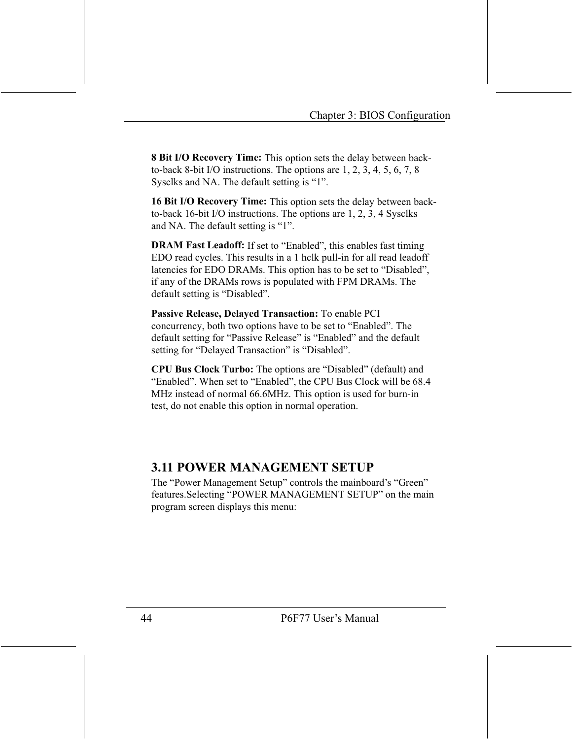**8 Bit I/O Recovery Time:** This option sets the delay between back-to-back 8-bit I/O instructions. The options are 1, 2, 3, 4, 5, 6, 7, 8 Sysclks and NA. The default setting is “1”.

**16 Bit I/O Recovery Time:** This option sets the delay between back-to-back 16-bit I/O instructions. The options are 1, 2, 3, 4 Sysclks and NA. The default setting is “1”.

**DRAM Fast Leadoff:** If set to “Enabled”, this enables fast timing EDO read cycles. This results in a 1 hclk pull-in for all read leadoff latencies for EDO DRAMs. This option has to be set to “Disabled”, if any of the DRAMs rows is populated with FPM DRAMs. The default setting is “Disabled”.

**Passive Release, Delayed Transaction:** To enable PCI concurrency, both two options have to be set to “Enabled”. The default setting for “Passive Release” is “Enabled” and the default setting for “Delayed Transaction” is “Disabled”.

**CPU Bus Clock Turbo:** The options are “Disabled” (default) and “Enabled”. When set to “Enabled”, the CPU Bus Clock will be 68.4 MHz instead of normal 66.6MHz. This option is used for burn-in test, do not enable this option in normal operation.

## 3.11 POWER MANAGEMENT SETUP

The “Power Management Setup” controls the mainboard’s “Green” features.Selecting “POWER MANAGEMENT SETUP” on the main program screen displays this menu: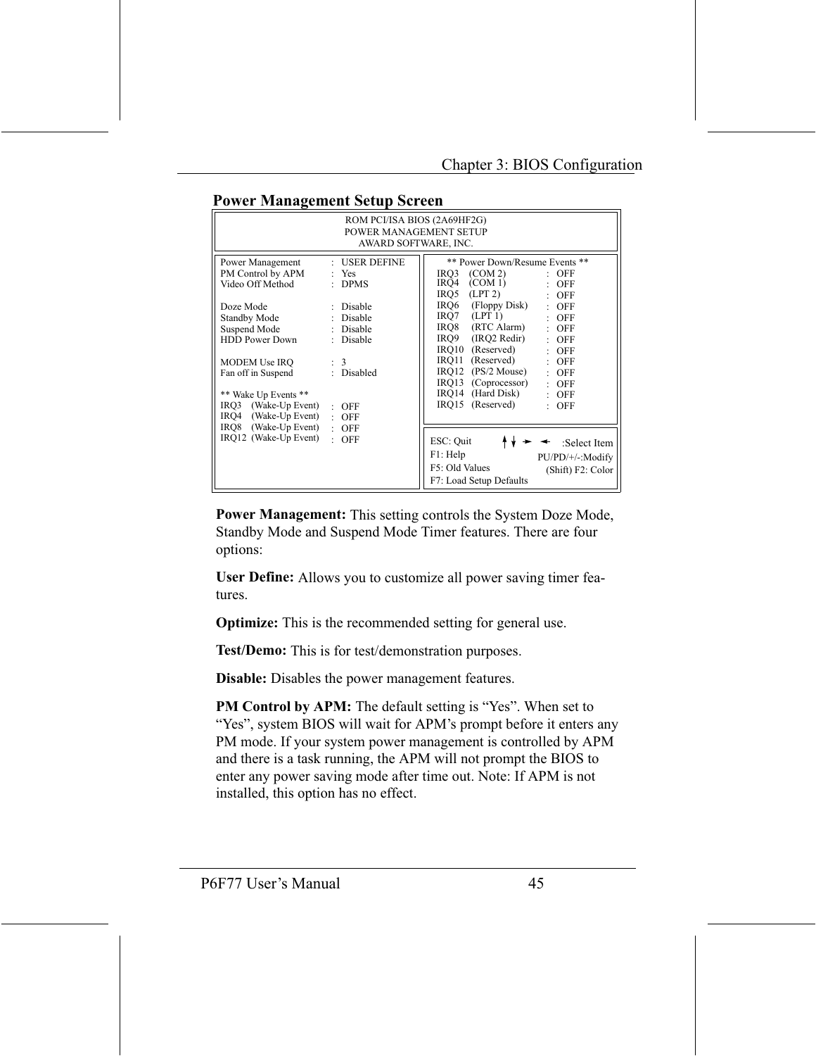## Power Management Setup Screen

```
                         ROM PCI/ISA BIOS (2A69HF2G)
                         POWER MANAGEMENT SETUP
                           AWARD SOFTWARE, INC.

Power Management     : USER DEFINE      ** Power Down/Resume Events **
PM Control by APM    : Yes              IRQ3   (COM 2)        : OFF
Video Off Method     : DPMS             IRQ4   (COM 1)        : OFF
                                        IRQ5   (LPT 2)        : OFF
Doze Mode            : Disable          IRQ6   (Floppy Disk)  : OFF
Standby Mode         : Disable          IRQ7   (LPT 1)        : OFF
Suspend Mode         : Disable          IRQ8   (RTC Alarm)    : OFF
HDD Power Down       : Disable          IRQ9   (IRQ2 Redir)   : OFF
                                        IRQ10  (Reserved)     : OFF
MODEM Use IRQ        : 3                IRQ11  (Reserved)     : OFF
Fan off in Suspend   : Disabled         IRQ12  (PS/2 Mouse)   : OFF
                                        IRQ13  (Coprocessor)  : OFF
** Wake Up Events **                    IRQ14  (Hard Disk)    : OFF
IRQ3   (Wake-Up Event) : OFF            IRQ15  (Reserved)     : OFF
IRQ4   (Wake-Up Event) : OFF
IRQ8   (Wake-Up Event) : OFF            ESC: Quit        ↑↓→←  :Select Item
IRQ12  (Wake-Up Event) : OFF            F1: Help           PU/PD/+/-:Modify
                                        F5: Old Values     (Shift) F2: Color
                                        F7: Load Setup Defaults
```

**Power Management:** This setting controls the System Doze Mode, Standby Mode and Suspend Mode Timer features. There are four options:

**User Define:** Allows you to customize all power saving timer features.

**Optimize:** This is the recommended setting for general use.

**Test/Demo:** This is for test/demonstration purposes.

**Disable:** Disables the power management features.

**PM Control by APM:** The default setting is "Yes". When set to "Yes", system BIOS will wait for APM's prompt before it enters any PM mode. If your system power management is controlled by APM and there is a task running, the APM will not prompt the BIOS to enter any power saving mode after time out. Note: If APM is not installed, this option has no effect.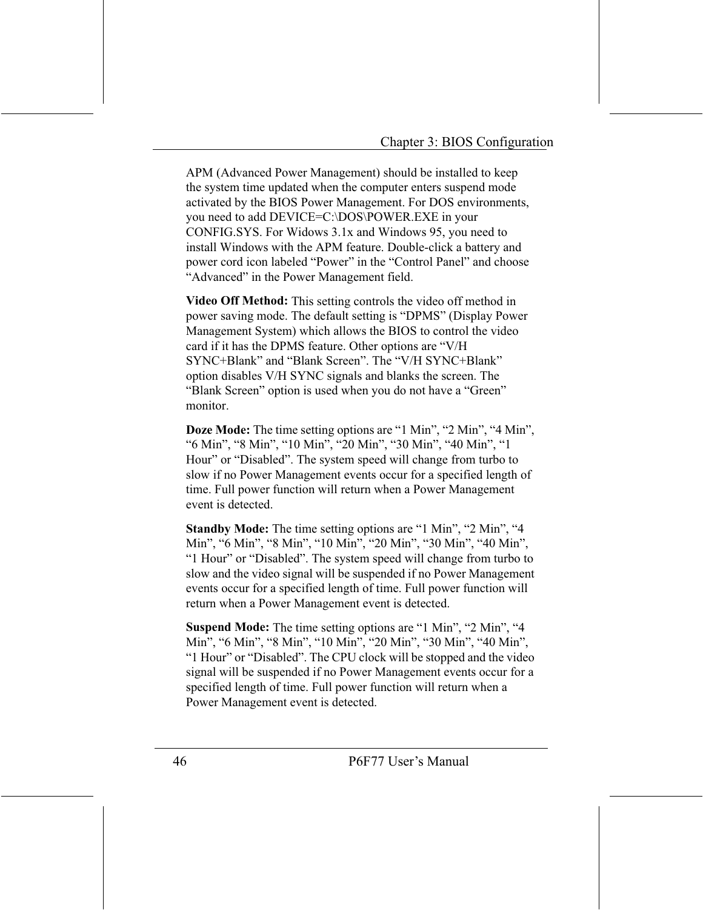APM (Advanced Power Management) should be installed to keep the system time updated when the computer enters suspend mode activated by the BIOS Power Management. For DOS environments, you need to add DEVICE=C:\DOS\POWER.EXE in your CONFIG.SYS. For Widows 3.1x and Windows 95, you need to install Windows with the APM feature. Double-click a battery and power cord icon labeled “Power” in the “Control Panel” and choose “Advanced” in the Power Management field.

**Video Off Method:** This setting controls the video off method in power saving mode. The default setting is “DPMS” (Display Power Management System) which allows the BIOS to control the video card if it has the DPMS feature. Other options are “V/H SYNC+Blank” and “Blank Screen”. The “V/H SYNC+Blank” option disables V/H SYNC signals and blanks the screen. The “Blank Screen” option is used when you do not have a “Green” monitor.

**Doze Mode:** The time setting options are “1 Min”, “2 Min”, “4 Min”, “6 Min”, “8 Min”, “10 Min”, “20 Min”, “30 Min”, “40 Min”, “1 Hour” or “Disabled”. The system speed will change from turbo to slow if no Power Management events occur for a specified length of time. Full power function will return when a Power Management event is detected.

**Standby Mode:** The time setting options are “1 Min”, “2 Min”, “4 Min”, “6 Min”, “8 Min”, “10 Min”, “20 Min”, “30 Min”, “40 Min”, “1 Hour” or “Disabled”. The system speed will change from turbo to slow and the video signal will be suspended if no Power Management events occur for a specified length of time. Full power function will return when a Power Management event is detected.

**Suspend Mode:** The time setting options are “1 Min”, “2 Min”, “4 Min”, “6 Min”, “8 Min”, “10 Min”, “20 Min”, “30 Min”, “40 Min”, “1 Hour” or “Disabled”. The CPU clock will be stopped and the video signal will be suspended if no Power Management events occur for a specified length of time. Full power function will return when a Power Management event is detected.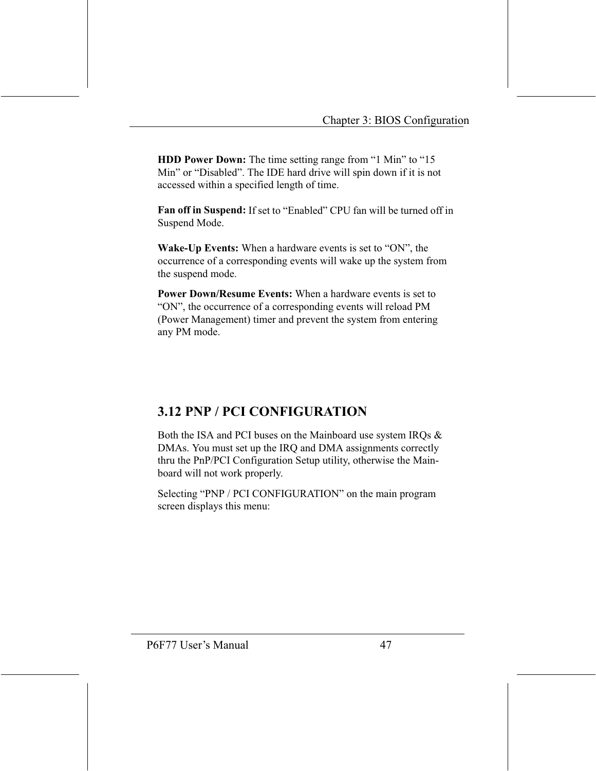**HDD Power Down:** The time setting range from “1 Min” to “15 Min” or “Disabled”. The IDE hard drive will spin down if it is not accessed within a specified length of time.

**Fan off in Suspend:** If set to “Enabled” CPU fan will be turned off in Suspend Mode.

**Wake-Up Events:** When a hardware events is set to “ON”, the occurrence of a corresponding events will wake up the system from the suspend mode.

**Power Down/Resume Events:** When a hardware events is set to “ON”, the occurrence of a corresponding events will reload PM (Power Management) timer and prevent the system from entering any PM mode.

## 3.12 PNP / PCI CONFIGURATION

Both the ISA and PCI buses on the Mainboard use system IRQs & DMAs. You must set up the IRQ and DMA assignments correctly thru the PnP/PCI Configuration Setup utility, otherwise the Mainboard will not work properly.

Selecting “PNP / PCI CONFIGURATION” on the main program screen displays this menu: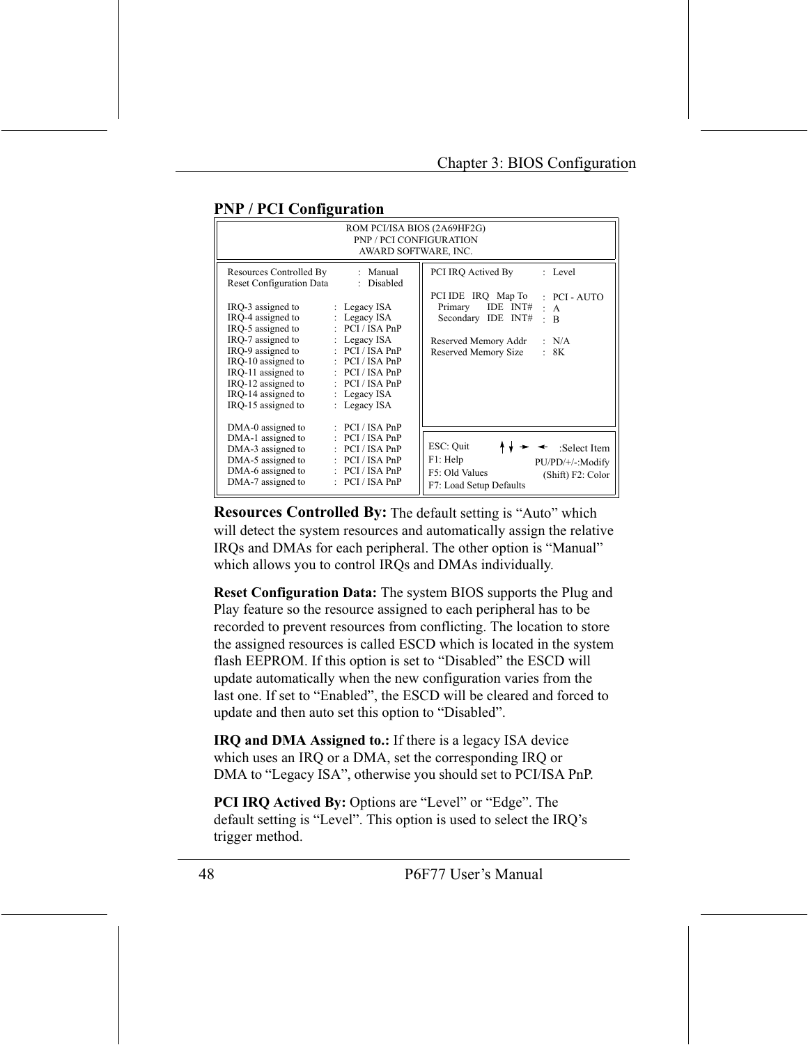## PNP / PCI Configuration

```
                        ROM PCI/ISA BIOS (2A69HF2G)
                          PNP / PCI CONFIGURATION
                           AWARD SOFTWARE, INC.

Resources Controlled By      : Manual      PCI IRQ Actived By      : Level
Reset Configuration Data     : Disabled
                                           PCI IDE   IRQ   Map To  : PCI - AUTO
IRQ-3 assigned to    : Legacy ISA            Primary     IDE  INT# : A
IRQ-4 assigned to    : Legacy ISA            Secondary   IDE  INT# : B
IRQ-5 assigned to    : PCI / ISA PnP
IRQ-7 assigned to    : Legacy ISA          Reserved Memory Addr    : N/A
IRQ-9 assigned to    : PCI / ISA PnP       Reserved Memory Size    : 8K
IRQ-10 assigned to   : PCI / ISA PnP
IRQ-11 assigned to   : PCI / ISA PnP
IRQ-12 assigned to   : PCI / ISA PnP
IRQ-14 assigned to   : Legacy ISA
IRQ-15 assigned to   : Legacy ISA

DMA-0 assigned to    : PCI / ISA PnP
DMA-1 assigned to    : PCI / ISA PnP       ESC: Quit        ↑↓→←  :Select Item
DMA-3 assigned to    : PCI / ISA PnP       F1: Help          PU/PD/+/-:Modify
DMA-5 assigned to    : PCI / ISA PnP       F5: Old Values    (Shift) F2: Color
DMA-6 assigned to    : PCI / ISA PnP       F7: Load Setup Defaults
DMA-7 assigned to    : PCI / ISA PnP
```

**Resources Controlled By:** The default setting is "Auto" which will detect the system resources and automatically assign the relative IRQs and DMAs for each peripheral. The other option is "Manual" which allows you to control IRQs and DMAs individually.

**Reset Configuration Data:** The system BIOS supports the Plug and Play feature so the resource assigned to each peripheral has to be recorded to prevent resources from conflicting. The location to store the assigned resources is called ESCD which is located in the system flash EEPROM. If this option is set to "Disabled" the ESCD will update automatically when the new configuration varies from the last one. If set to "Enabled", the ESCD will be cleared and forced to update and then auto set this option to "Disabled".

**IRQ and DMA Assigned to.:** If there is a legacy ISA device which uses an IRQ or a DMA, set the corresponding IRQ or DMA to "Legacy ISA", otherwise you should set to PCI/ISA PnP.

**PCI IRQ Actived By:** Options are "Level" or "Edge". The default setting is "Level". This option is used to select the IRQ's trigger method.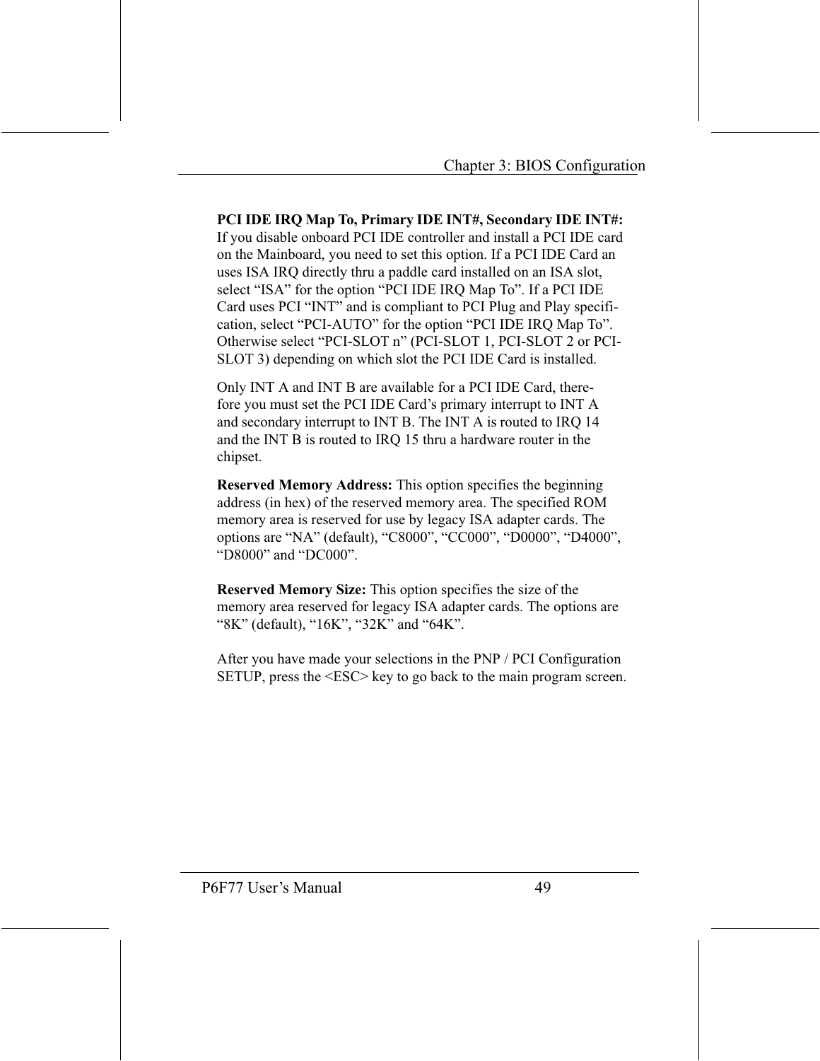**PCI IDE IRQ Map To, Primary IDE INT#, Secondary IDE INT#:** If you disable onboard PCI IDE controller and install a PCI IDE card on the Mainboard, you need to set this option. If a PCI IDE Card an uses ISA IRQ directly thru a paddle card installed on an ISA slot, select "ISA" for the option "PCI IDE IRQ Map To". If a PCI IDE Card uses PCI "INT" and is compliant to PCI Plug and Play specification, select "PCI-AUTO" for the option "PCI IDE IRQ Map To". Otherwise select "PCI-SLOT n" (PCI-SLOT 1, PCI-SLOT 2 or PCI-SLOT 3) depending on which slot the PCI IDE Card is installed.

Only INT A and INT B are available for a PCI IDE Card, therefore you must set the PCI IDE Card's primary interrupt to INT A and secondary interrupt to INT B. The INT A is routed to IRQ 14 and the INT B is routed to IRQ 15 thru a hardware router in the chipset.

**Reserved Memory Address:** This option specifies the beginning address (in hex) of the reserved memory area. The specified ROM memory area is reserved for use by legacy ISA adapter cards. The options are "NA" (default), "C8000", "CC000", "D0000", "D4000", "D8000" and "DC000".

**Reserved Memory Size:** This option specifies the size of the memory area reserved for legacy ISA adapter cards. The options are "8K" (default), "16K", "32K" and "64K".

After you have made your selections in the PNP / PCI Configuration SETUP, press the <ESC> key to go back to the main program screen.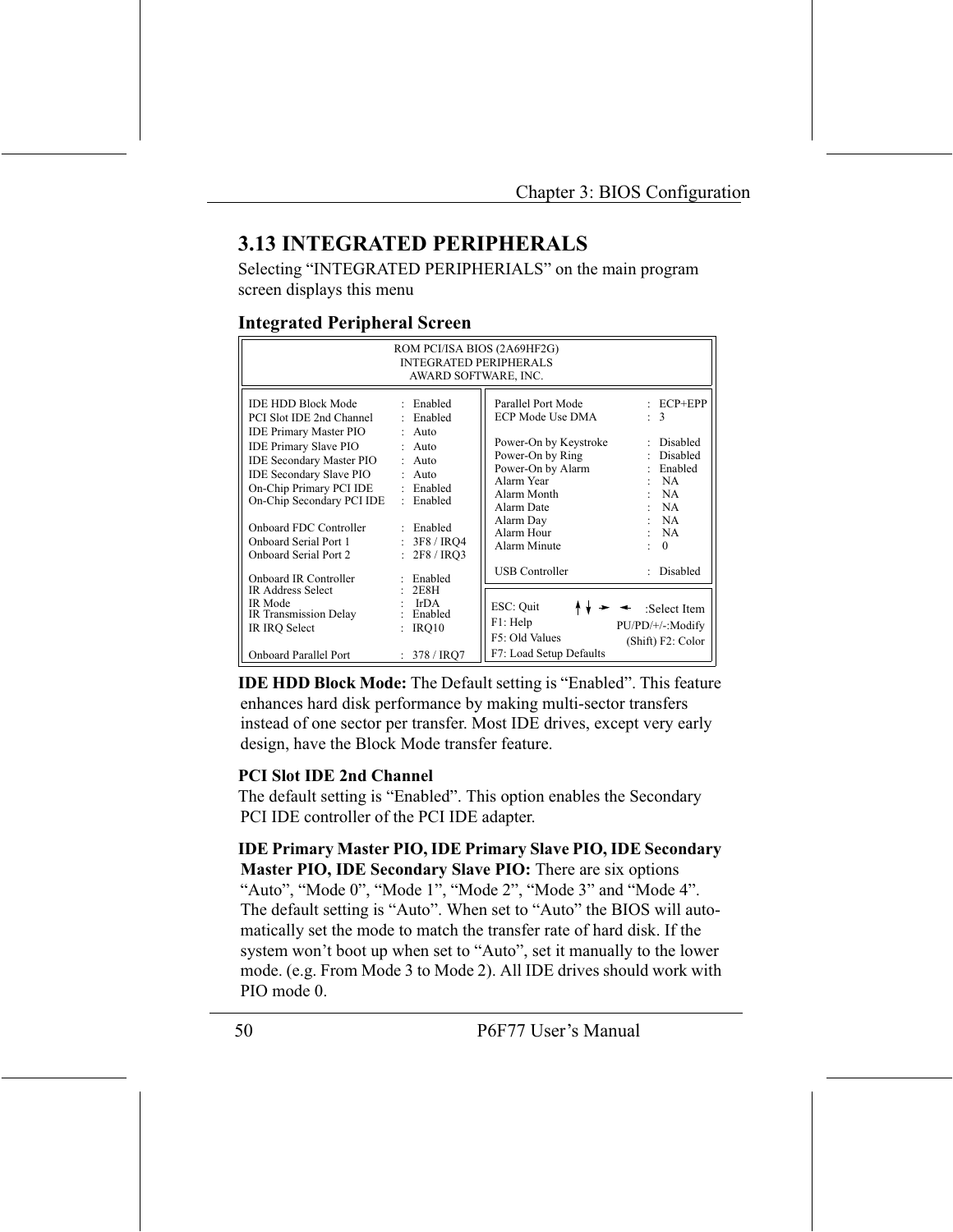## 3.13 INTEGRATED PERIPHERALS

Selecting "INTEGRATED PERIPHERIALS" on the main program screen displays this menu

### Integrated Peripheral Screen

```
ROM PCI/ISA BIOS (2A69HF2G)
INTEGRATED PERIPHERALS
AWARD SOFTWARE, INC.

IDE HDD Block Mode          : Enabled        Parallel Port Mode       : ECP+EPP
PCI Slot IDE 2nd Channel    : Enabled        ECP Mode Use DMA         : 3
IDE Primary Master PIO      : Auto
IDE Primary Slave PIO       : Auto           Power-On by Keystroke    : Disabled
IDE Secondary Master PIO    : Auto           Power-On by Ring         : Disabled
IDE Secondary Slave PIO     : Auto           Power-On by Alarm        : Enabled
On-Chip Primary PCI IDE     : Enabled        Alarm Year               : NA
On-Chip Secondary PCI IDE   : Enabled        Alarm Month              : NA
                                             Alarm Date               : NA
Onboard FDC Controller      : Enabled        Alarm Day                : NA
Onboard Serial Port 1       : 3F8 / IRQ4     Alarm Hour               : NA
Onboard Serial Port 2       : 2F8 / IRQ3     Alarm Minute             : 0

Onboard IR Controller       : Enabled        USB Controller           : Disabled
IR Address Select           : 2E8H
IR Mode                     : IrDA           ESC: Quit     ↑↓→←  :Select Item
IR Transmission Delay       : Enabled        F1: Help        PU/PD/+/-:Modify
IR IRQ Select               : IRQ10          F5: Old Values   (Shift) F2: Color
                                             F7: Load Setup Defaults
Onboard Parallel Port       : 378 / IRQ7
```

**IDE HDD Block Mode:** The Default setting is "Enabled". This feature enhances hard disk performance by making multi-sector transfers instead of one sector per transfer. Most IDE drives, except very early design, have the Block Mode transfer feature.

**PCI Slot IDE 2nd Channel**

The default setting is "Enabled". This option enables the Secondary PCI IDE controller of the PCI IDE adapter.

**IDE Primary Master PIO, IDE Primary Slave PIO, IDE Secondary Master PIO, IDE Secondary Slave PIO:** There are six options "Auto", "Mode 0", "Mode 1", "Mode 2", "Mode 3" and "Mode 4". The default setting is "Auto". When set to "Auto" the BIOS will automatically set the mode to match the transfer rate of hard disk. If the system won't boot up when set to "Auto", set it manually to the lower mode. (e.g. From Mode 3 to Mode 2). All IDE drives should work with PIO mode 0.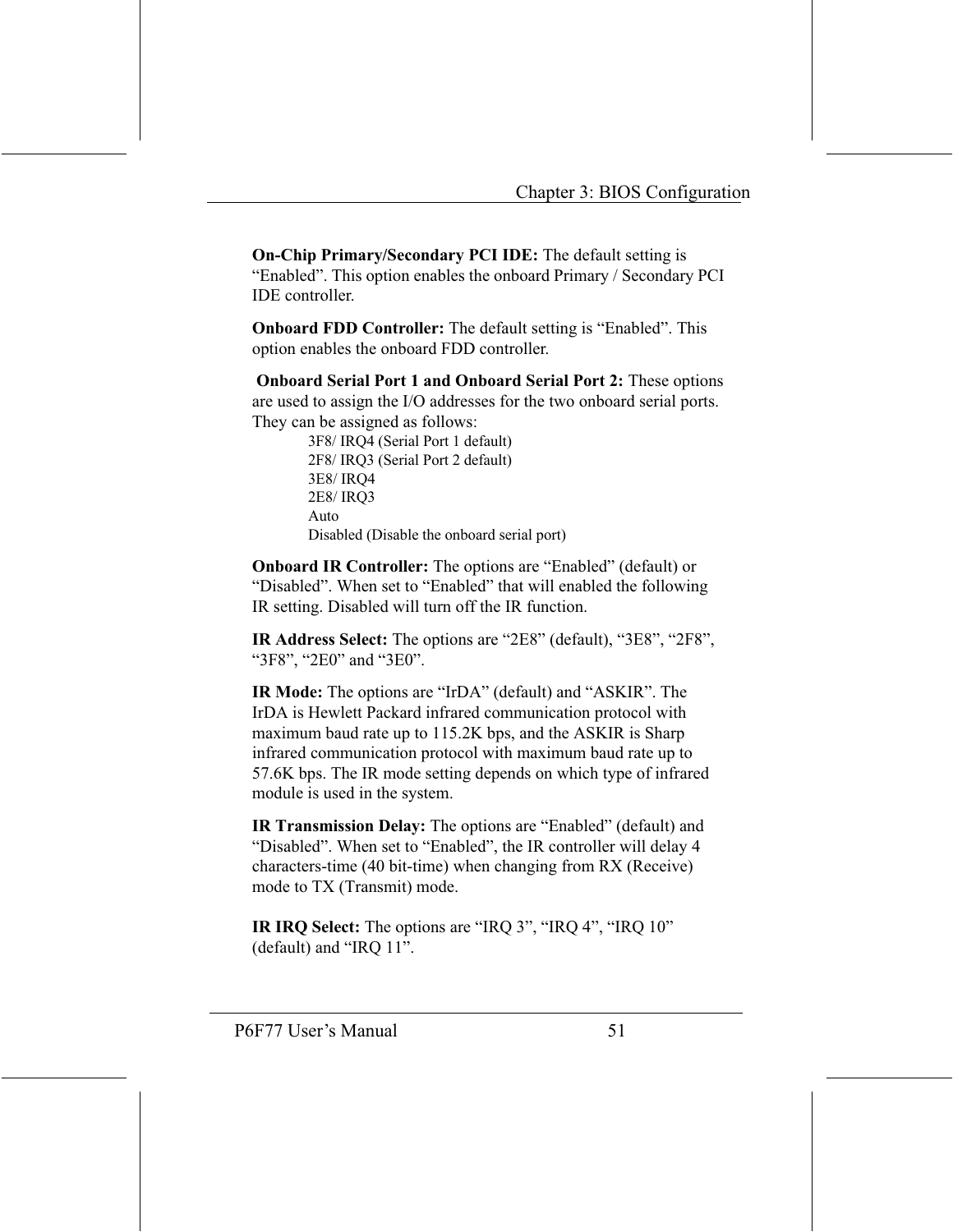**On-Chip Primary/Secondary PCI IDE:** The default setting is "Enabled". This option enables the onboard Primary / Secondary PCI IDE controller.

**Onboard FDD Controller:** The default setting is "Enabled". This option enables the onboard FDD controller.

**Onboard Serial Port 1 and Onboard Serial Port 2:** These options are used to assign the I/O addresses for the two onboard serial ports. They can be assigned as follows:

3F8/ IRQ4 (Serial Port 1 default)
2F8/ IRQ3 (Serial Port 2 default)
3E8/ IRQ4
2E8/ IRQ3
Auto
Disabled (Disable the onboard serial port)

**Onboard IR Controller:** The options are "Enabled" (default) or "Disabled". When set to "Enabled" that will enabled the following IR setting. Disabled will turn off the IR function.

**IR Address Select:** The options are "2E8" (default), "3E8", "2F8", "3F8", "2E0" and "3E0".

**IR Mode:** The options are "IrDA" (default) and "ASKIR". The IrDA is Hewlett Packard infrared communication protocol with maximum baud rate up to 115.2K bps, and the ASKIR is Sharp infrared communication protocol with maximum baud rate up to 57.6K bps. The IR mode setting depends on which type of infrared module is used in the system.

**IR Transmission Delay:** The options are "Enabled" (default) and "Disabled". When set to "Enabled", the IR controller will delay 4 characters-time (40 bit-time) when changing from RX (Receive) mode to TX (Transmit) mode.

**IR IRQ Select:** The options are "IRQ 3", "IRQ 4", "IRQ 10" (default) and "IRQ 11".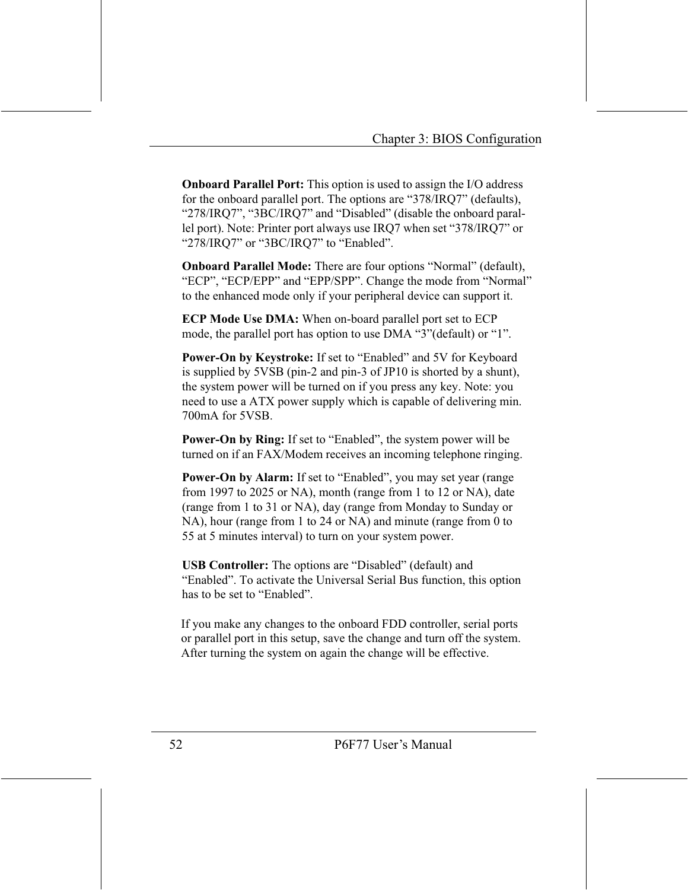**Onboard Parallel Port:** This option is used to assign the I/O address for the onboard parallel port. The options are “378/IRQ7” (defaults), “278/IRQ7”, “3BC/IRQ7” and “Disabled” (disable the onboard parallel port). Note: Printer port always use IRQ7 when set “378/IRQ7” or “278/IRQ7” or “3BC/IRQ7” to “Enabled”.

**Onboard Parallel Mode:** There are four options “Normal” (default), “ECP”, “ECP/EPP” and “EPP/SPP”. Change the mode from “Normal” to the enhanced mode only if your peripheral device can support it.

**ECP Mode Use DMA:** When on-board parallel port set to ECP mode, the parallel port has option to use DMA “3”(default) or “1”.

**Power-On by Keystroke:** If set to “Enabled” and 5V for Keyboard is supplied by 5VSB (pin-2 and pin-3 of JP10 is shorted by a shunt), the system power will be turned on if you press any key. Note: you need to use a ATX power supply which is capable of delivering min. 700mA for 5VSB.

**Power-On by Ring:** If set to “Enabled”, the system power will be turned on if an FAX/Modem receives an incoming telephone ringing.

**Power-On by Alarm:** If set to “Enabled”, you may set year (range from 1997 to 2025 or NA), month (range from 1 to 12 or NA), date (range from 1 to 31 or NA), day (range from Monday to Sunday or NA), hour (range from 1 to 24 or NA) and minute (range from 0 to 55 at 5 minutes interval) to turn on your system power.

**USB Controller:** The options are “Disabled” (default) and “Enabled”. To activate the Universal Serial Bus function, this option has to be set to “Enabled”.

If you make any changes to the onboard FDD controller, serial ports or parallel port in this setup, save the change and turn off the system. After turning the system on again the change will be effective.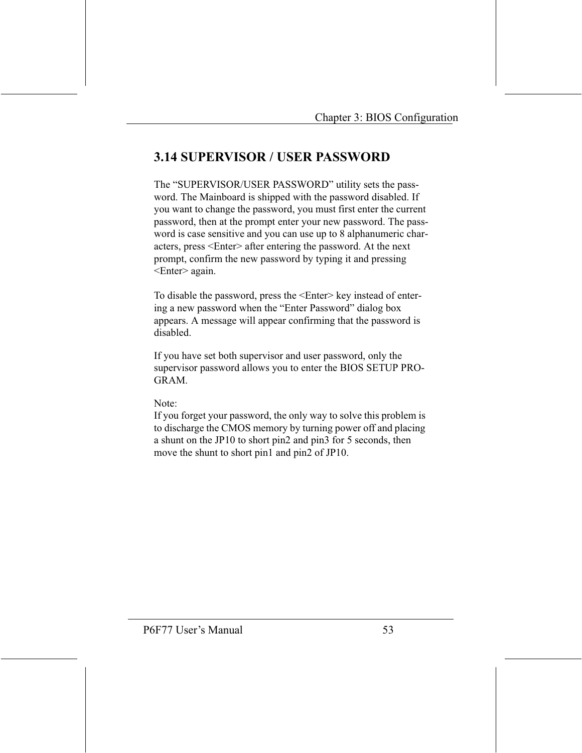## 3.14 SUPERVISOR / USER PASSWORD

The "SUPERVISOR/USER PASSWORD" utility sets the password. The Mainboard is shipped with the password disabled. If you want to change the password, you must first enter the current password, then at the prompt enter your new password. The password is case sensitive and you can use up to 8 alphanumeric characters, press <Enter> after entering the password. At the next prompt, confirm the new password by typing it and pressing <Enter> again.

To disable the password, press the <Enter> key instead of entering a new password when the "Enter Password" dialog box appears. A message will appear confirming that the password is disabled.

If you have set both supervisor and user password, only the supervisor password allows you to enter the BIOS SETUP PROGRAM.

Note:
If you forget your password, the only way to solve this problem is to discharge the CMOS memory by turning power off and placing a shunt on the JP10 to short pin2 and pin3 for 5 seconds, then move the shunt to short pin1 and pin2 of JP10.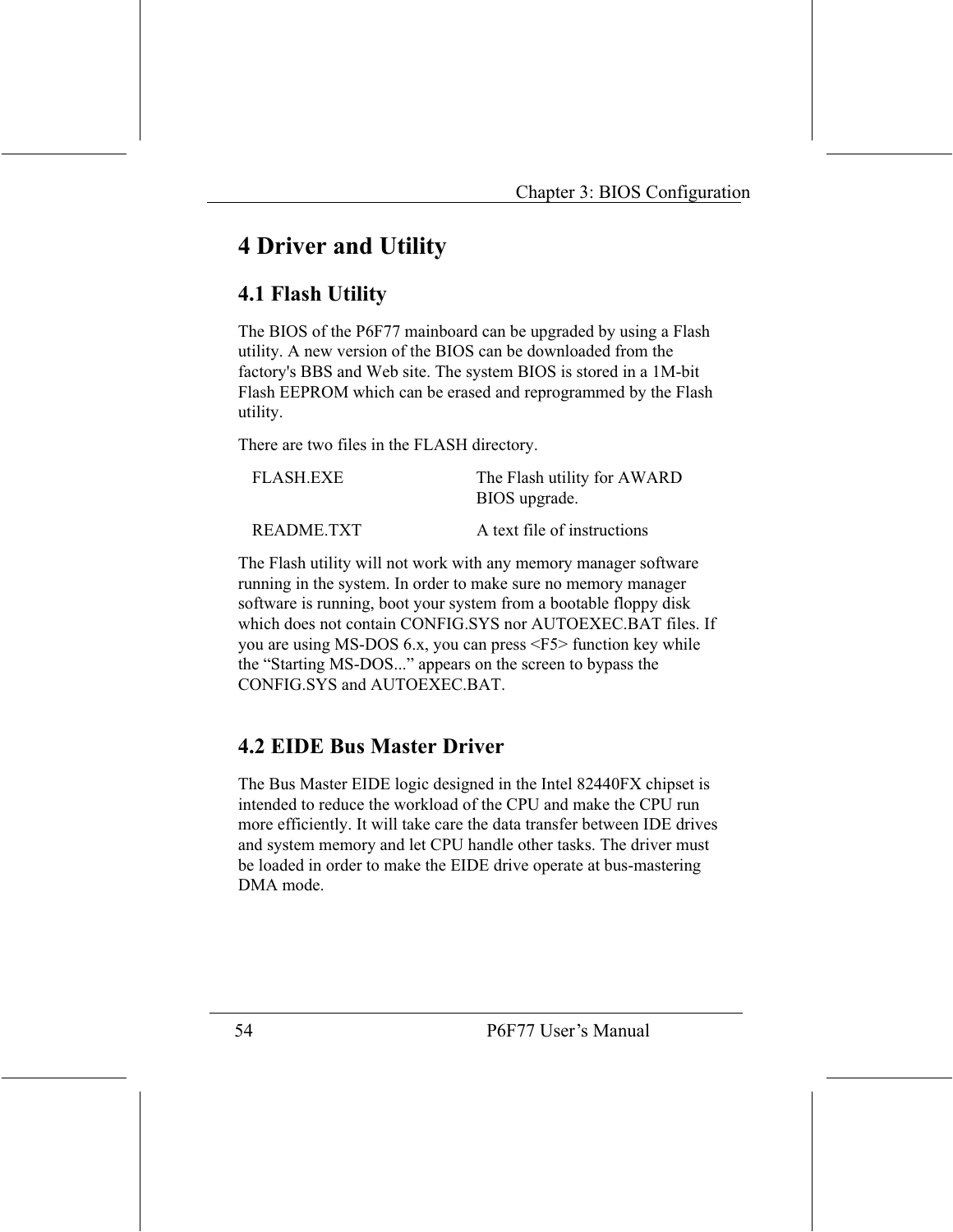# 4 Driver and Utility

## 4.1 Flash Utility

The BIOS of the P6F77 mainboard can be upgraded by using a Flash utility. A new version of the BIOS can be downloaded from the factory's BBS and Web site. The system BIOS is stored in a 1M-bit Flash EEPROM which can be erased and reprogrammed by the Flash utility.

There are two files in the FLASH directory.

| | |
|---|---|
| FLASH.EXE | The Flash utility for AWARD BIOS upgrade. |
| README.TXT | A text file of instructions |

The Flash utility will not work with any memory manager software running in the system. In order to make sure no memory manager software is running, boot your system from a bootable floppy disk which does not contain CONFIG.SYS nor AUTOEXEC.BAT files. If you are using MS-DOS 6.x, you can press <F5> function key while the “Starting MS-DOS...” appears on the screen to bypass the CONFIG.SYS and AUTOEXEC.BAT.

## 4.2 EIDE Bus Master Driver

The Bus Master EIDE logic designed in the Intel 82440FX chipset is intended to reduce the workload of the CPU and make the CPU run more efficiently. It will take care the data transfer between IDE drives and system memory and let CPU handle other tasks. The driver must be loaded in order to make the EIDE drive operate at bus-mastering DMA mode.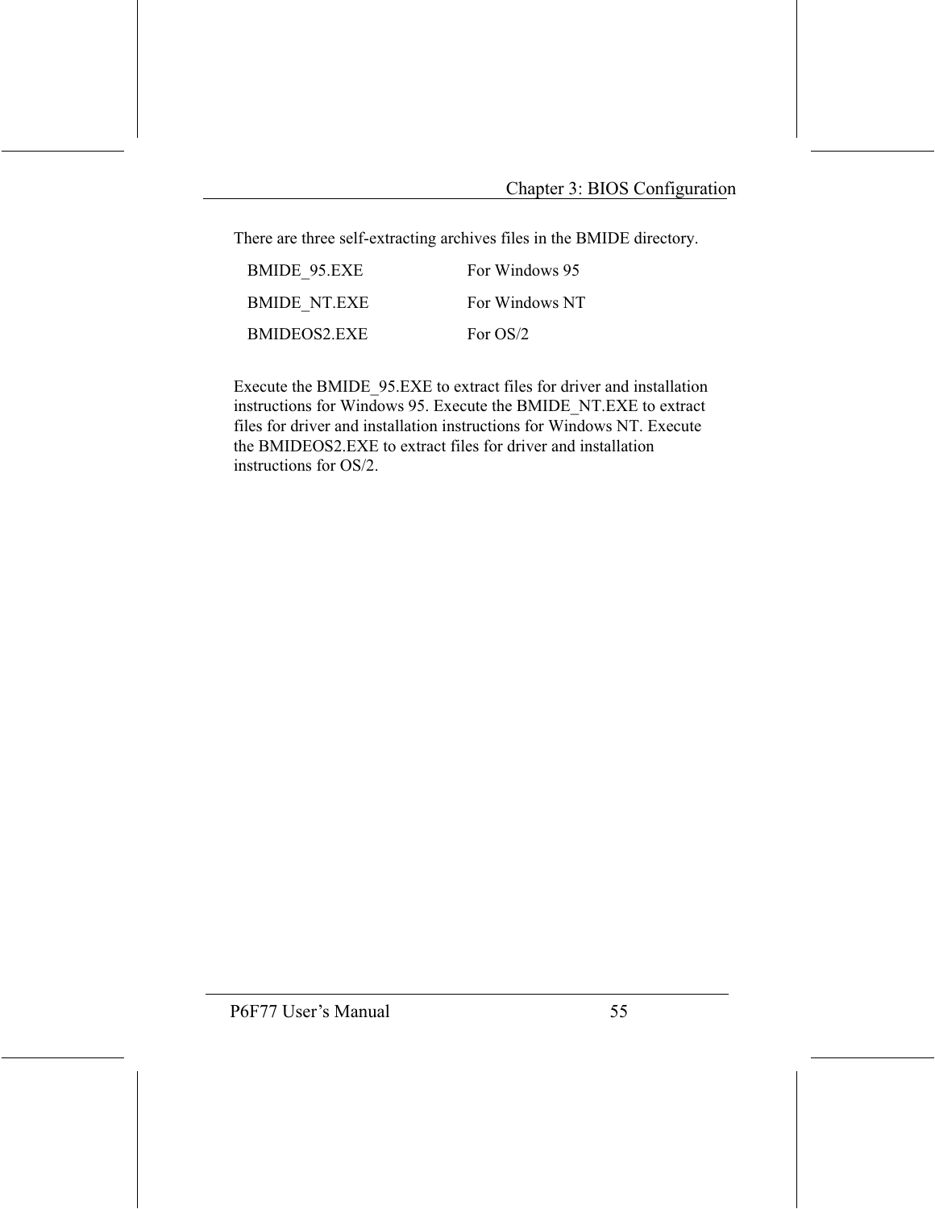There are three self-extracting archives files in the BMIDE directory.

| | |
|---|---|
| BMIDE_95.EXE | For Windows 95 |
| BMIDE_NT.EXE | For Windows NT |
| BMIDEOS2.EXE | For OS/2 |

Execute the BMIDE_95.EXE to extract files for driver and installation instructions for Windows 95. Execute the BMIDE_NT.EXE to extract files for driver and installation instructions for Windows NT. Execute the BMIDEOS2.EXE to extract files for driver and installation instructions for OS/2.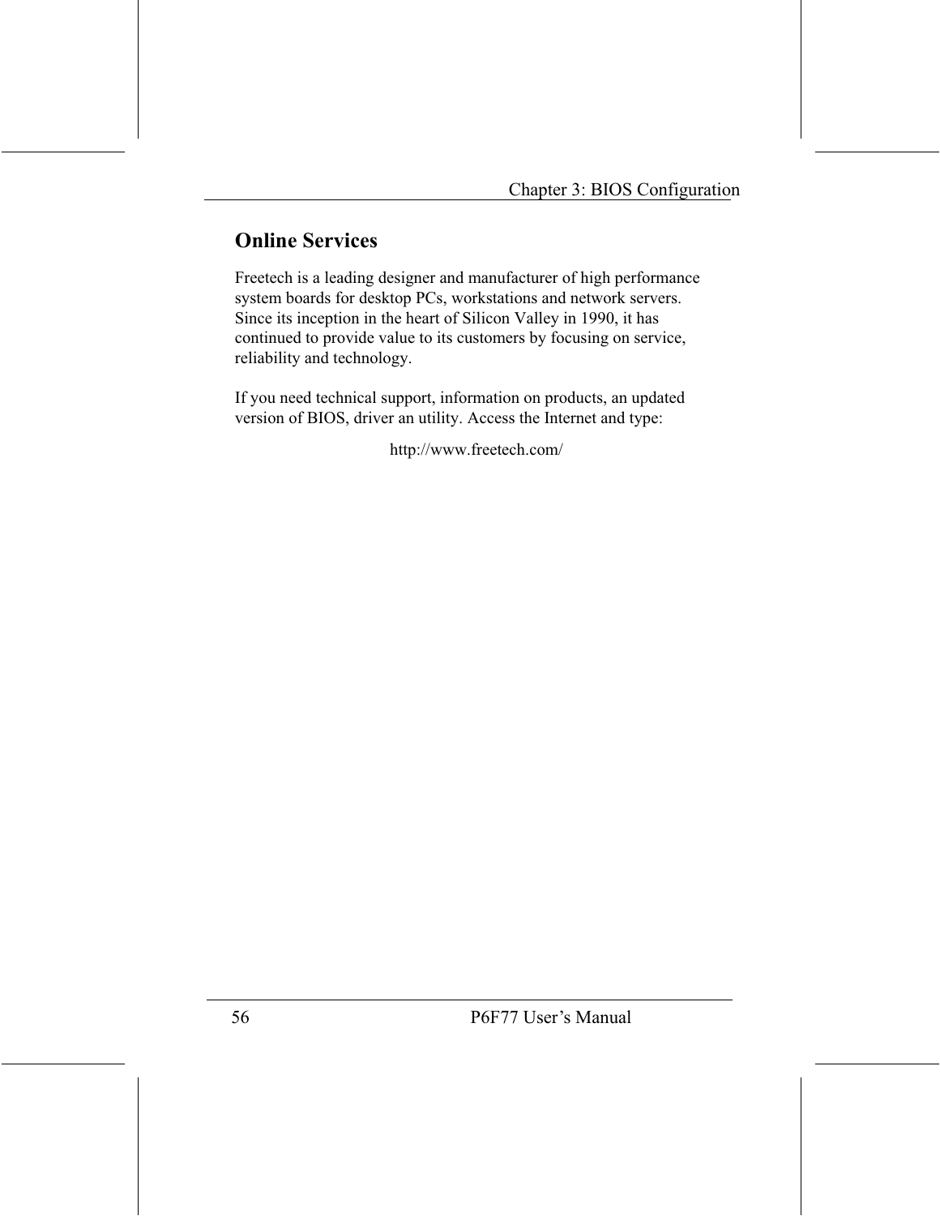## Online Services

Freetech is a leading designer and manufacturer of high performance system boards for desktop PCs, workstations and network servers. Since its inception in the heart of Silicon Valley in 1990, it has continued to provide value to its customers by focusing on service, reliability and technology.

If you need technical support, information on products, an updated version of BIOS, driver an utility. Access the Internet and type:

http://www.freetech.com/